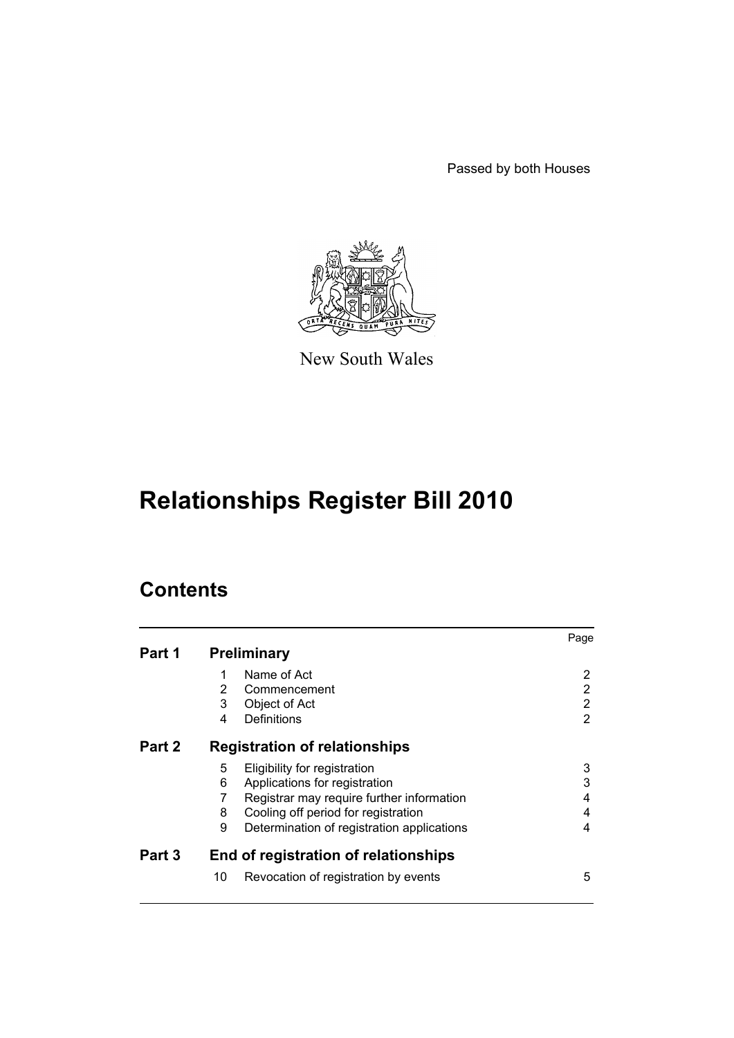Passed by both Houses

New South Wales

# Relationships Register Bill 2010

## Contents

| | | | Page |
|---|---|---|---|
| **Part 1** | **Preliminary** | | |
| | 1 | Name of Act | 2 |
| | 2 | Commencement | 2 |
| | 3 | Object of Act | 2 |
| | 4 | Definitions | 2 |
| **Part 2** | **Registration of relationships** | | |
| | 5 | Eligibility for registration | 3 |
| | 6 | Applications for registration | 3 |
| | 7 | Registrar may require further information | 4 |
| | 8 | Cooling off period for registration | 4 |
| | 9 | Determination of registration applications | 4 |
| **Part 3** | **End of registration of relationships** | | |
| | 10 | Revocation of registration by events | 5 |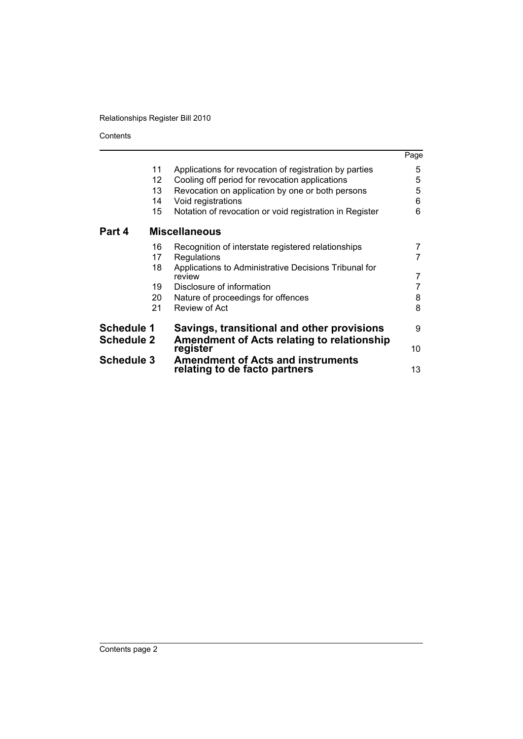| | | | Page |
|---|---|---|---|
| | 11 | Applications for revocation of registration by parties | 5 |
| | 12 | Cooling off period for revocation applications | 5 |
| | 13 | Revocation on application by one or both persons | 5 |
| | 14 | Void registrations | 6 |
| | 15 | Notation of revocation or void registration in Register | 6 |
| **Part 4** | | **Miscellaneous** | |
| | 16 | Recognition of interstate registered relationships | 7 |
| | 17 | Regulations | 7 |
| | 18 | Applications to Administrative Decisions Tribunal for review | 7 |
| | 19 | Disclosure of information | 7 |
| | 20 | Nature of proceedings for offences | 8 |
| | 21 | Review of Act | 8 |
| **Schedule 1** | | **Savings, transitional and other provisions** | 9 |
| **Schedule 2** | | **Amendment of Acts relating to relationship register** | 10 |
| **Schedule 3** | | **Amendment of Acts and instruments relating to de facto partners** | 13 |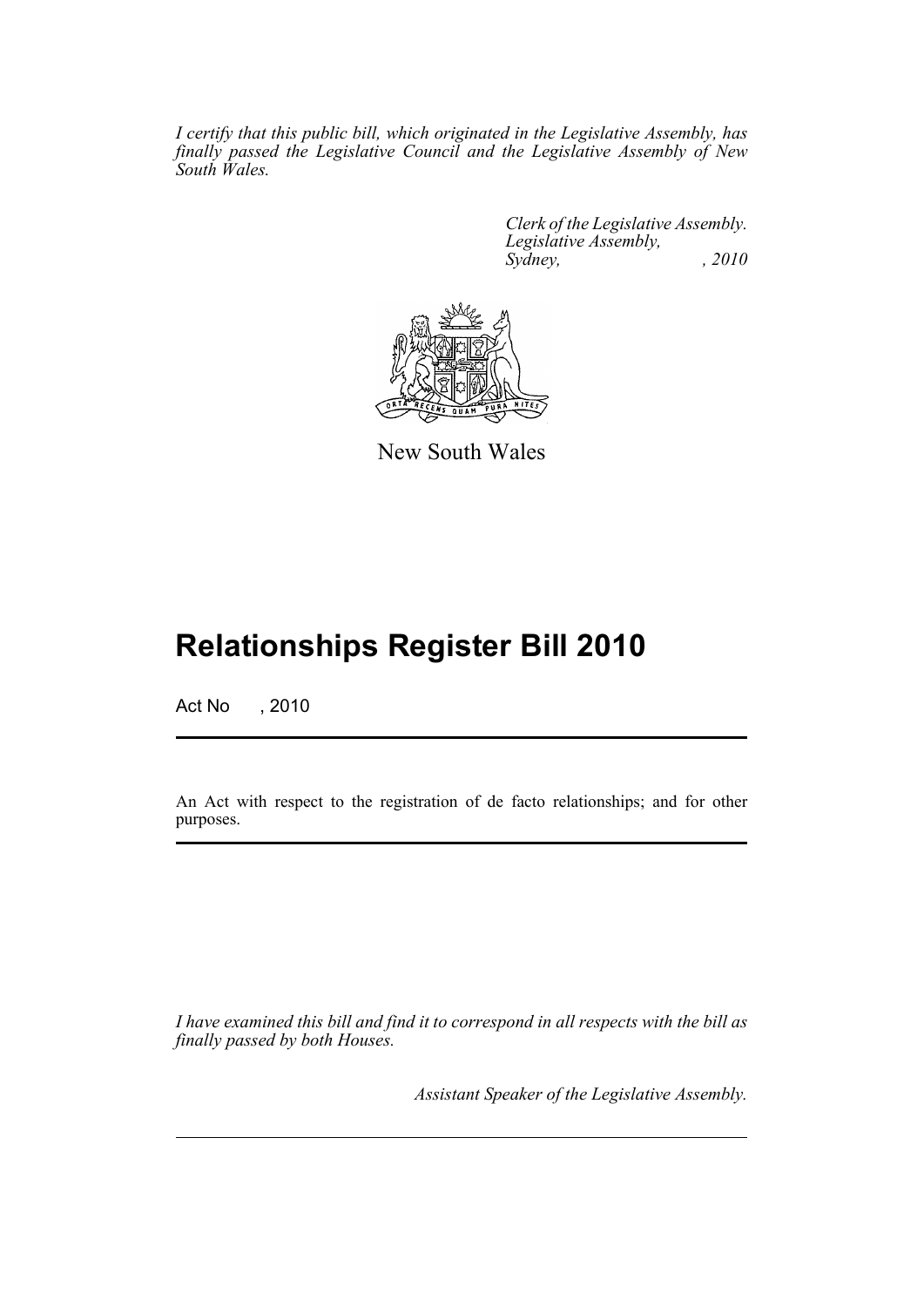*I certify that this public bill, which originated in the Legislative Assembly, has finally passed the Legislative Council and the Legislative Assembly of New South Wales.*

*Clerk of the Legislative Assembly.*
*Legislative Assembly,*
*Sydney, , 2010*

New South Wales

# Relationships Register Bill 2010

Act No , 2010

An Act with respect to the registration of de facto relationships; and for other purposes.

*I have examined this bill and find it to correspond in all respects with the bill as finally passed by both Houses.*

*Assistant Speaker of the Legislative Assembly.*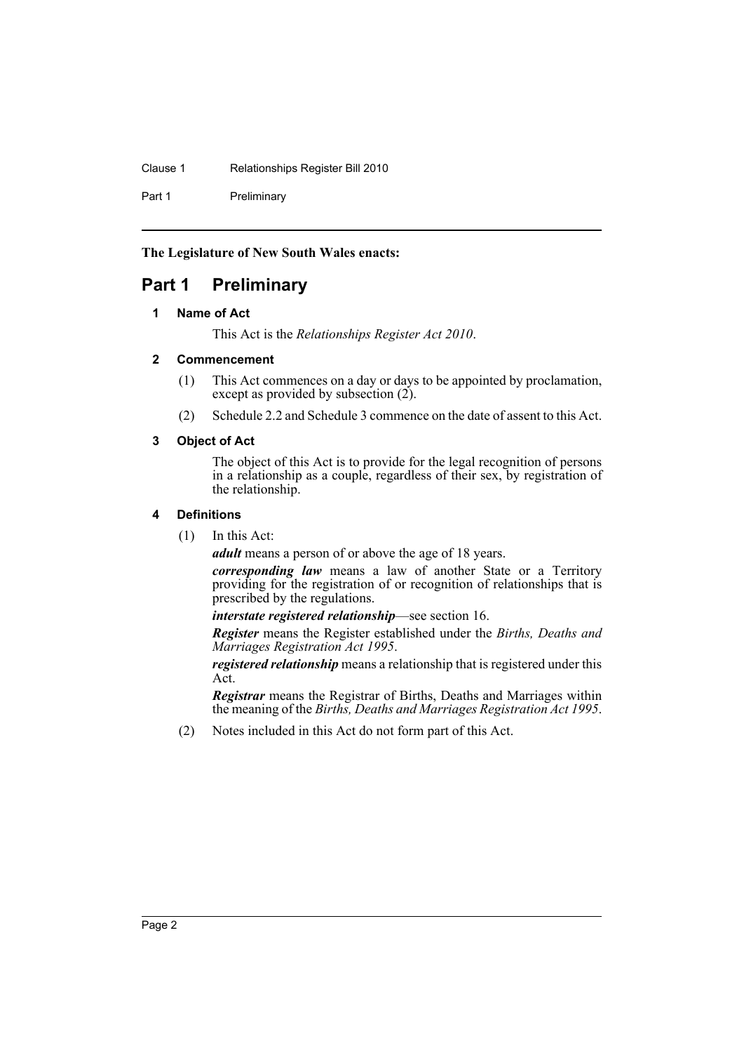**The Legislature of New South Wales enacts:**

# Part 1 Preliminary

### 1 Name of Act

This Act is the *Relationships Register Act 2010*.

### 2 Commencement

(1) This Act commences on a day or days to be appointed by proclamation, except as provided by subsection (2).

(2) Schedule 2.2 and Schedule 3 commence on the date of assent to this Act.

### 3 Object of Act

The object of this Act is to provide for the legal recognition of persons in a relationship as a couple, regardless of their sex, by registration of the relationship.

### 4 Definitions

(1) In this Act:

***adult*** means a person of or above the age of 18 years.

***corresponding law*** means a law of another State or a Territory providing for the registration of or recognition of relationships that is prescribed by the regulations.

***interstate registered relationship***—see section 16.

***Register*** means the Register established under the *Births, Deaths and Marriages Registration Act 1995*.

***registered relationship*** means a relationship that is registered under this Act.

***Registrar*** means the Registrar of Births, Deaths and Marriages within the meaning of the *Births, Deaths and Marriages Registration Act 1995*.

(2) Notes included in this Act do not form part of this Act.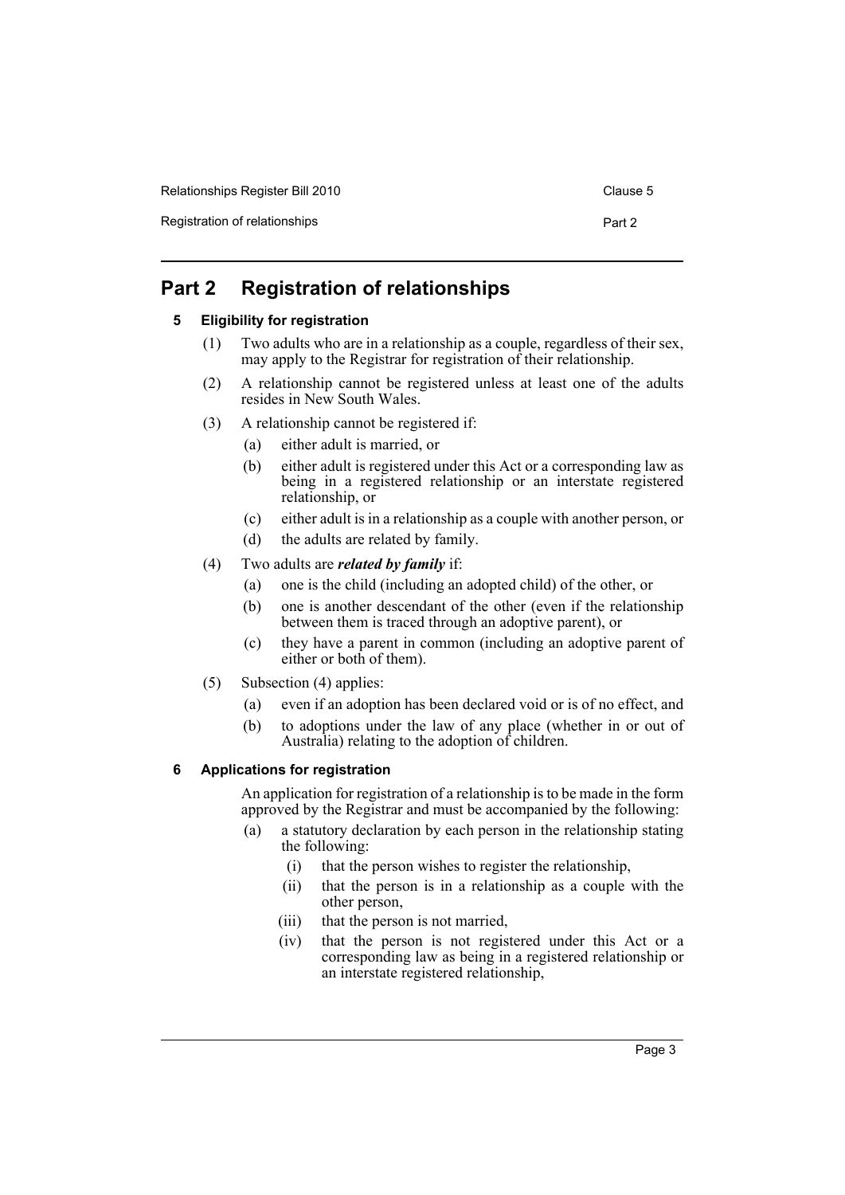# Part 2 Registration of relationships

## 5 Eligibility for registration

(1) Two adults who are in a relationship as a couple, regardless of their sex, may apply to the Registrar for registration of their relationship.

(2) A relationship cannot be registered unless at least one of the adults resides in New South Wales.

(3) A relationship cannot be registered if:

- (a) either adult is married, or
- (b) either adult is registered under this Act or a corresponding law as being in a registered relationship or an interstate registered relationship, or
- (c) either adult is in a relationship as a couple with another person, or
- (d) the adults are related by family.

(4) Two adults are ***related by family*** if:

- (a) one is the child (including an adopted child) of the other, or
- (b) one is another descendant of the other (even if the relationship between them is traced through an adoptive parent), or
- (c) they have a parent in common (including an adoptive parent of either or both of them).

(5) Subsection (4) applies:

- (a) even if an adoption has been declared void or is of no effect, and
- (b) to adoptions under the law of any place (whether in or out of Australia) relating to the adoption of children.

## 6 Applications for registration

An application for registration of a relationship is to be made in the form approved by the Registrar and must be accompanied by the following:

- (a) a statutory declaration by each person in the relationship stating the following:
  - (i) that the person wishes to register the relationship,
  - (ii) that the person is in a relationship as a couple with the other person,
  - (iii) that the person is not married,
  - (iv) that the person is not registered under this Act or a corresponding law as being in a registered relationship or an interstate registered relationship,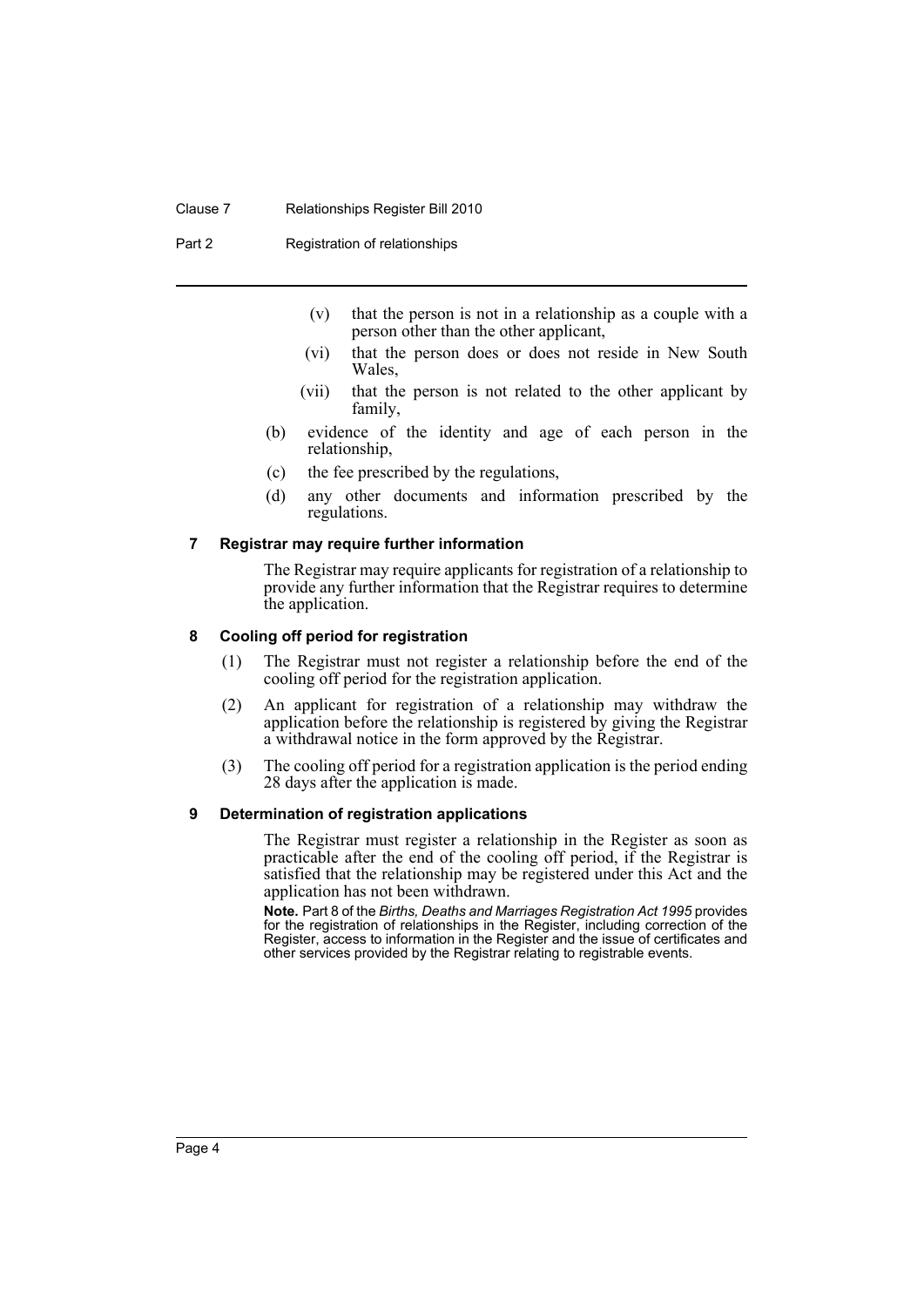- (v) that the person is not in a relationship as a couple with a person other than the other applicant,
- (vi) that the person does or does not reside in New South Wales,
- (vii) that the person is not related to the other applicant by family,

(b) evidence of the identity and age of each person in the relationship,

(c) the fee prescribed by the regulations,

(d) any other documents and information prescribed by the regulations.

### 7 Registrar may require further information

The Registrar may require applicants for registration of a relationship to provide any further information that the Registrar requires to determine the application.

### 8 Cooling off period for registration

(1) The Registrar must not register a relationship before the end of the cooling off period for the registration application.

(2) An applicant for registration of a relationship may withdraw the application before the relationship is registered by giving the Registrar a withdrawal notice in the form approved by the Registrar.

(3) The cooling off period for a registration application is the period ending 28 days after the application is made.

### 9 Determination of registration applications

The Registrar must register a relationship in the Register as soon as practicable after the end of the cooling off period, if the Registrar is satisfied that the relationship may be registered under this Act and the application has not been withdrawn.

**Note.** Part 8 of the *Births, Deaths and Marriages Registration Act 1995* provides for the registration of relationships in the Register, including correction of the Register, access to information in the Register and the issue of certificates and other services provided by the Registrar relating to registrable events.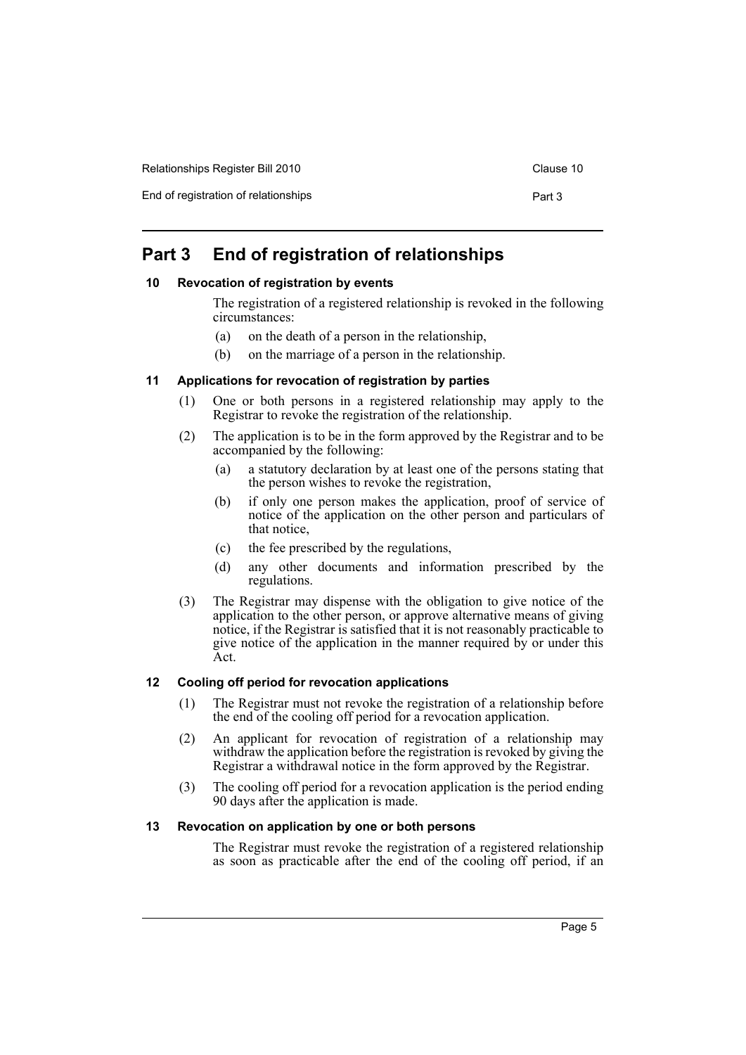# Part 3 End of registration of relationships

## 10 Revocation of registration by events

The registration of a registered relationship is revoked in the following circumstances:

- (a) on the death of a person in the relationship,
- (b) on the marriage of a person in the relationship.

## 11 Applications for revocation of registration by parties

(1) One or both persons in a registered relationship may apply to the Registrar to revoke the registration of the relationship.

(2) The application is to be in the form approved by the Registrar and to be accompanied by the following:

- (a) a statutory declaration by at least one of the persons stating that the person wishes to revoke the registration,
- (b) if only one person makes the application, proof of service of notice of the application on the other person and particulars of that notice,
- (c) the fee prescribed by the regulations,
- (d) any other documents and information prescribed by the regulations.

(3) The Registrar may dispense with the obligation to give notice of the application to the other person, or approve alternative means of giving notice, if the Registrar is satisfied that it is not reasonably practicable to give notice of the application in the manner required by or under this Act.

## 12 Cooling off period for revocation applications

(1) The Registrar must not revoke the registration of a relationship before the end of the cooling off period for a revocation application.

(2) An applicant for revocation of registration of a relationship may withdraw the application before the registration is revoked by giving the Registrar a withdrawal notice in the form approved by the Registrar.

(3) The cooling off period for a revocation application is the period ending 90 days after the application is made.

## 13 Revocation on application by one or both persons

The Registrar must revoke the registration of a registered relationship as soon as practicable after the end of the cooling off period, if an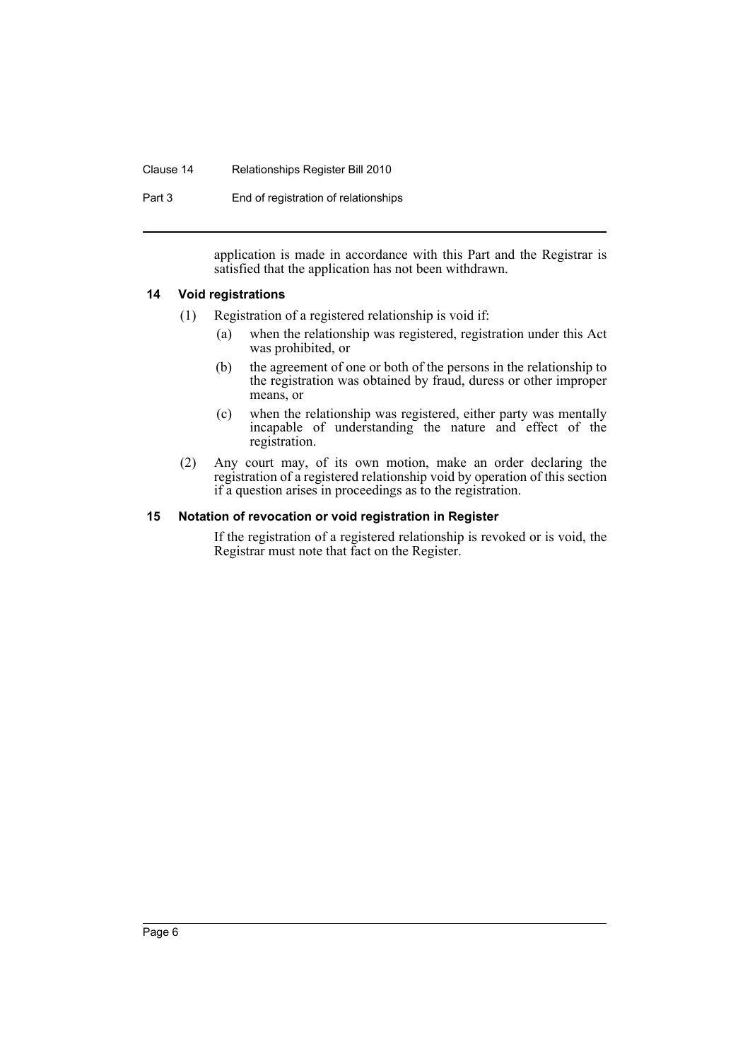application is made in accordance with this Part and the Registrar is satisfied that the application has not been withdrawn.

### 14 Void registrations

(1) Registration of a registered relationship is void if:

- (a) when the relationship was registered, registration under this Act was prohibited, or
- (b) the agreement of one or both of the persons in the relationship to the registration was obtained by fraud, duress or other improper means, or
- (c) when the relationship was registered, either party was mentally incapable of understanding the nature and effect of the registration.

(2) Any court may, of its own motion, make an order declaring the registration of a registered relationship void by operation of this section if a question arises in proceedings as to the registration.

### 15 Notation of revocation or void registration in Register

If the registration of a registered relationship is revoked or is void, the Registrar must note that fact on the Register.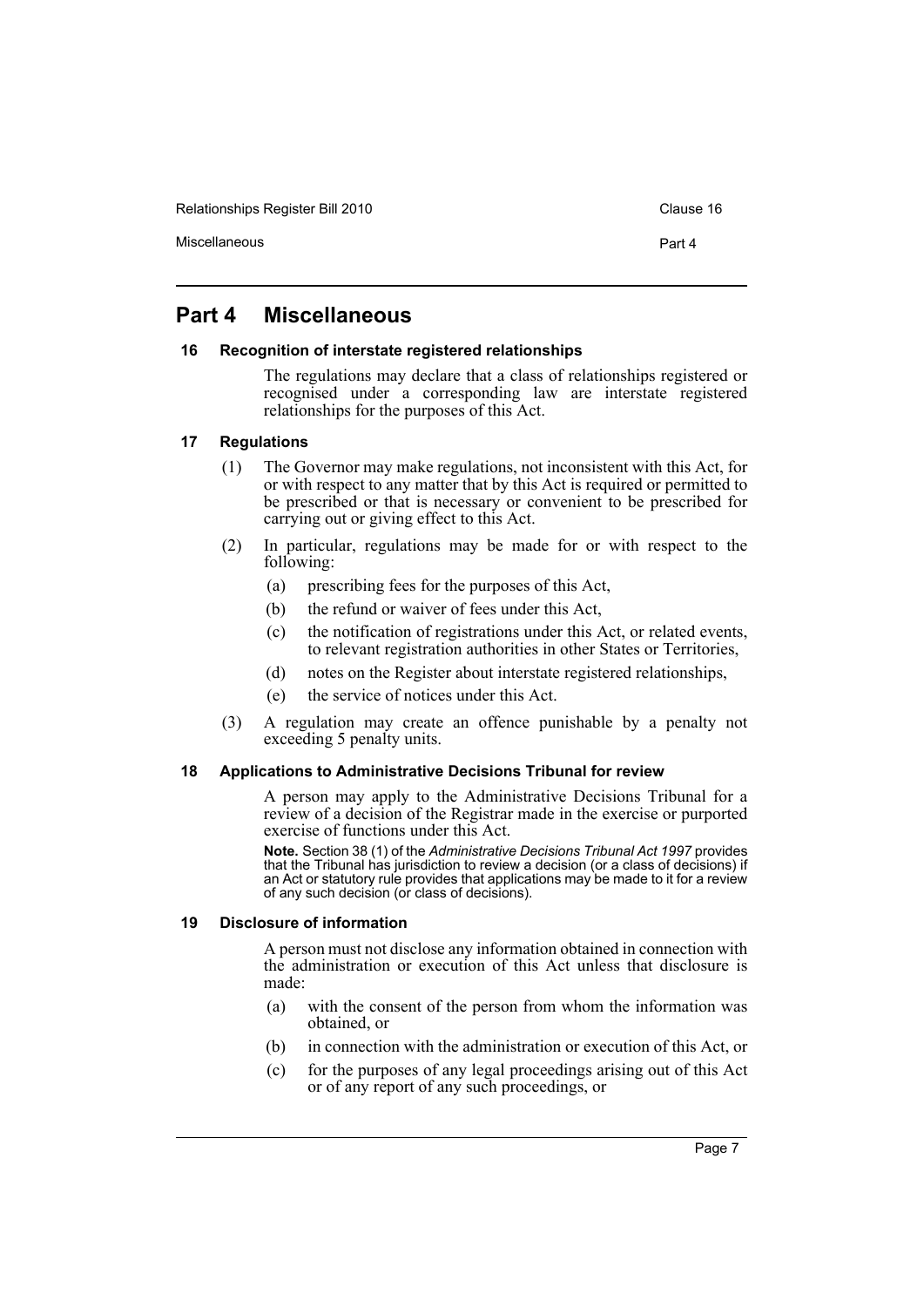# Part 4 Miscellaneous

### 16 Recognition of interstate registered relationships

The regulations may declare that a class of relationships registered or recognised under a corresponding law are interstate registered relationships for the purposes of this Act.

### 17 Regulations

(1) The Governor may make regulations, not inconsistent with this Act, for or with respect to any matter that by this Act is required or permitted to be prescribed or that is necessary or convenient to be prescribed for carrying out or giving effect to this Act.

(2) In particular, regulations may be made for or with respect to the following:

- (a) prescribing fees for the purposes of this Act,
- (b) the refund or waiver of fees under this Act,
- (c) the notification of registrations under this Act, or related events, to relevant registration authorities in other States or Territories,
- (d) notes on the Register about interstate registered relationships,
- (e) the service of notices under this Act.

(3) A regulation may create an offence punishable by a penalty not exceeding 5 penalty units.

### 18 Applications to Administrative Decisions Tribunal for review

A person may apply to the Administrative Decisions Tribunal for a review of a decision of the Registrar made in the exercise or purported exercise of functions under this Act.

**Note.** Section 38 (1) of the *Administrative Decisions Tribunal Act 1997* provides that the Tribunal has jurisdiction to review a decision (or a class of decisions) if an Act or statutory rule provides that applications may be made to it for a review of any such decision (or class of decisions).

### 19 Disclosure of information

A person must not disclose any information obtained in connection with the administration or execution of this Act unless that disclosure is made:

- (a) with the consent of the person from whom the information was obtained, or
- (b) in connection with the administration or execution of this Act, or
- (c) for the purposes of any legal proceedings arising out of this Act or of any report of any such proceedings, or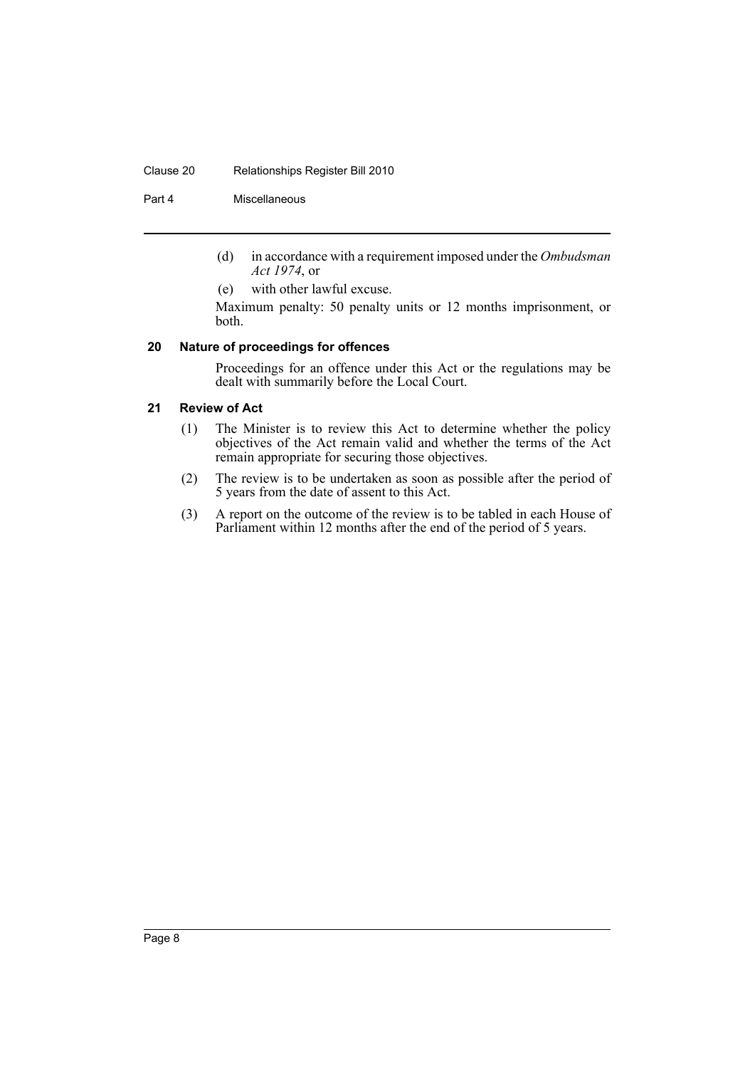(d) in accordance with a requirement imposed under the *Ombudsman Act 1974*, or

(e) with other lawful excuse.

Maximum penalty: 50 penalty units or 12 months imprisonment, or both.

### 20 Nature of proceedings for offences

Proceedings for an offence under this Act or the regulations may be dealt with summarily before the Local Court.

### 21 Review of Act

(1) The Minister is to review this Act to determine whether the policy objectives of the Act remain valid and whether the terms of the Act remain appropriate for securing those objectives.

(2) The review is to be undertaken as soon as possible after the period of 5 years from the date of assent to this Act.

(3) A report on the outcome of the review is to be tabled in each House of Parliament within 12 months after the end of the period of 5 years.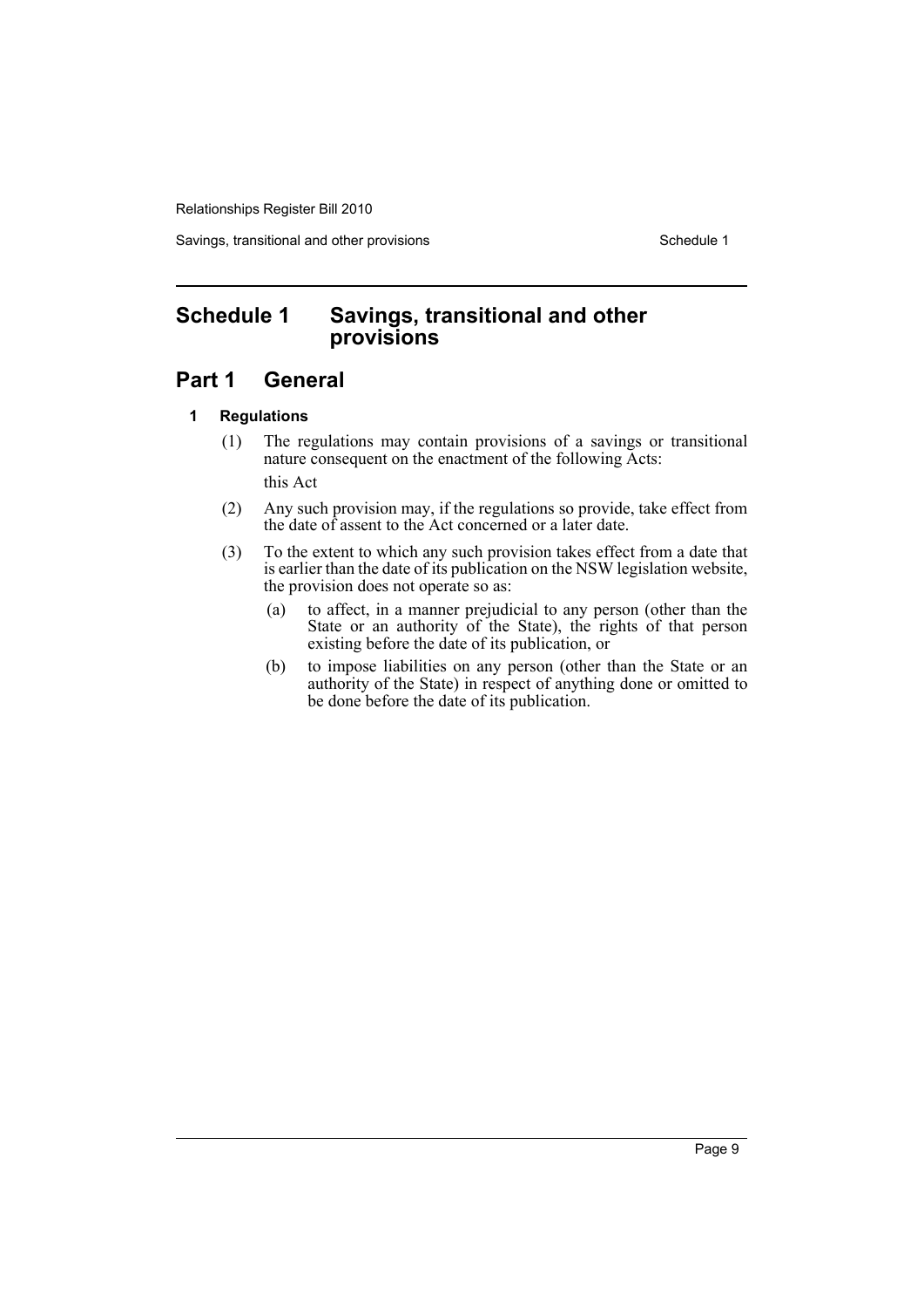# Schedule 1 Savings, transitional and other provisions

## Part 1 General

### 1 Regulations

(1) The regulations may contain provisions of a savings or transitional nature consequent on the enactment of the following Acts:

this Act

(2) Any such provision may, if the regulations so provide, take effect from the date of assent to the Act concerned or a later date.

(3) To the extent to which any such provision takes effect from a date that is earlier than the date of its publication on the NSW legislation website, the provision does not operate so as:

(a) to affect, in a manner prejudicial to any person (other than the State or an authority of the State), the rights of that person existing before the date of its publication, or

(b) to impose liabilities on any person (other than the State or an authority of the State) in respect of anything done or omitted to be done before the date of its publication.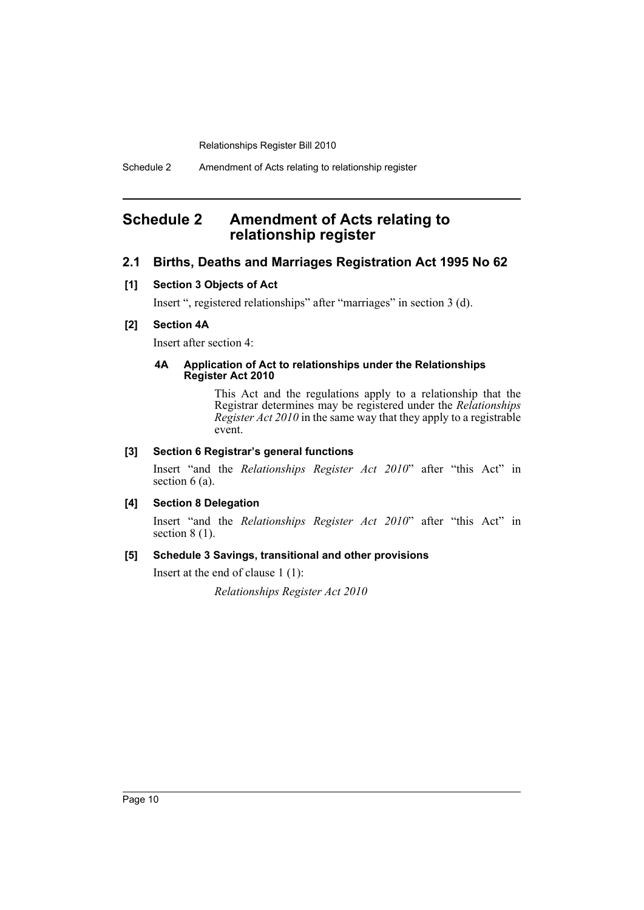# Schedule 2 Amendment of Acts relating to relationship register

## 2.1 Births, Deaths and Marriages Registration Act 1995 No 62

### [1] Section 3 Objects of Act

Insert ", registered relationships" after "marriages" in section 3 (d).

### [2] Section 4A

Insert after section 4:

#### 4A Application of Act to relationships under the Relationships Register Act 2010

This Act and the regulations apply to a relationship that the Registrar determines may be registered under the *Relationships Register Act 2010* in the same way that they apply to a registrable event.

### [3] Section 6 Registrar's general functions

Insert "and the *Relationships Register Act 2010*" after "this Act" in section 6 (a).

### [4] Section 8 Delegation

Insert "and the *Relationships Register Act 2010*" after "this Act" in section 8 (1).

### [5] Schedule 3 Savings, transitional and other provisions

Insert at the end of clause 1 (1):

*Relationships Register Act 2010*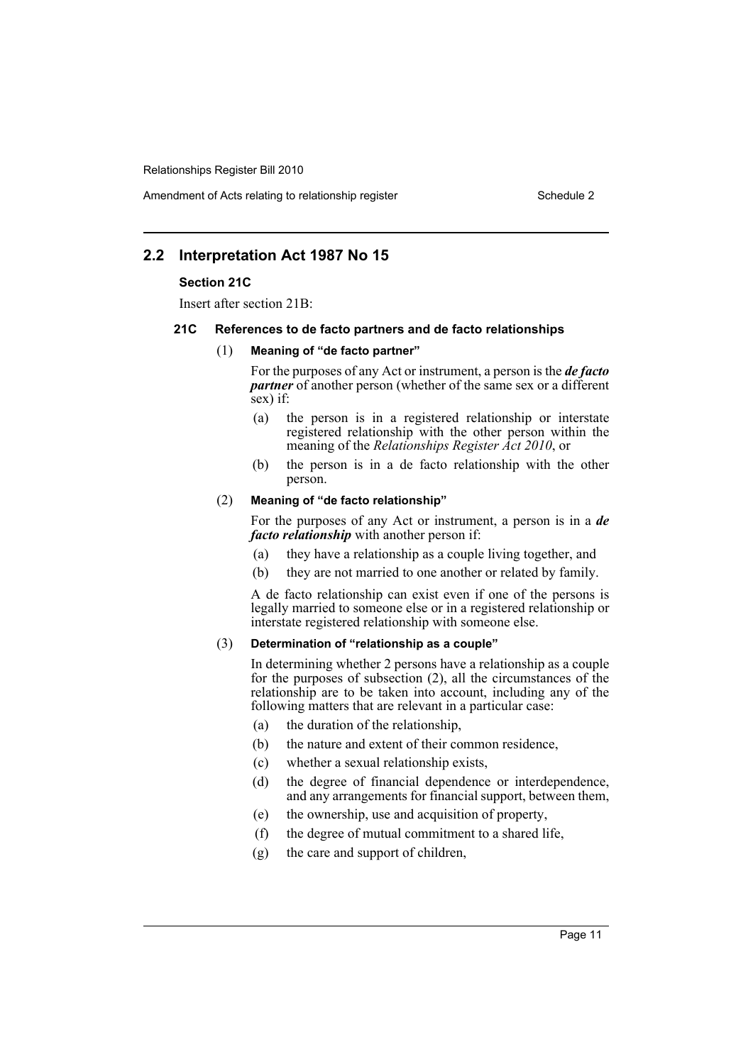## 2.2 Interpretation Act 1987 No 15

### Section 21C

Insert after section 21B:

#### 21C References to de facto partners and de facto relationships

(1) **Meaning of "de facto partner"**

For the purposes of any Act or instrument, a person is the ***de facto partner*** of another person (whether of the same sex or a different sex) if:

- (a) the person is in a registered relationship or interstate registered relationship with the other person within the meaning of the *Relationships Register Act 2010*, or
- (b) the person is in a de facto relationship with the other person.

(2) **Meaning of "de facto relationship"**

For the purposes of any Act or instrument, a person is in a ***de facto relationship*** with another person if:

- (a) they have a relationship as a couple living together, and
- (b) they are not married to one another or related by family.

A de facto relationship can exist even if one of the persons is legally married to someone else or in a registered relationship or interstate registered relationship with someone else.

(3) **Determination of "relationship as a couple"**

In determining whether 2 persons have a relationship as a couple for the purposes of subsection (2), all the circumstances of the relationship are to be taken into account, including any of the following matters that are relevant in a particular case:

- (a) the duration of the relationship,
- (b) the nature and extent of their common residence,
- (c) whether a sexual relationship exists,
- (d) the degree of financial dependence or interdependence, and any arrangements for financial support, between them,
- (e) the ownership, use and acquisition of property,
- (f) the degree of mutual commitment to a shared life,
- (g) the care and support of children,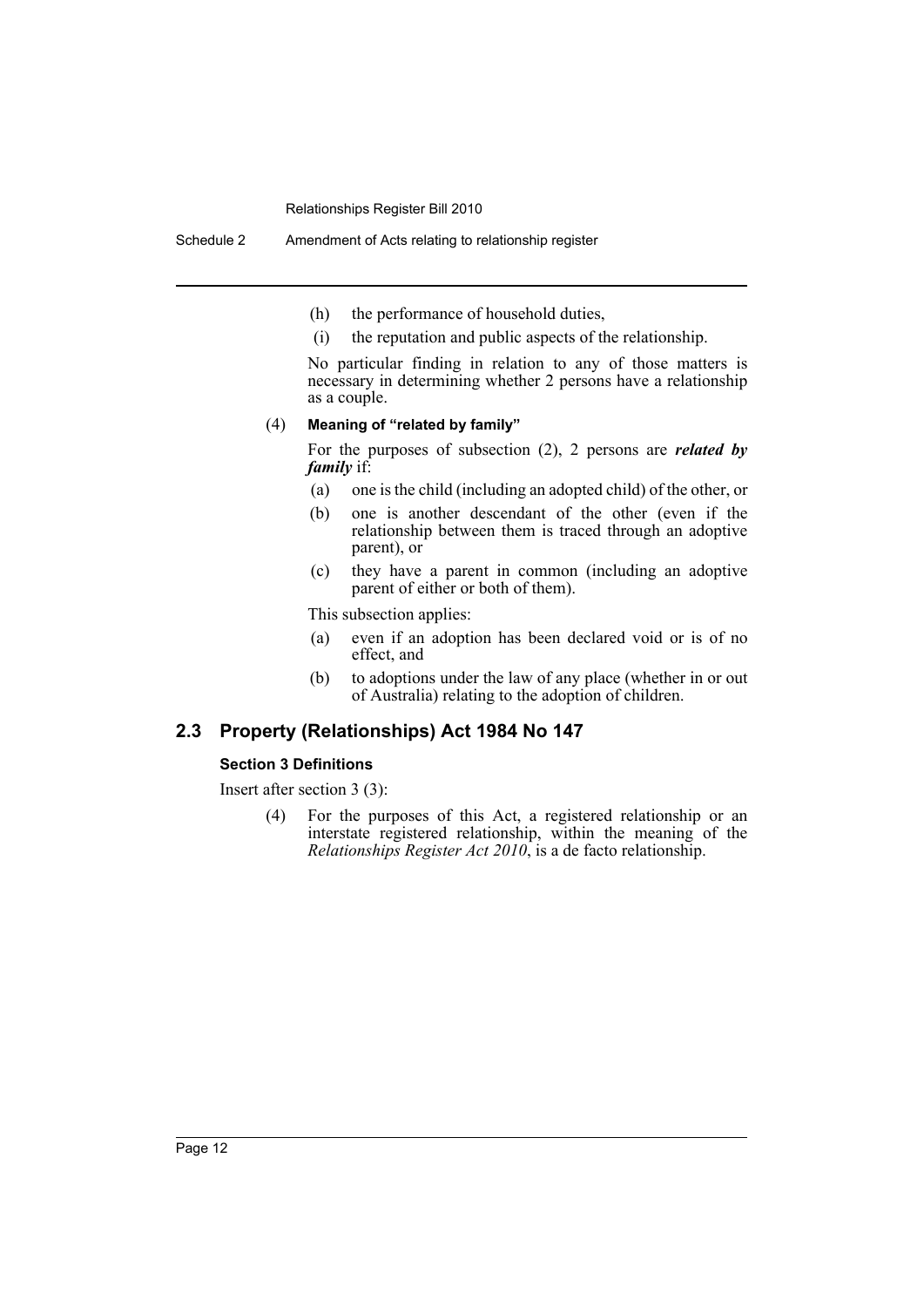(h) the performance of household duties,

(i) the reputation and public aspects of the relationship.

No particular finding in relation to any of those matters is necessary in determining whether 2 persons have a relationship as a couple.

(4) **Meaning of "related by family"**

For the purposes of subsection (2), 2 persons are ***related by family*** if:

(a) one is the child (including an adopted child) of the other, or

(b) one is another descendant of the other (even if the relationship between them is traced through an adoptive parent), or

(c) they have a parent in common (including an adoptive parent of either or both of them).

This subsection applies:

(a) even if an adoption has been declared void or is of no effect, and

(b) to adoptions under the law of any place (whether in or out of Australia) relating to the adoption of children.

## 2.3 Property (Relationships) Act 1984 No 147

### Section 3 Definitions

Insert after section 3 (3):

(4) For the purposes of this Act, a registered relationship or an interstate registered relationship, within the meaning of the *Relationships Register Act 2010*, is a de facto relationship.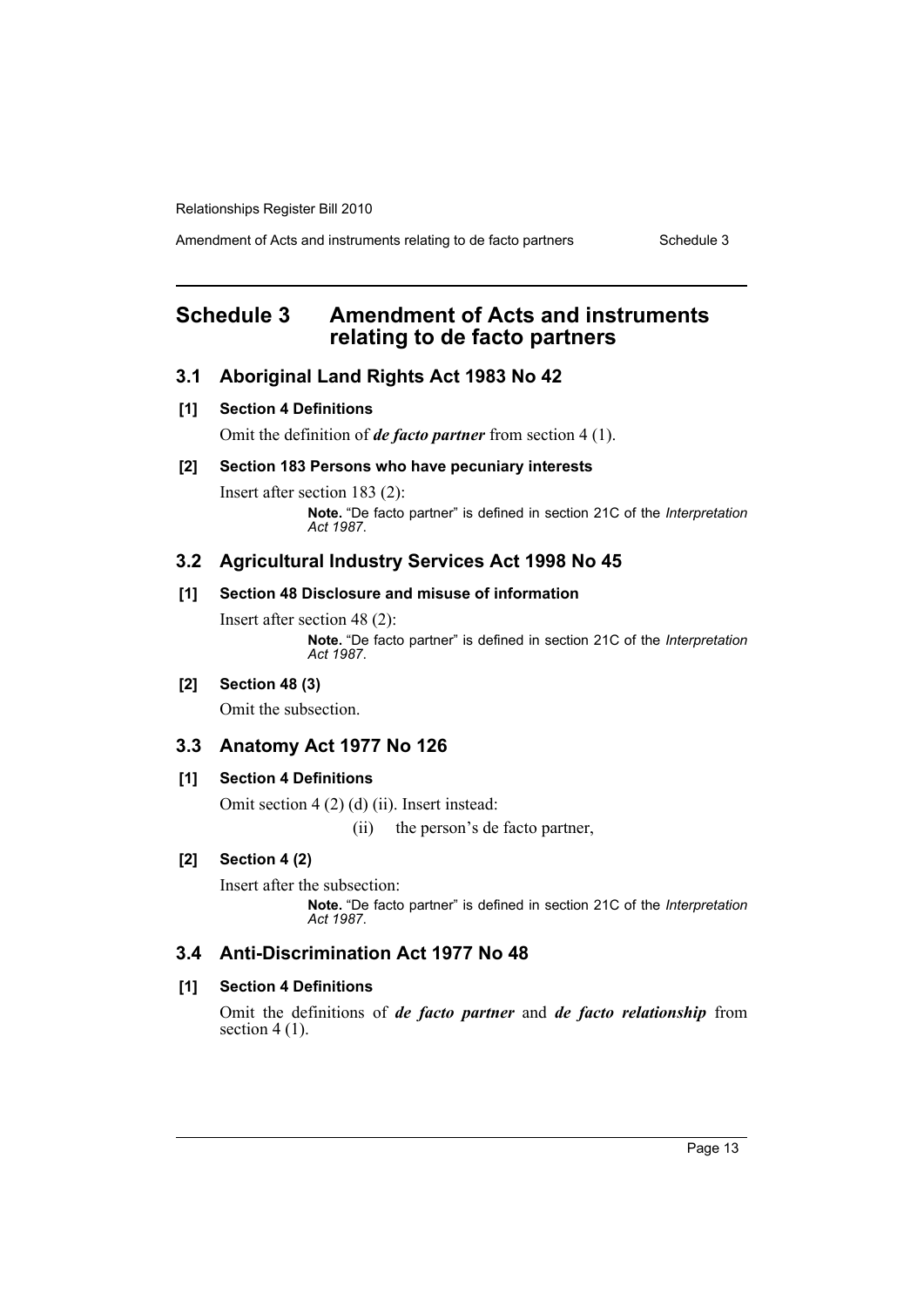# Schedule 3 Amendment of Acts and instruments relating to de facto partners

## 3.1 Aboriginal Land Rights Act 1983 No 42

### [1] Section 4 Definitions

Omit the definition of ***de facto partner*** from section 4 (1).

### [2] Section 183 Persons who have pecuniary interests

Insert after section 183 (2):

> **Note.** "De facto partner" is defined in section 21C of the *Interpretation Act 1987*.

## 3.2 Agricultural Industry Services Act 1998 No 45

### [1] Section 48 Disclosure and misuse of information

Insert after section 48 (2):

> **Note.** "De facto partner" is defined in section 21C of the *Interpretation Act 1987*.

### [2] Section 48 (3)

Omit the subsection.

## 3.3 Anatomy Act 1977 No 126

### [1] Section 4 Definitions

Omit section 4 (2) (d) (ii). Insert instead:

> (ii) the person's de facto partner,

### [2] Section 4 (2)

Insert after the subsection:

> **Note.** "De facto partner" is defined in section 21C of the *Interpretation Act 1987*.

## 3.4 Anti-Discrimination Act 1977 No 48

### [1] Section 4 Definitions

Omit the definitions of ***de facto partner*** and ***de facto relationship*** from section 4 (1).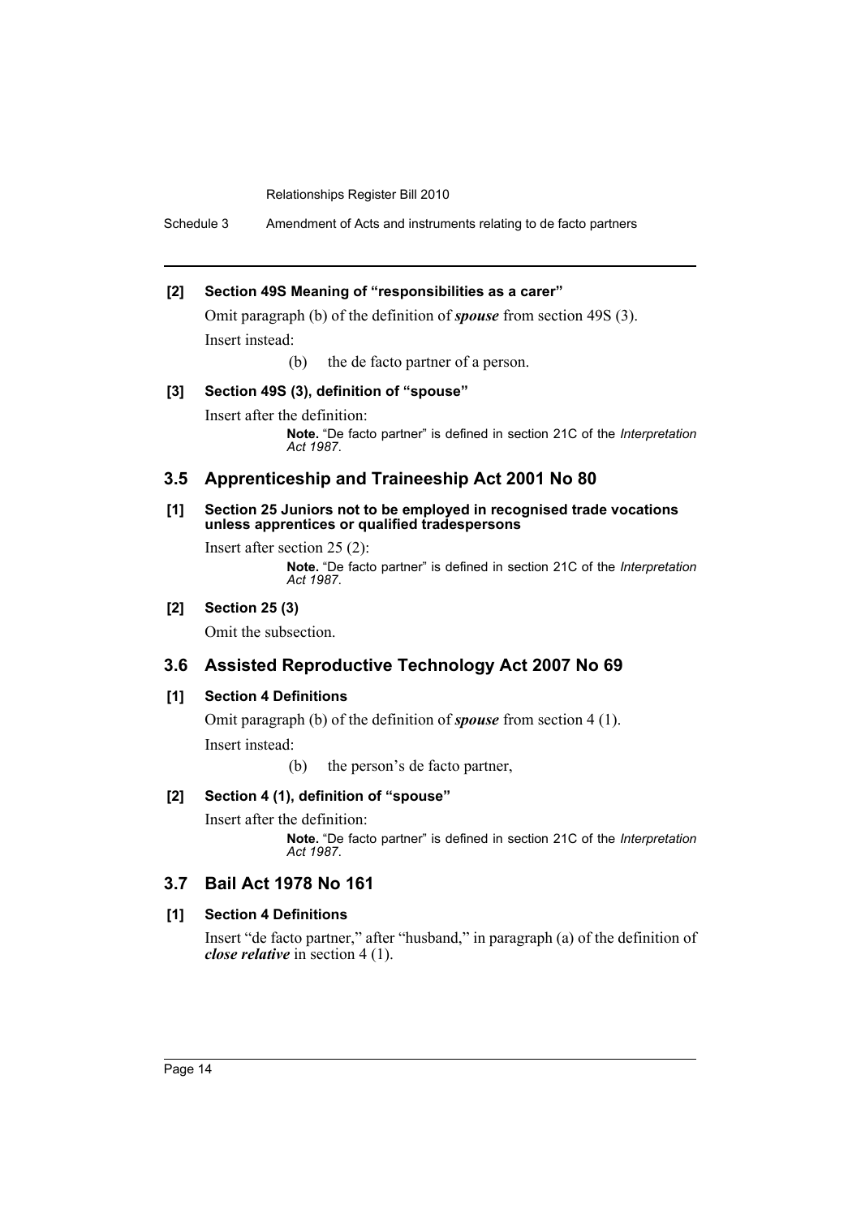#### [2] Section 49S Meaning of "responsibilities as a carer"

Omit paragraph (b) of the definition of ***spouse*** from section 49S (3).

Insert instead:

(b) the de facto partner of a person.

#### [3] Section 49S (3), definition of "spouse"

Insert after the definition:

**Note.** "De facto partner" is defined in section 21C of the *Interpretation Act 1987*.

### 3.5 Apprenticeship and Traineeship Act 2001 No 80

#### [1] Section 25 Juniors not to be employed in recognised trade vocations unless apprentices or qualified tradespersons

Insert after section 25 (2):

**Note.** "De facto partner" is defined in section 21C of the *Interpretation Act 1987*.

#### [2] Section 25 (3)

Omit the subsection.

### 3.6 Assisted Reproductive Technology Act 2007 No 69

#### [1] Section 4 Definitions

Omit paragraph (b) of the definition of ***spouse*** from section 4 (1).

Insert instead:

(b) the person's de facto partner,

#### [2] Section 4 (1), definition of "spouse"

Insert after the definition:

**Note.** "De facto partner" is defined in section 21C of the *Interpretation Act 1987*.

### 3.7 Bail Act 1978 No 161

#### [1] Section 4 Definitions

Insert "de facto partner," after "husband," in paragraph (a) of the definition of ***close relative*** in section 4 (1).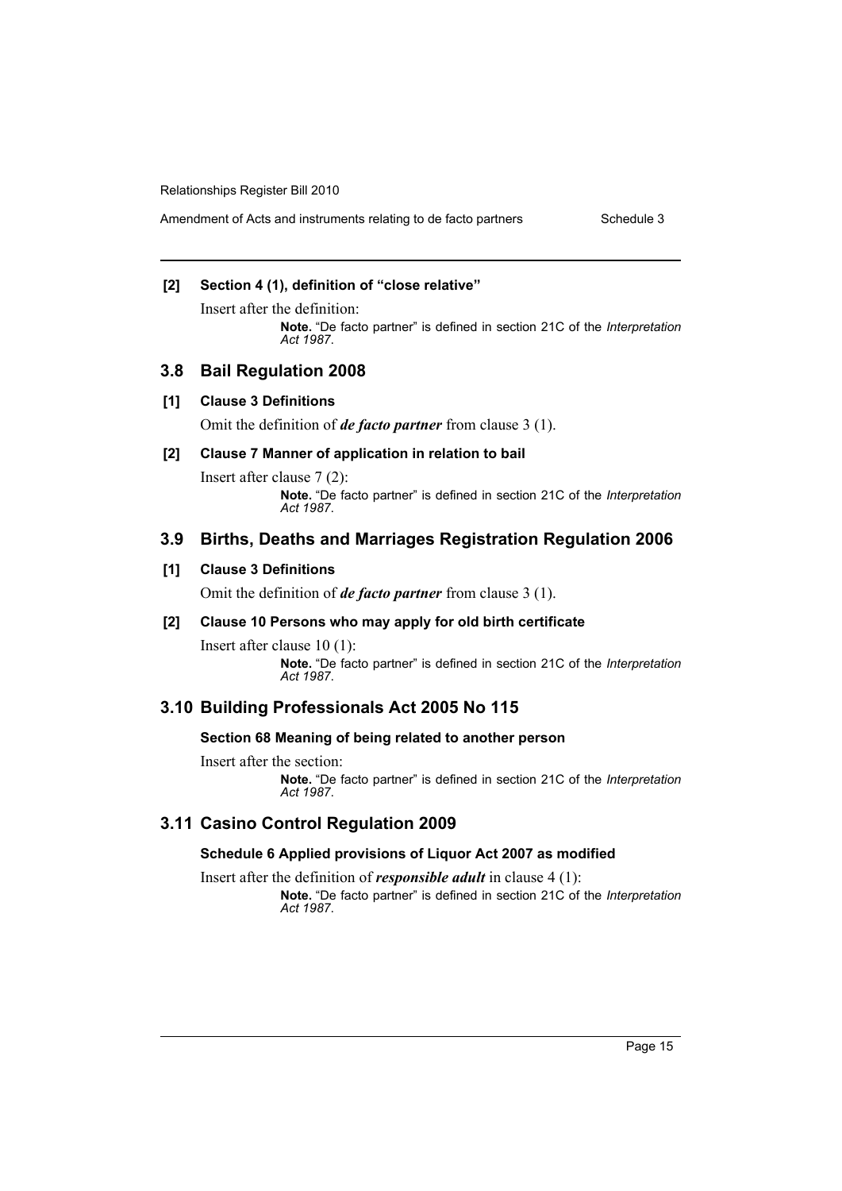### [2] Section 4 (1), definition of "close relative"

Insert after the definition:

> **Note.** "De facto partner" is defined in section 21C of the *Interpretation Act 1987*.

## 3.8 Bail Regulation 2008

### [1] Clause 3 Definitions

Omit the definition of ***de facto partner*** from clause 3 (1).

### [2] Clause 7 Manner of application in relation to bail

Insert after clause 7 (2):

> **Note.** "De facto partner" is defined in section 21C of the *Interpretation Act 1987*.

## 3.9 Births, Deaths and Marriages Registration Regulation 2006

### [1] Clause 3 Definitions

Omit the definition of ***de facto partner*** from clause 3 (1).

### [2] Clause 10 Persons who may apply for old birth certificate

Insert after clause 10 (1):

> **Note.** "De facto partner" is defined in section 21C of the *Interpretation Act 1987*.

## 3.10 Building Professionals Act 2005 No 115

### Section 68 Meaning of being related to another person

Insert after the section:

> **Note.** "De facto partner" is defined in section 21C of the *Interpretation Act 1987*.

## 3.11 Casino Control Regulation 2009

### Schedule 6 Applied provisions of Liquor Act 2007 as modified

Insert after the definition of ***responsible adult*** in clause 4 (1):

> **Note.** "De facto partner" is defined in section 21C of the *Interpretation Act 1987*.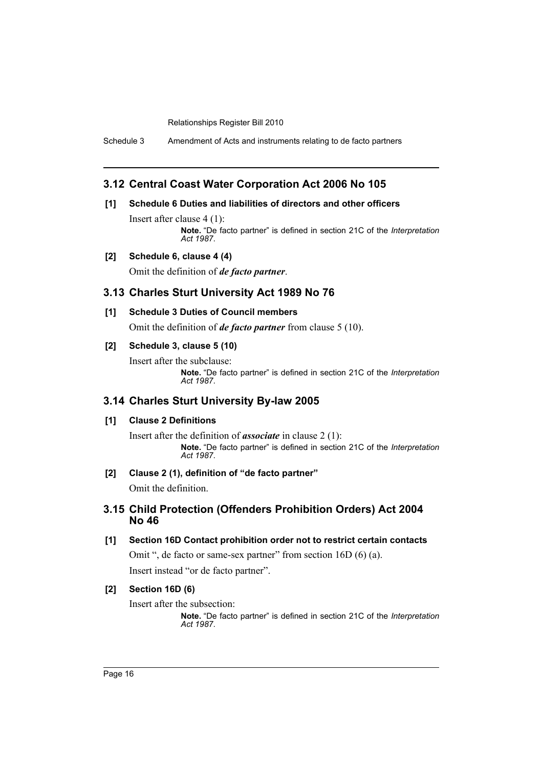## 3.12 Central Coast Water Corporation Act 2006 No 105

### [1] Schedule 6 Duties and liabilities of directors and other officers

Insert after clause 4 (1):

> **Note.** "De facto partner" is defined in section 21C of the *Interpretation Act 1987*.

### [2] Schedule 6, clause 4 (4)

Omit the definition of ***de facto partner***.

## 3.13 Charles Sturt University Act 1989 No 76

### [1] Schedule 3 Duties of Council members

Omit the definition of ***de facto partner*** from clause 5 (10).

### [2] Schedule 3, clause 5 (10)

Insert after the subclause:

> **Note.** "De facto partner" is defined in section 21C of the *Interpretation Act 1987*.

## 3.14 Charles Sturt University By-law 2005

### [1] Clause 2 Definitions

Insert after the definition of ***associate*** in clause 2 (1):

> **Note.** "De facto partner" is defined in section 21C of the *Interpretation Act 1987*.

### [2] Clause 2 (1), definition of "de facto partner"

Omit the definition.

## 3.15 Child Protection (Offenders Prohibition Orders) Act 2004 No 46

### [1] Section 16D Contact prohibition order not to restrict certain contacts

Omit ", de facto or same-sex partner" from section 16D (6) (a).

Insert instead "or de facto partner".

### [2] Section 16D (6)

Insert after the subsection:

> **Note.** "De facto partner" is defined in section 21C of the *Interpretation Act 1987*.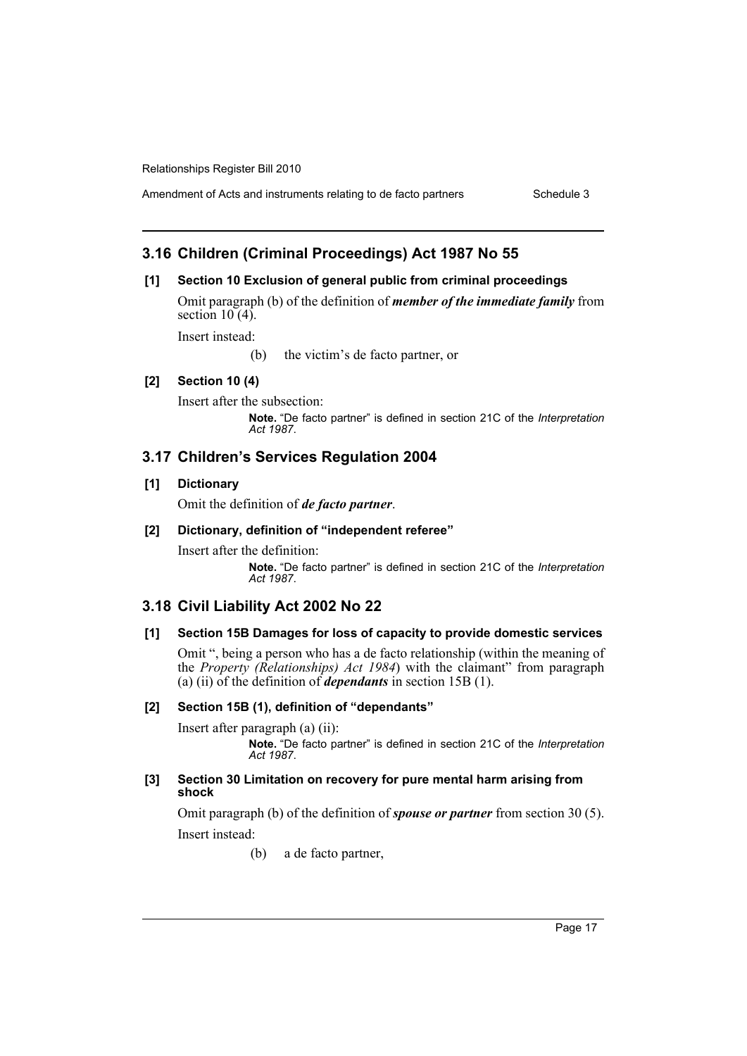## 3.16 Children (Criminal Proceedings) Act 1987 No 55

### [1] Section 10 Exclusion of general public from criminal proceedings

Omit paragraph (b) of the definition of ***member of the immediate family*** from section 10 (4).

Insert instead:

(b) the victim's de facto partner, or

### [2] Section 10 (4)

Insert after the subsection:

**Note.** "De facto partner" is defined in section 21C of the *Interpretation Act 1987*.

## 3.17 Children's Services Regulation 2004

### [1] Dictionary

Omit the definition of ***de facto partner***.

### [2] Dictionary, definition of "independent referee"

Insert after the definition:

**Note.** "De facto partner" is defined in section 21C of the *Interpretation Act 1987*.

## 3.18 Civil Liability Act 2002 No 22

### [1] Section 15B Damages for loss of capacity to provide domestic services

Omit ", being a person who has a de facto relationship (within the meaning of the *Property (Relationships) Act 1984*) with the claimant" from paragraph (a) (ii) of the definition of ***dependants*** in section 15B (1).

### [2] Section 15B (1), definition of "dependants"

Insert after paragraph (a) (ii):

**Note.** "De facto partner" is defined in section 21C of the *Interpretation Act 1987*.

### [3] Section 30 Limitation on recovery for pure mental harm arising from shock

Omit paragraph (b) of the definition of ***spouse or partner*** from section 30 (5).

Insert instead:

(b) a de facto partner,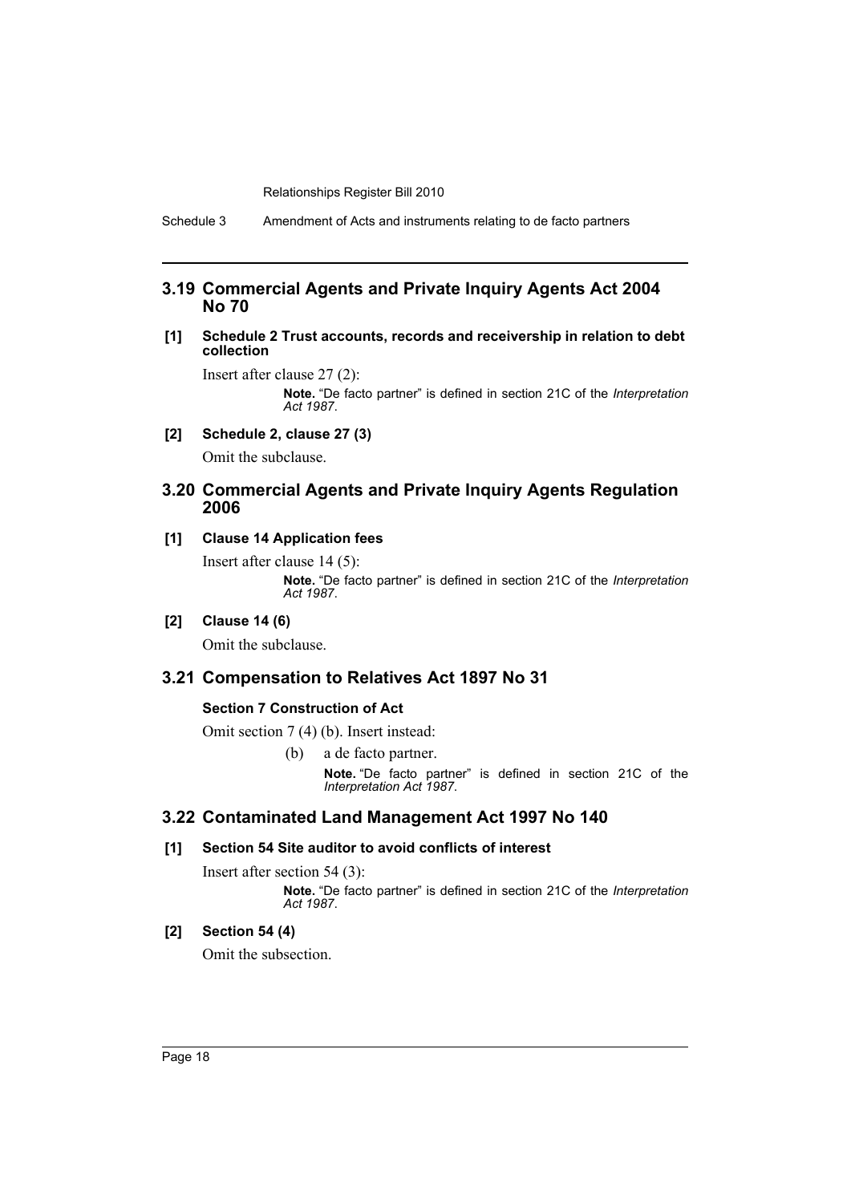## 3.19 Commercial Agents and Private Inquiry Agents Act 2004 No 70

**[1] Schedule 2 Trust accounts, records and receivership in relation to debt collection**

Insert after clause 27 (2):

> **Note.** "De facto partner" is defined in section 21C of the *Interpretation Act 1987*.

**[2] Schedule 2, clause 27 (3)**

Omit the subclause.

## 3.20 Commercial Agents and Private Inquiry Agents Regulation 2006

**[1] Clause 14 Application fees**

Insert after clause 14 (5):

> **Note.** "De facto partner" is defined in section 21C of the *Interpretation Act 1987*.

**[2] Clause 14 (6)**

Omit the subclause.

## 3.21 Compensation to Relatives Act 1897 No 31

**Section 7 Construction of Act**

Omit section 7 (4) (b). Insert instead:

> (b) a de facto partner.
>
> **Note.** "De facto partner" is defined in section 21C of the *Interpretation Act 1987*.

## 3.22 Contaminated Land Management Act 1997 No 140

**[1] Section 54 Site auditor to avoid conflicts of interest**

Insert after section 54 (3):

> **Note.** "De facto partner" is defined in section 21C of the *Interpretation Act 1987*.

**[2] Section 54 (4)**

Omit the subsection.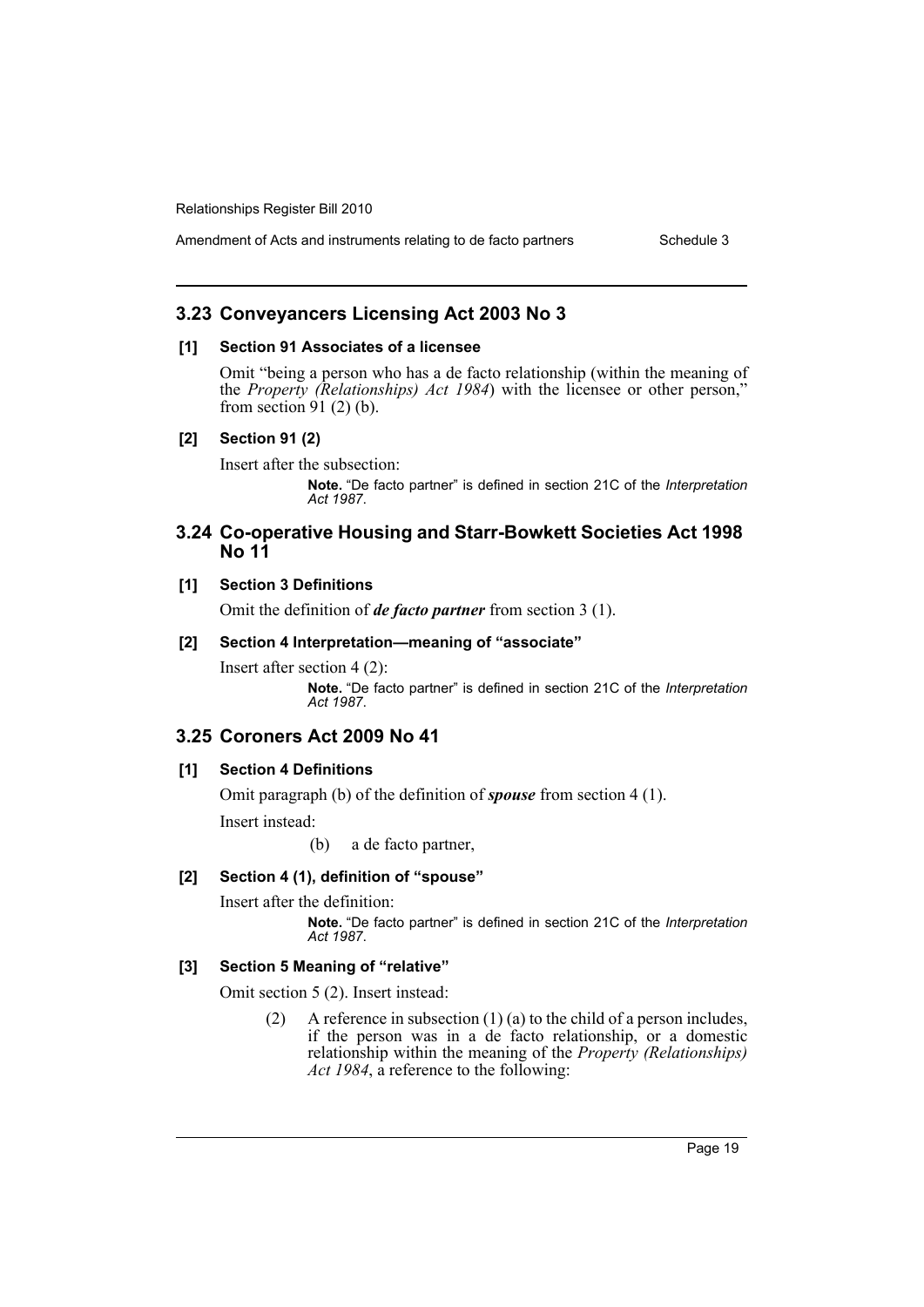## 3.23 Conveyancers Licensing Act 2003 No 3

### [1] Section 91 Associates of a licensee

Omit "being a person who has a de facto relationship (within the meaning of the *Property (Relationships) Act 1984*) with the licensee or other person," from section 91 (2) (b).

### [2] Section 91 (2)

Insert after the subsection:

> **Note.** "De facto partner" is defined in section 21C of the *Interpretation Act 1987*.

## 3.24 Co-operative Housing and Starr-Bowkett Societies Act 1998 No 11

### [1] Section 3 Definitions

Omit the definition of ***de facto partner*** from section 3 (1).

### [2] Section 4 Interpretation—meaning of "associate"

Insert after section 4 (2):

> **Note.** "De facto partner" is defined in section 21C of the *Interpretation Act 1987*.

## 3.25 Coroners Act 2009 No 41

### [1] Section 4 Definitions

Omit paragraph (b) of the definition of ***spouse*** from section 4 (1).

Insert instead:

> (b) a de facto partner,

### [2] Section 4 (1), definition of "spouse"

Insert after the definition:

> **Note.** "De facto partner" is defined in section 21C of the *Interpretation Act 1987*.

### [3] Section 5 Meaning of "relative"

Omit section 5 (2). Insert instead:

> (2) A reference in subsection (1) (a) to the child of a person includes, if the person was in a de facto relationship, or a domestic relationship within the meaning of the *Property (Relationships) Act 1984*, a reference to the following: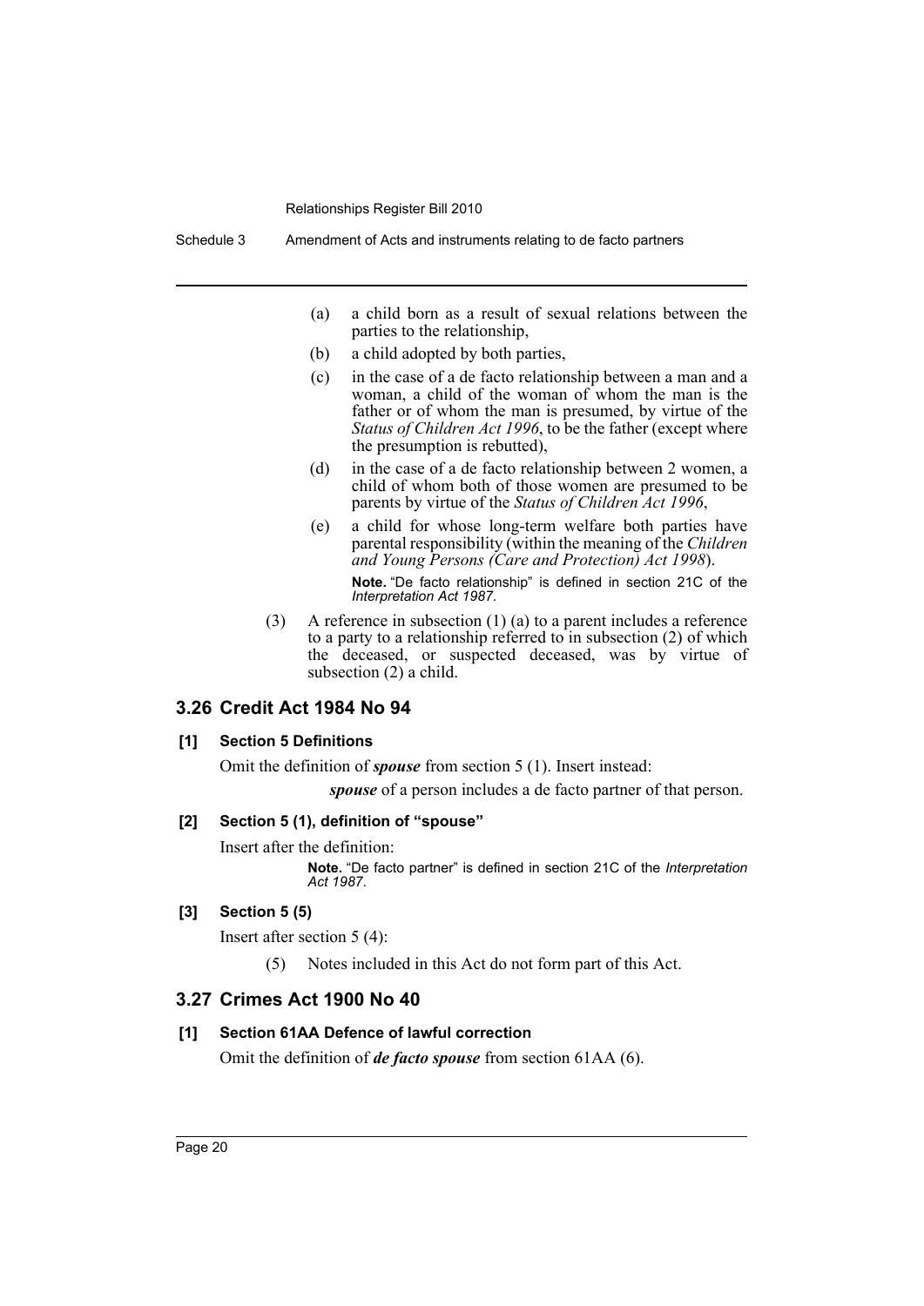(a) a child born as a result of sexual relations between the parties to the relationship,

(b) a child adopted by both parties,

(c) in the case of a de facto relationship between a man and a woman, a child of the woman of whom the man is the father or of whom the man is presumed, by virtue of the *Status of Children Act 1996*, to be the father (except where the presumption is rebutted),

(d) in the case of a de facto relationship between 2 women, a child of whom both of those women are presumed to be parents by virtue of the *Status of Children Act 1996*,

(e) a child for whose long-term welfare both parties have parental responsibility (within the meaning of the *Children and Young Persons (Care and Protection) Act 1998*).

**Note.** "De facto relationship" is defined in section 21C of the *Interpretation Act 1987*.

(3) A reference in subsection (1) (a) to a parent includes a reference to a party to a relationship referred to in subsection (2) of which the deceased, or suspected deceased, was by virtue of subsection (2) a child.

## 3.26 Credit Act 1984 No 94

### [1] Section 5 Definitions

Omit the definition of ***spouse*** from section 5 (1). Insert instead:

***spouse*** of a person includes a de facto partner of that person.

### [2] Section 5 (1), definition of "spouse"

Insert after the definition:

**Note.** "De facto partner" is defined in section 21C of the *Interpretation Act 1987*.

### [3] Section 5 (5)

Insert after section 5 (4):

(5) Notes included in this Act do not form part of this Act.

## 3.27 Crimes Act 1900 No 40

### [1] Section 61AA Defence of lawful correction

Omit the definition of ***de facto spouse*** from section 61AA (6).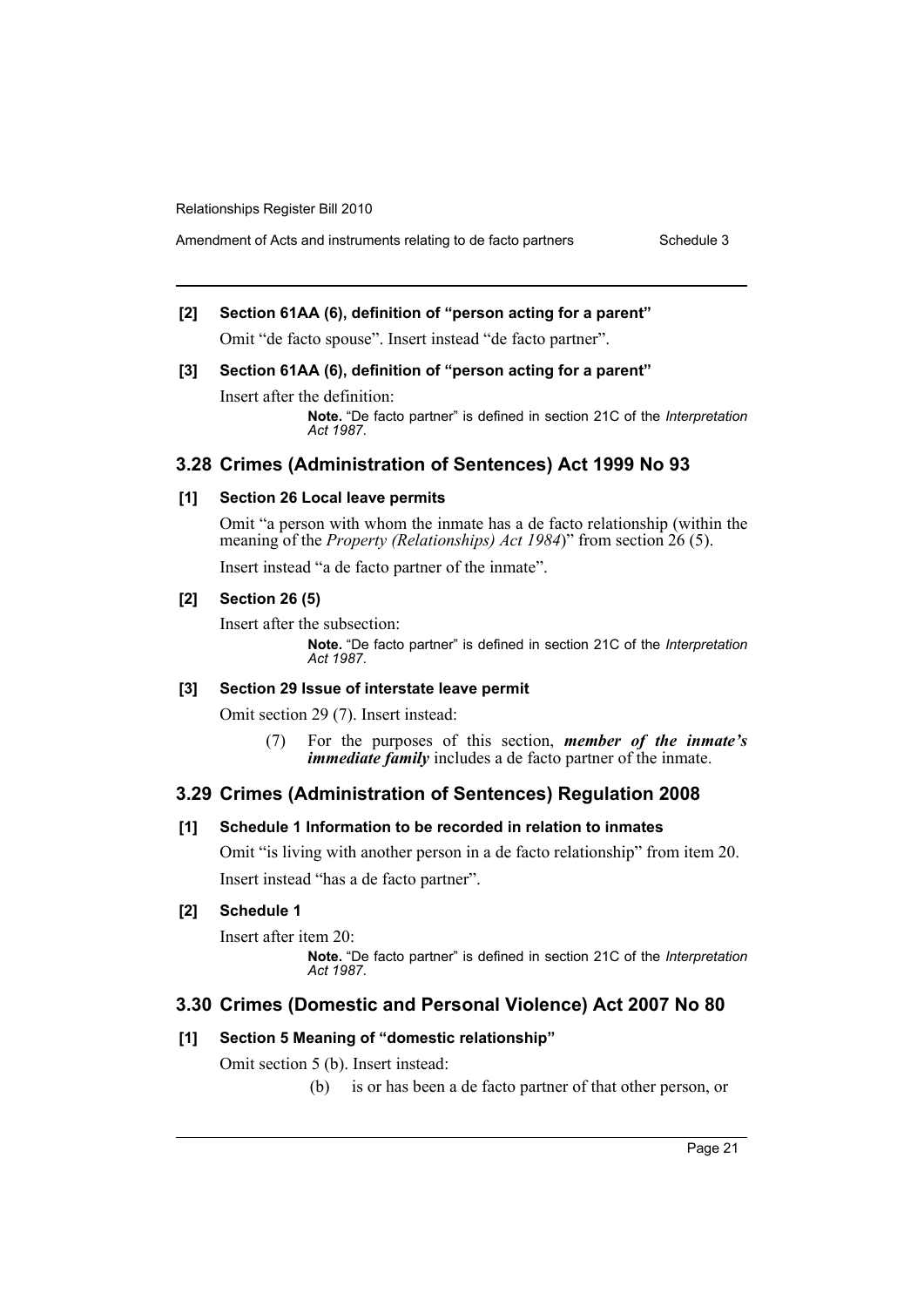**[2] Section 61AA (6), definition of "person acting for a parent"**

Omit "de facto spouse". Insert instead "de facto partner".

**[3] Section 61AA (6), definition of "person acting for a parent"**

Insert after the definition:

> **Note.** "De facto partner" is defined in section 21C of the *Interpretation Act 1987*.

## 3.28 Crimes (Administration of Sentences) Act 1999 No 93

**[1] Section 26 Local leave permits**

Omit "a person with whom the inmate has a de facto relationship (within the meaning of the *Property (Relationships) Act 1984*)" from section 26 (5).

Insert instead "a de facto partner of the inmate".

**[2] Section 26 (5)**

Insert after the subsection:

> **Note.** "De facto partner" is defined in section 21C of the *Interpretation Act 1987*.

**[3] Section 29 Issue of interstate leave permit**

Omit section 29 (7). Insert instead:

> (7) For the purposes of this section, ***member of the inmate's immediate family*** includes a de facto partner of the inmate.

## 3.29 Crimes (Administration of Sentences) Regulation 2008

**[1] Schedule 1 Information to be recorded in relation to inmates**

Omit "is living with another person in a de facto relationship" from item 20.

Insert instead "has a de facto partner".

**[2] Schedule 1**

Insert after item 20:

> **Note.** "De facto partner" is defined in section 21C of the *Interpretation Act 1987*.

## 3.30 Crimes (Domestic and Personal Violence) Act 2007 No 80

**[1] Section 5 Meaning of "domestic relationship"**

Omit section 5 (b). Insert instead:

> (b) is or has been a de facto partner of that other person, or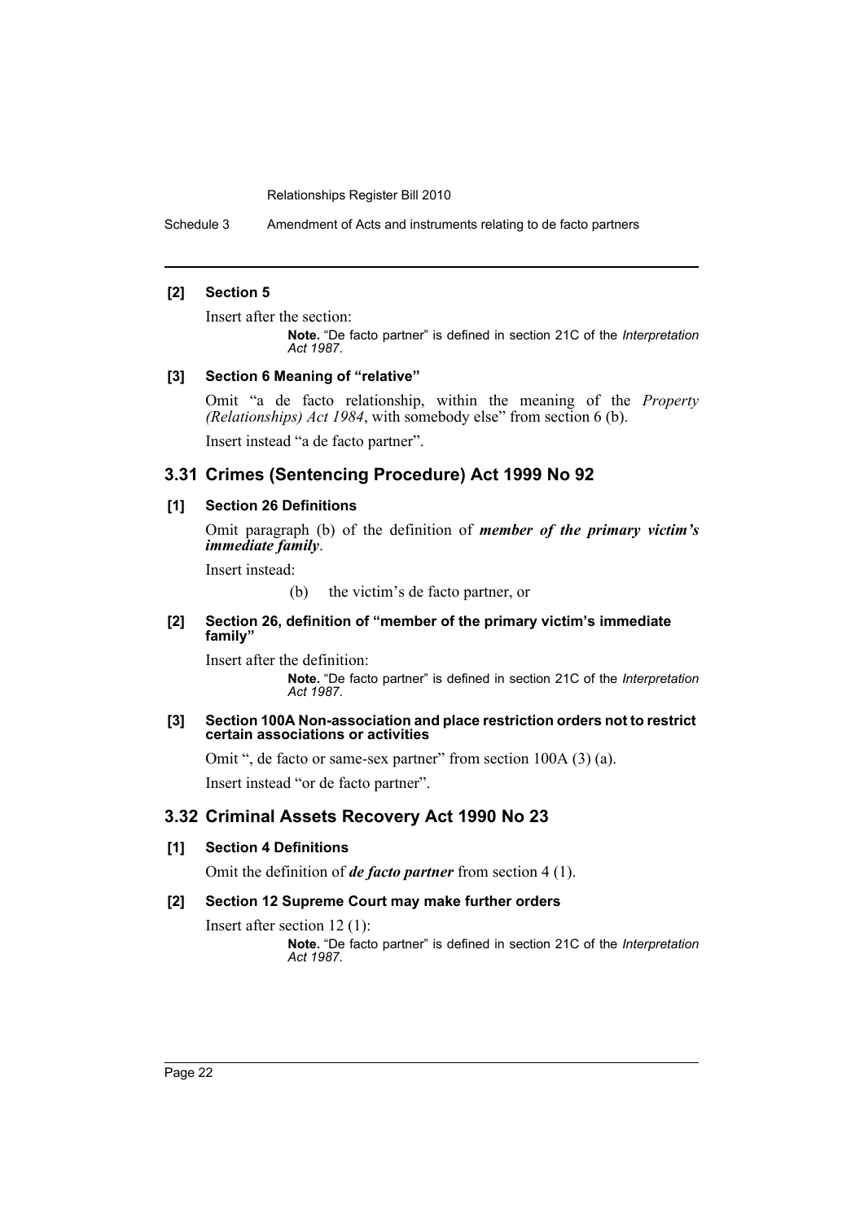**[2] Section 5**

Insert after the section:

> **Note.** "De facto partner" is defined in section 21C of the *Interpretation Act 1987*.

**[3] Section 6 Meaning of "relative"**

Omit "a de facto relationship, within the meaning of the *Property (Relationships) Act 1984*, with somebody else" from section 6 (b).

Insert instead "a de facto partner".

## 3.31 Crimes (Sentencing Procedure) Act 1999 No 92

**[1] Section 26 Definitions**

Omit paragraph (b) of the definition of ***member of the primary victim's immediate family***.

Insert instead:

> (b) the victim's de facto partner, or

**[2] Section 26, definition of "member of the primary victim's immediate family"**

Insert after the definition:

> **Note.** "De facto partner" is defined in section 21C of the *Interpretation Act 1987*.

**[3] Section 100A Non-association and place restriction orders not to restrict certain associations or activities**

Omit ", de facto or same-sex partner" from section 100A (3) (a).

Insert instead "or de facto partner".

## 3.32 Criminal Assets Recovery Act 1990 No 23

**[1] Section 4 Definitions**

Omit the definition of ***de facto partner*** from section 4 (1).

**[2] Section 12 Supreme Court may make further orders**

Insert after section 12 (1):

> **Note.** "De facto partner" is defined in section 21C of the *Interpretation Act 1987*.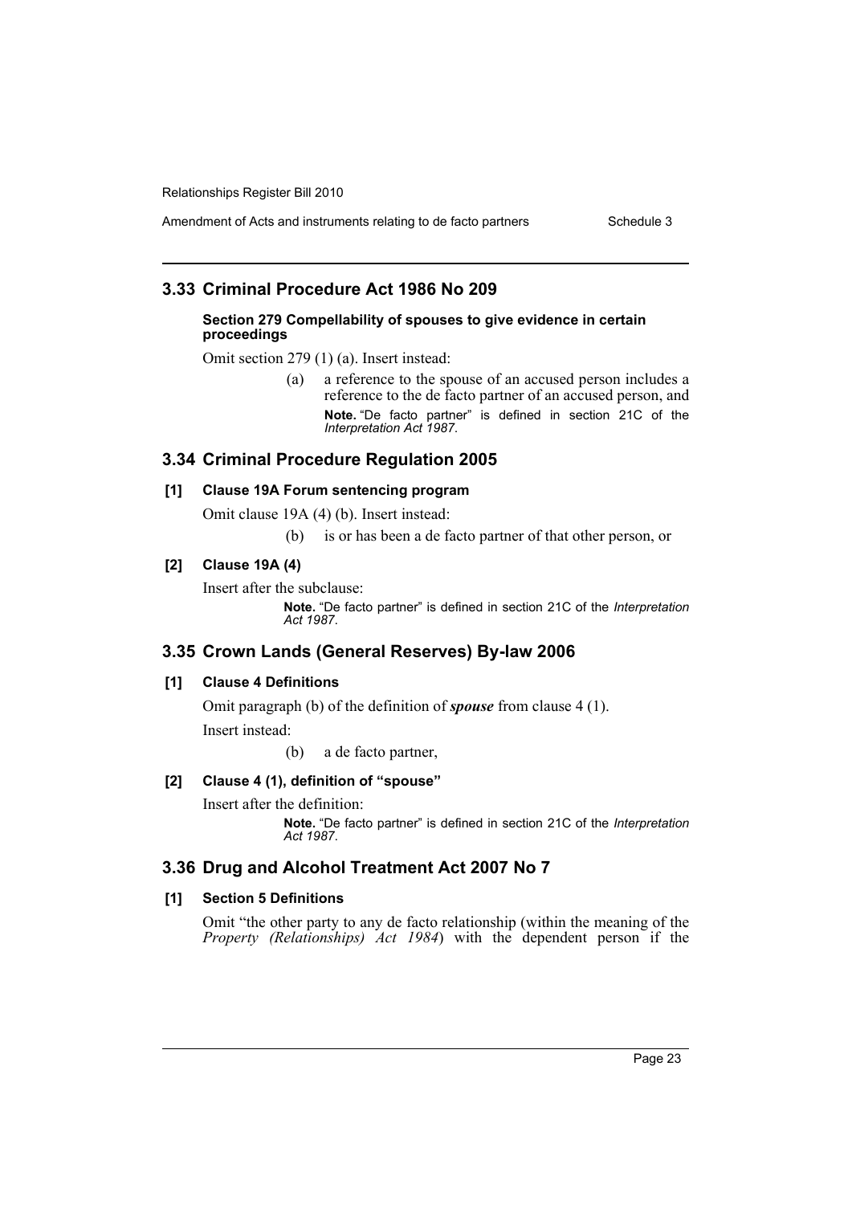## 3.33 Criminal Procedure Act 1986 No 209

**Section 279 Compellability of spouses to give evidence in certain proceedings**

Omit section 279 (1) (a). Insert instead:

> (a) a reference to the spouse of an accused person includes a reference to the de facto partner of an accused person, and
>
> **Note.** "De facto partner" is defined in section 21C of the *Interpretation Act 1987*.

## 3.34 Criminal Procedure Regulation 2005

**[1] Clause 19A Forum sentencing program**

Omit clause 19A (4) (b). Insert instead:

> (b) is or has been a de facto partner of that other person, or

**[2] Clause 19A (4)**

Insert after the subclause:

> **Note.** "De facto partner" is defined in section 21C of the *Interpretation Act 1987*.

## 3.35 Crown Lands (General Reserves) By-law 2006

**[1] Clause 4 Definitions**

Omit paragraph (b) of the definition of ***spouse*** from clause 4 (1).

Insert instead:

> (b) a de facto partner,

**[2] Clause 4 (1), definition of "spouse"**

Insert after the definition:

> **Note.** "De facto partner" is defined in section 21C of the *Interpretation Act 1987*.

## 3.36 Drug and Alcohol Treatment Act 2007 No 7

**[1] Section 5 Definitions**

Omit "the other party to any de facto relationship (within the meaning of the *Property (Relationships) Act 1984*) with the dependent person if the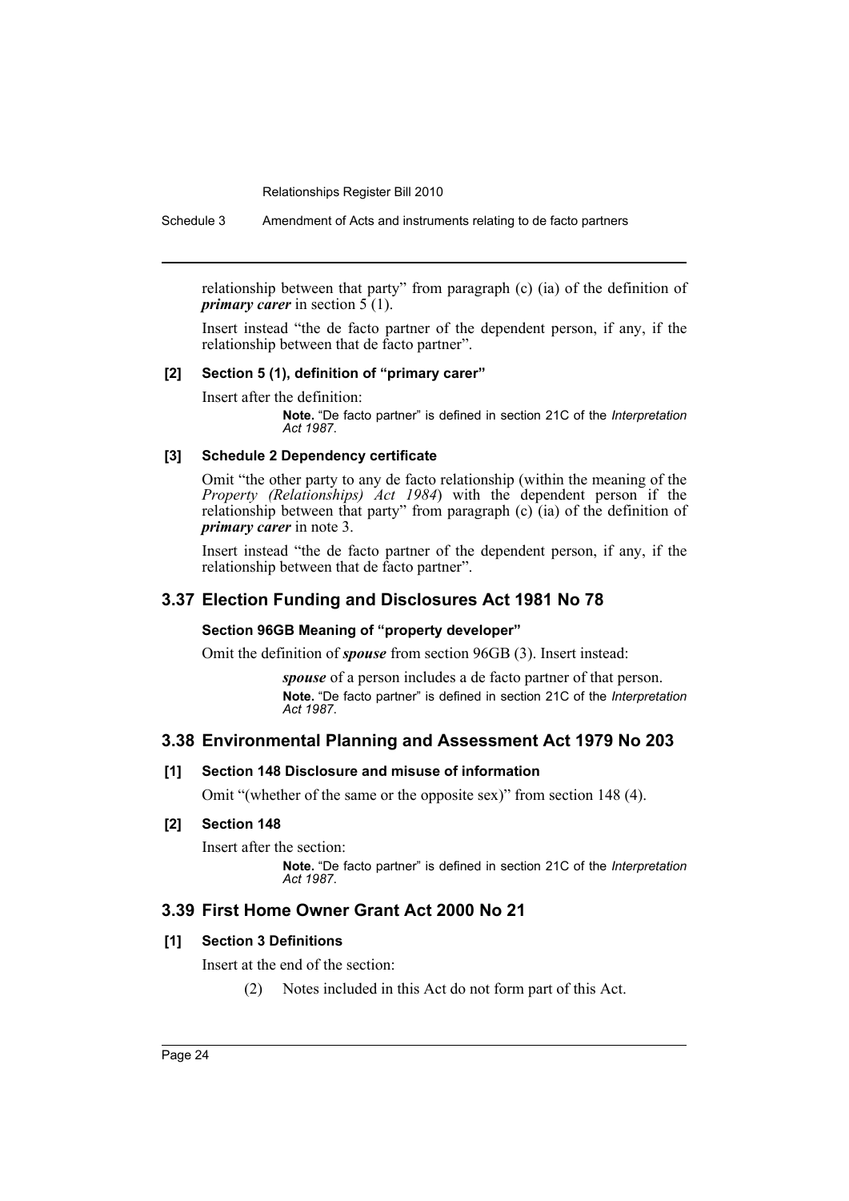relationship between that party" from paragraph (c) (ia) of the definition of ***primary carer*** in section 5 (1).

Insert instead "the de facto partner of the dependent person, if any, if the relationship between that de facto partner".

#### [2] Section 5 (1), definition of "primary carer"

Insert after the definition:

> **Note.** "De facto partner" is defined in section 21C of the *Interpretation Act 1987*.

#### [3] Schedule 2 Dependency certificate

Omit "the other party to any de facto relationship (within the meaning of the *Property (Relationships) Act 1984*) with the dependent person if the relationship between that party" from paragraph (c) (ia) of the definition of ***primary carer*** in note 3.

Insert instead "the de facto partner of the dependent person, if any, if the relationship between that de facto partner".

## 3.37 Election Funding and Disclosures Act 1981 No 78

#### Section 96GB Meaning of "property developer"

Omit the definition of ***spouse*** from section 96GB (3). Insert instead:

> ***spouse*** of a person includes a de facto partner of that person.
>
> **Note.** "De facto partner" is defined in section 21C of the *Interpretation Act 1987*.

## 3.38 Environmental Planning and Assessment Act 1979 No 203

#### [1] Section 148 Disclosure and misuse of information

Omit "(whether of the same or the opposite sex)" from section 148 (4).

#### [2] Section 148

Insert after the section:

> **Note.** "De facto partner" is defined in section 21C of the *Interpretation Act 1987*.

## 3.39 First Home Owner Grant Act 2000 No 21

#### [1] Section 3 Definitions

Insert at the end of the section:

> (2) Notes included in this Act do not form part of this Act.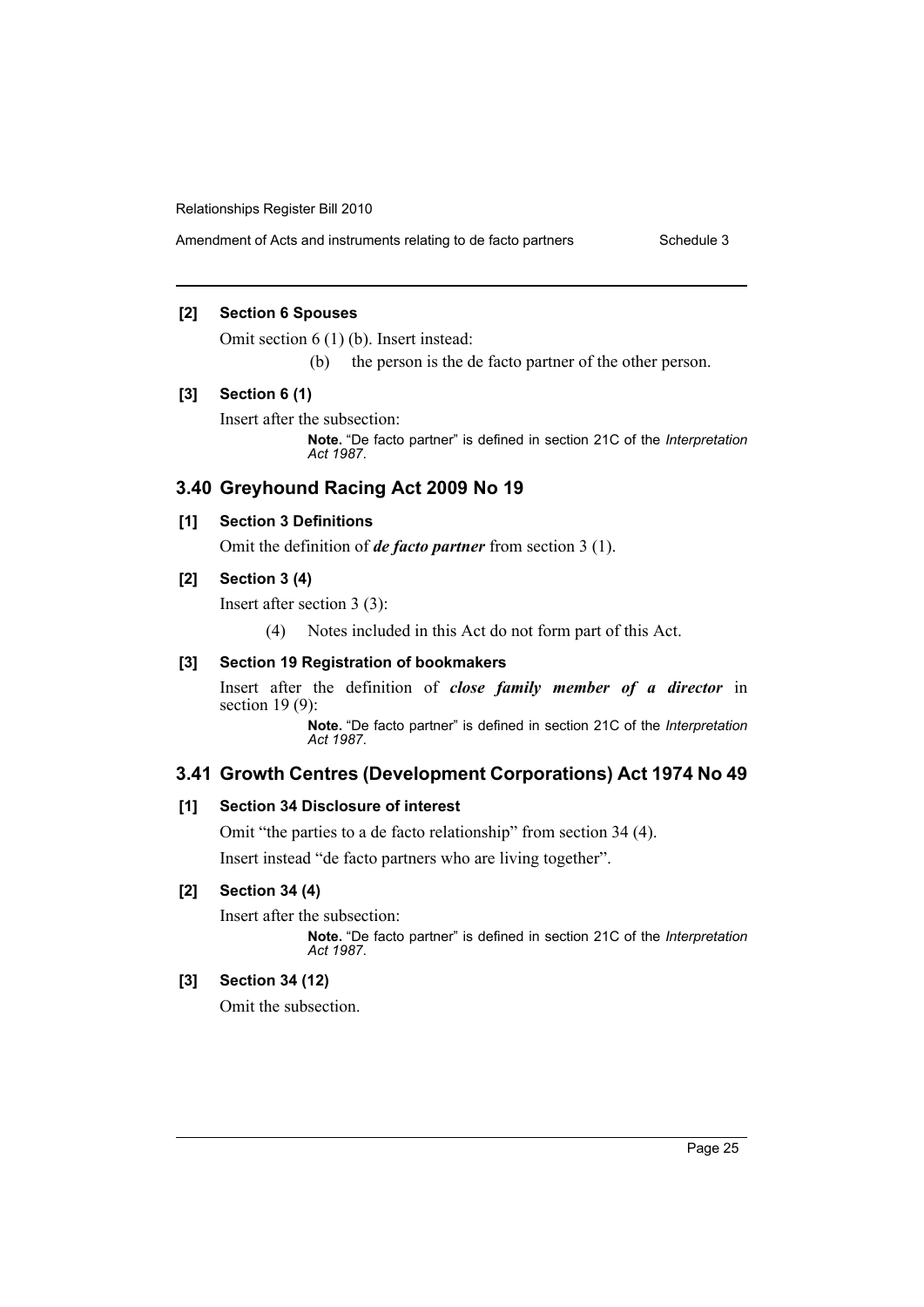**[2] Section 6 Spouses**

Omit section 6 (1) (b). Insert instead:

(b) the person is the de facto partner of the other person.

**[3] Section 6 (1)**

Insert after the subsection:

**Note.** "De facto partner" is defined in section 21C of the *Interpretation Act 1987*.

## 3.40 Greyhound Racing Act 2009 No 19

**[1] Section 3 Definitions**

Omit the definition of ***de facto partner*** from section 3 (1).

**[2] Section 3 (4)**

Insert after section 3 (3):

(4) Notes included in this Act do not form part of this Act.

**[3] Section 19 Registration of bookmakers**

Insert after the definition of ***close family member of a director*** in section 19 (9):

**Note.** "De facto partner" is defined in section 21C of the *Interpretation Act 1987*.

## 3.41 Growth Centres (Development Corporations) Act 1974 No 49

**[1] Section 34 Disclosure of interest**

Omit "the parties to a de facto relationship" from section 34 (4).

Insert instead "de facto partners who are living together".

**[2] Section 34 (4)**

Insert after the subsection:

**Note.** "De facto partner" is defined in section 21C of the *Interpretation Act 1987*.

**[3] Section 34 (12)**

Omit the subsection.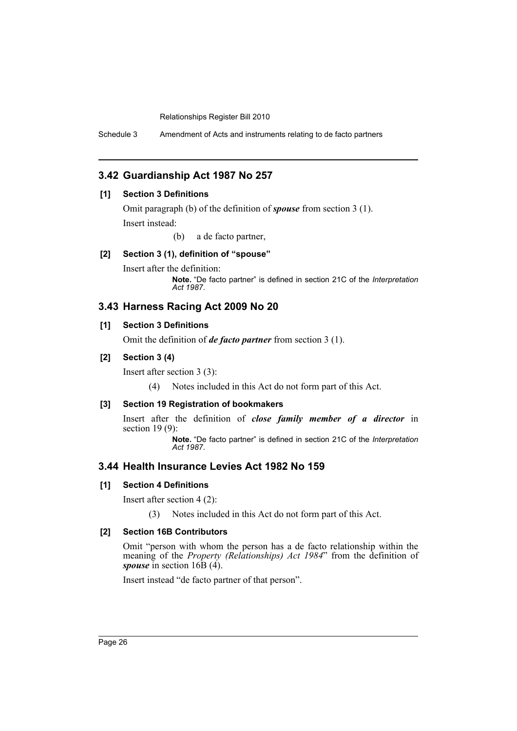## 3.42 Guardianship Act 1987 No 257

### [1] Section 3 Definitions

Omit paragraph (b) of the definition of ***spouse*** from section 3 (1).

Insert instead:

(b) a de facto partner,

### [2] Section 3 (1), definition of "spouse"

Insert after the definition:

**Note.** "De facto partner" is defined in section 21C of the *Interpretation Act 1987*.

## 3.43 Harness Racing Act 2009 No 20

### [1] Section 3 Definitions

Omit the definition of ***de facto partner*** from section 3 (1).

### [2] Section 3 (4)

Insert after section 3 (3):

(4) Notes included in this Act do not form part of this Act.

### [3] Section 19 Registration of bookmakers

Insert after the definition of ***close family member of a director*** in section 19 (9):

**Note.** "De facto partner" is defined in section 21C of the *Interpretation Act 1987*.

## 3.44 Health Insurance Levies Act 1982 No 159

### [1] Section 4 Definitions

Insert after section 4 (2):

(3) Notes included in this Act do not form part of this Act.

### [2] Section 16B Contributors

Omit "person with whom the person has a de facto relationship within the meaning of the *Property (Relationships) Act 1984*" from the definition of ***spouse*** in section 16B (4).

Insert instead "de facto partner of that person".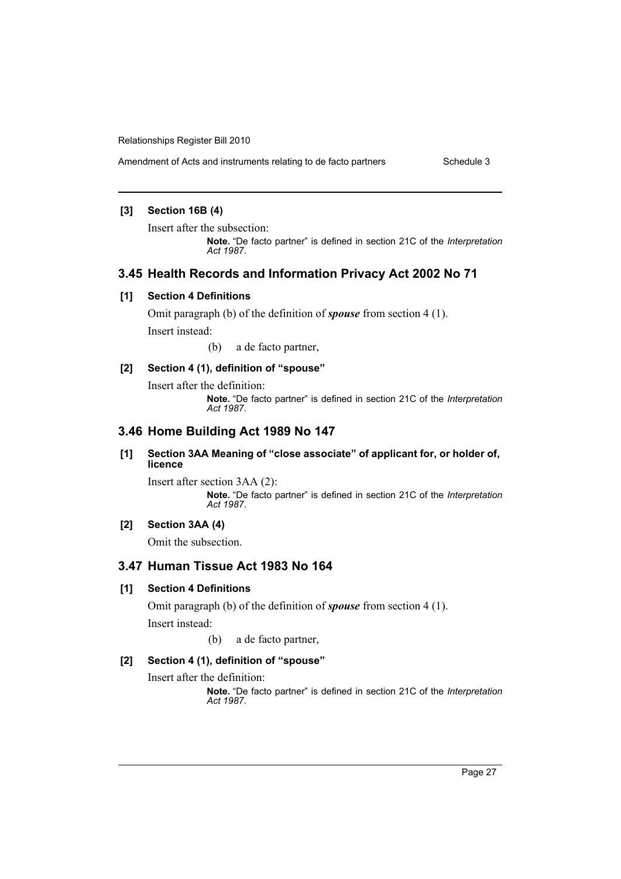#### [3] Section 16B (4)

Insert after the subsection:

**Note.** "De facto partner" is defined in section 21C of the *Interpretation Act 1987*.

## 3.45 Health Records and Information Privacy Act 2002 No 71

#### [1] Section 4 Definitions

Omit paragraph (b) of the definition of ***spouse*** from section 4 (1).

Insert instead:

(b) a de facto partner,

#### [2] Section 4 (1), definition of "spouse"

Insert after the definition:

**Note.** "De facto partner" is defined in section 21C of the *Interpretation Act 1987*.

## 3.46 Home Building Act 1989 No 147

#### [1] Section 3AA Meaning of "close associate" of applicant for, or holder of, licence

Insert after section 3AA (2):

**Note.** "De facto partner" is defined in section 21C of the *Interpretation Act 1987*.

#### [2] Section 3AA (4)

Omit the subsection.

## 3.47 Human Tissue Act 1983 No 164

#### [1] Section 4 Definitions

Omit paragraph (b) of the definition of ***spouse*** from section 4 (1).

Insert instead:

(b) a de facto partner,

#### [2] Section 4 (1), definition of "spouse"

Insert after the definition:

**Note.** "De facto partner" is defined in section 21C of the *Interpretation Act 1987*.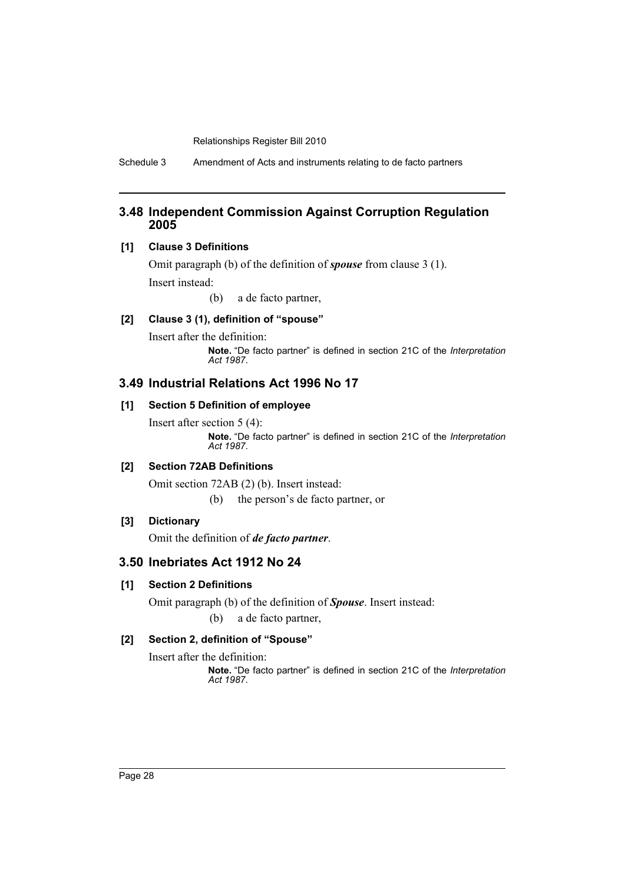## 3.48 Independent Commission Against Corruption Regulation 2005

### [1] Clause 3 Definitions

Omit paragraph (b) of the definition of ***spouse*** from clause 3 (1).

Insert instead:

(b) a de facto partner,

### [2] Clause 3 (1), definition of "spouse"

Insert after the definition:

**Note.** "De facto partner" is defined in section 21C of the *Interpretation Act 1987*.

## 3.49 Industrial Relations Act 1996 No 17

### [1] Section 5 Definition of employee

Insert after section 5 (4):

**Note.** "De facto partner" is defined in section 21C of the *Interpretation Act 1987*.

### [2] Section 72AB Definitions

Omit section 72AB (2) (b). Insert instead:

(b) the person's de facto partner, or

### [3] Dictionary

Omit the definition of ***de facto partner***.

## 3.50 Inebriates Act 1912 No 24

### [1] Section 2 Definitions

Omit paragraph (b) of the definition of ***Spouse***. Insert instead:

(b) a de facto partner,

### [2] Section 2, definition of "Spouse"

Insert after the definition:

**Note.** "De facto partner" is defined in section 21C of the *Interpretation Act 1987*.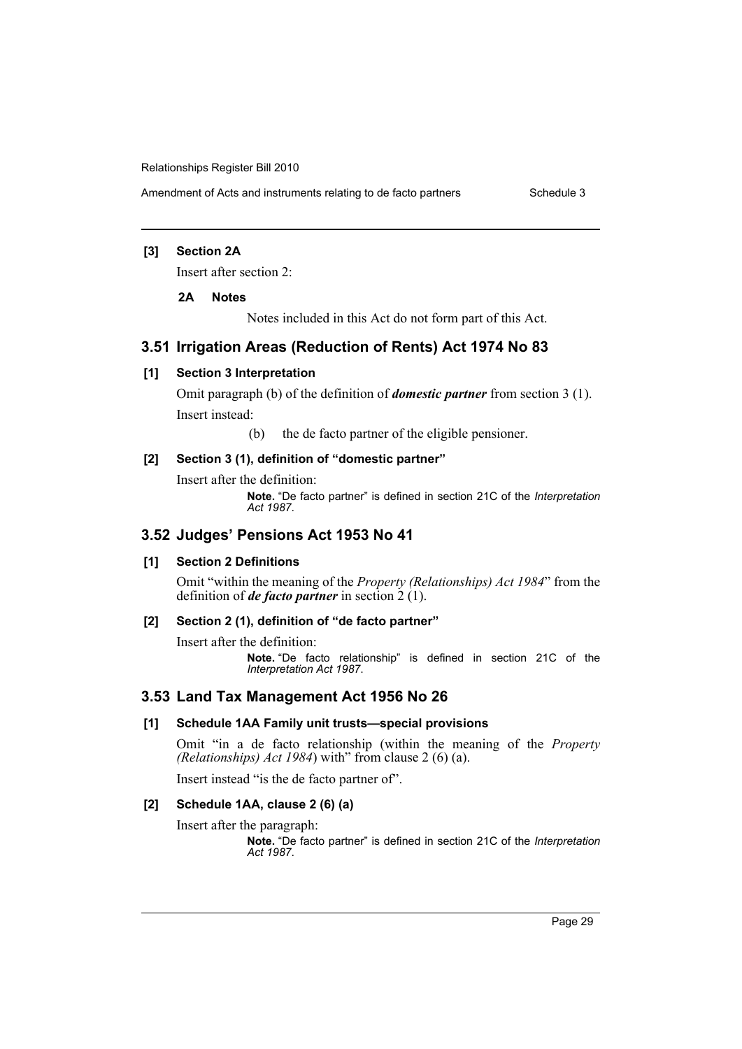#### [3] Section 2A

Insert after section 2:

##### 2A Notes

Notes included in this Act do not form part of this Act.

### 3.51 Irrigation Areas (Reduction of Rents) Act 1974 No 83

#### [1] Section 3 Interpretation

Omit paragraph (b) of the definition of ***domestic partner*** from section 3 (1).

Insert instead:

(b) the de facto partner of the eligible pensioner.

#### [2] Section 3 (1), definition of "domestic partner"

Insert after the definition:

**Note.** "De facto partner" is defined in section 21C of the *Interpretation Act 1987*.

### 3.52 Judges' Pensions Act 1953 No 41

#### [1] Section 2 Definitions

Omit "within the meaning of the *Property (Relationships) Act 1984*" from the definition of ***de facto partner*** in section 2 (1).

#### [2] Section 2 (1), definition of "de facto partner"

Insert after the definition:

**Note.** "De facto relationship" is defined in section 21C of the *Interpretation Act 1987*.

### 3.53 Land Tax Management Act 1956 No 26

#### [1] Schedule 1AA Family unit trusts—special provisions

Omit "in a de facto relationship (within the meaning of the *Property (Relationships) Act 1984*) with" from clause 2 (6) (a).

Insert instead "is the de facto partner of".

#### [2] Schedule 1AA, clause 2 (6) (a)

Insert after the paragraph:

**Note.** "De facto partner" is defined in section 21C of the *Interpretation Act 1987*.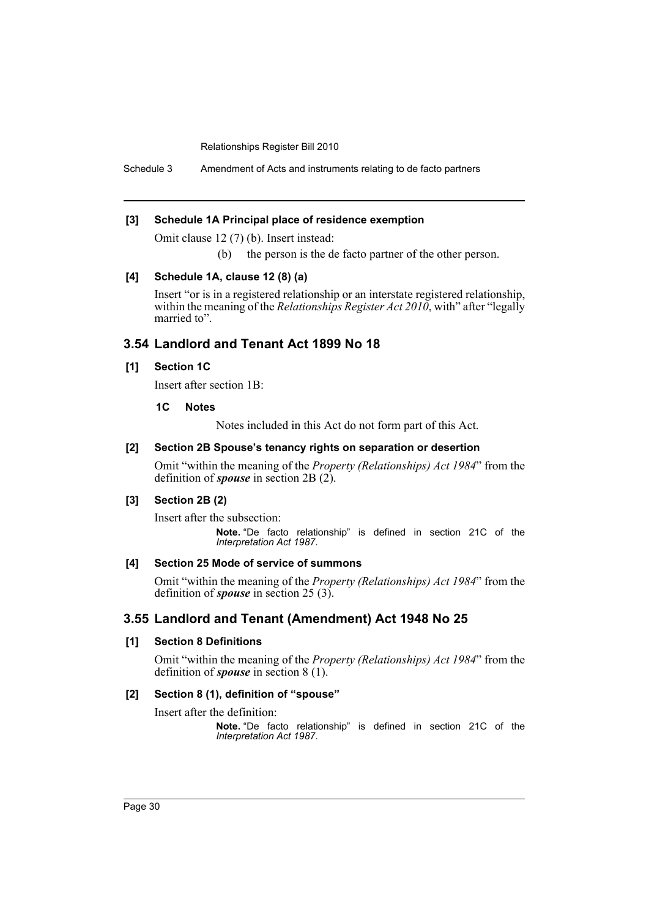**[3] Schedule 1A Principal place of residence exemption**

Omit clause 12 (7) (b). Insert instead:

(b) the person is the de facto partner of the other person.

**[4] Schedule 1A, clause 12 (8) (a)**

Insert "or is in a registered relationship or an interstate registered relationship, within the meaning of the *Relationships Register Act 2010*, with" after "legally married to".

## 3.54 Landlord and Tenant Act 1899 No 18

**[1] Section 1C**

Insert after section 1B:

**1C Notes**

Notes included in this Act do not form part of this Act.

**[2] Section 2B Spouse's tenancy rights on separation or desertion**

Omit "within the meaning of the *Property (Relationships) Act 1984*" from the definition of ***spouse*** in section 2B (2).

**[3] Section 2B (2)**

Insert after the subsection:

**Note.** "De facto relationship" is defined in section 21C of the *Interpretation Act 1987*.

**[4] Section 25 Mode of service of summons**

Omit "within the meaning of the *Property (Relationships) Act 1984*" from the definition of ***spouse*** in section 25 (3).

## 3.55 Landlord and Tenant (Amendment) Act 1948 No 25

**[1] Section 8 Definitions**

Omit "within the meaning of the *Property (Relationships) Act 1984*" from the definition of ***spouse*** in section 8 (1).

**[2] Section 8 (1), definition of "spouse"**

Insert after the definition:

**Note.** "De facto relationship" is defined in section 21C of the *Interpretation Act 1987*.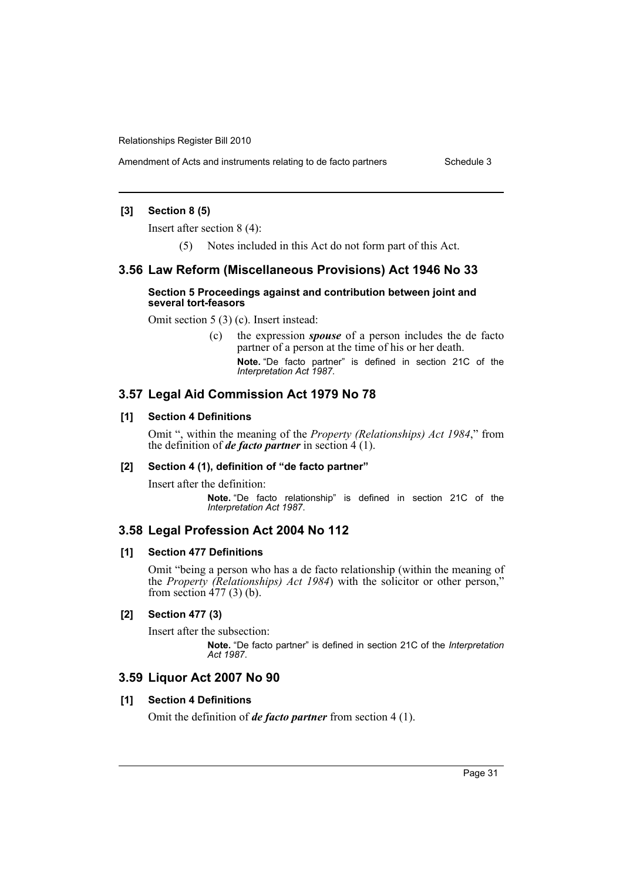#### [3] Section 8 (5)

Insert after section 8 (4):

(5) Notes included in this Act do not form part of this Act.

## 3.56 Law Reform (Miscellaneous Provisions) Act 1946 No 33

#### Section 5 Proceedings against and contribution between joint and several tort-feasors

Omit section 5 (3) (c). Insert instead:

(c) the expression ***spouse*** of a person includes the de facto partner of a person at the time of his or her death.

**Note.** "De facto partner" is defined in section 21C of the *Interpretation Act 1987*.

## 3.57 Legal Aid Commission Act 1979 No 78

#### [1] Section 4 Definitions

Omit ", within the meaning of the *Property (Relationships) Act 1984*," from the definition of ***de facto partner*** in section 4 (1).

#### [2] Section 4 (1), definition of "de facto partner"

Insert after the definition:

**Note.** "De facto relationship" is defined in section 21C of the *Interpretation Act 1987*.

## 3.58 Legal Profession Act 2004 No 112

#### [1] Section 477 Definitions

Omit "being a person who has a de facto relationship (within the meaning of the *Property (Relationships) Act 1984*) with the solicitor or other person," from section 477 (3) (b).

#### [2] Section 477 (3)

Insert after the subsection:

**Note.** "De facto partner" is defined in section 21C of the *Interpretation Act 1987*.

## 3.59 Liquor Act 2007 No 90

#### [1] Section 4 Definitions

Omit the definition of ***de facto partner*** from section 4 (1).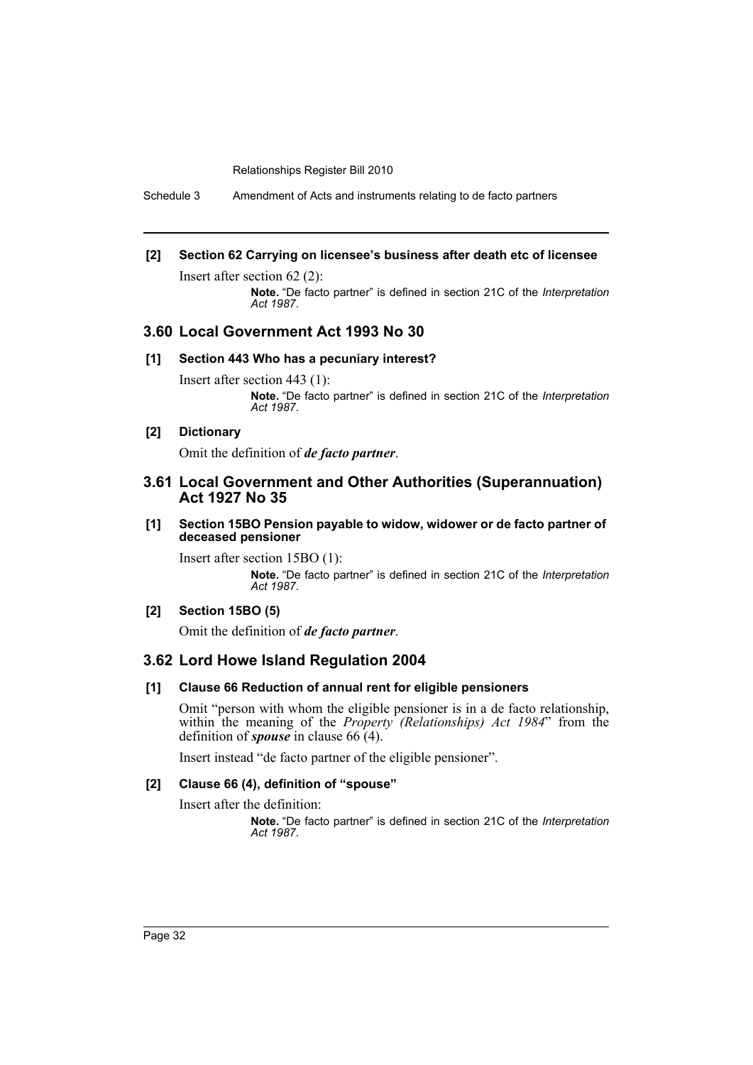**[2] Section 62 Carrying on licensee's business after death etc of licensee**

Insert after section 62 (2):

> **Note.** "De facto partner" is defined in section 21C of the *Interpretation Act 1987*.

## 3.60 Local Government Act 1993 No 30

**[1] Section 443 Who has a pecuniary interest?**

Insert after section 443 (1):

> **Note.** "De facto partner" is defined in section 21C of the *Interpretation Act 1987*.

**[2] Dictionary**

Omit the definition of ***de facto partner***.

## 3.61 Local Government and Other Authorities (Superannuation) Act 1927 No 35

**[1] Section 15BO Pension payable to widow, widower or de facto partner of deceased pensioner**

Insert after section 15BO (1):

> **Note.** "De facto partner" is defined in section 21C of the *Interpretation Act 1987*.

**[2] Section 15BO (5)**

Omit the definition of ***de facto partner***.

## 3.62 Lord Howe Island Regulation 2004

**[1] Clause 66 Reduction of annual rent for eligible pensioners**

Omit "person with whom the eligible pensioner is in a de facto relationship, within the meaning of the *Property (Relationships) Act 1984*" from the definition of ***spouse*** in clause 66 (4).

Insert instead "de facto partner of the eligible pensioner".

**[2] Clause 66 (4), definition of "spouse"**

Insert after the definition:

> **Note.** "De facto partner" is defined in section 21C of the *Interpretation Act 1987*.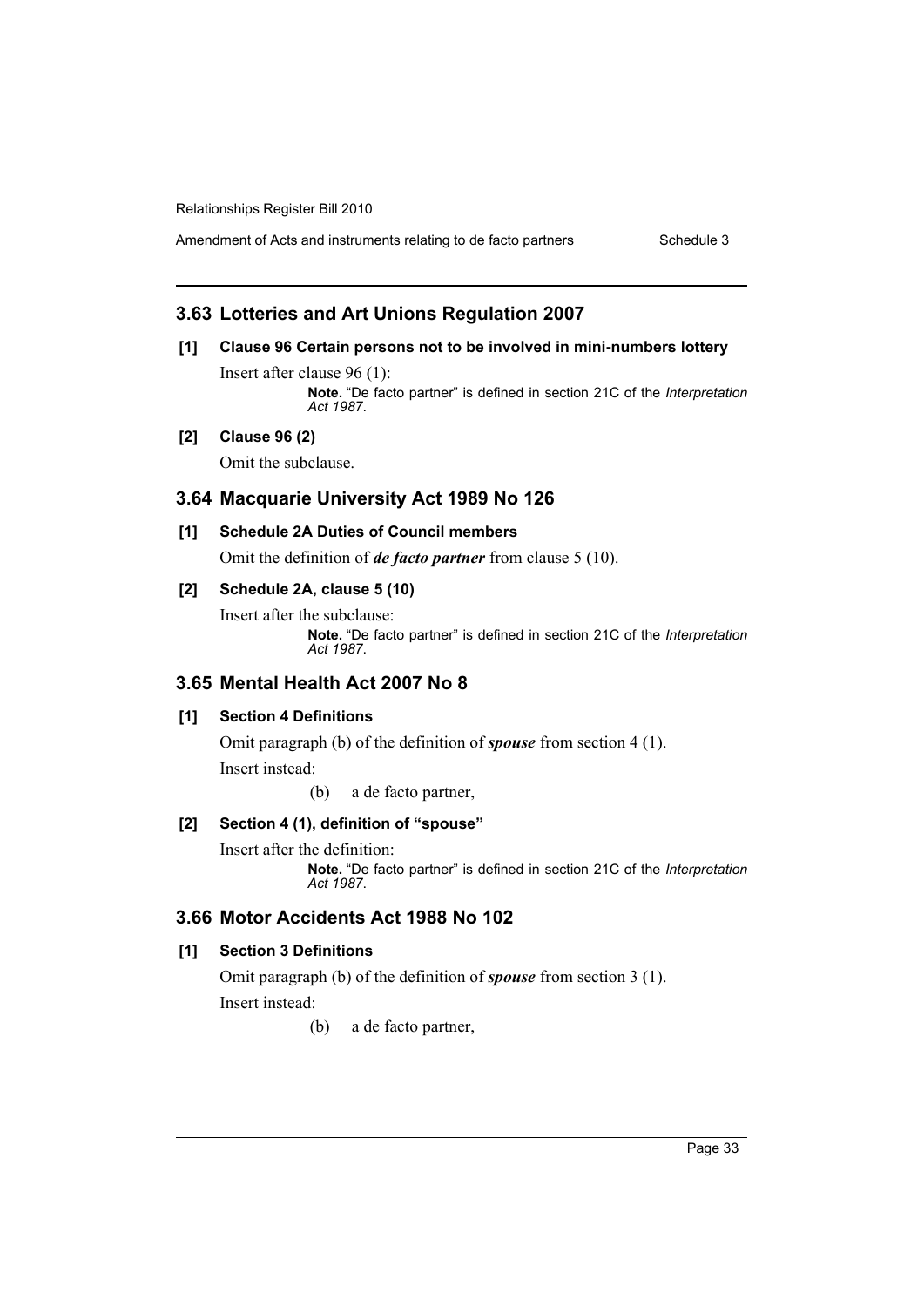## 3.63 Lotteries and Art Unions Regulation 2007

### [1] Clause 96 Certain persons not to be involved in mini-numbers lottery

Insert after clause 96 (1):

> **Note.** "De facto partner" is defined in section 21C of the *Interpretation Act 1987*.

### [2] Clause 96 (2)

Omit the subclause.

## 3.64 Macquarie University Act 1989 No 126

### [1] Schedule 2A Duties of Council members

Omit the definition of ***de facto partner*** from clause 5 (10).

### [2] Schedule 2A, clause 5 (10)

Insert after the subclause:

> **Note.** "De facto partner" is defined in section 21C of the *Interpretation Act 1987*.

## 3.65 Mental Health Act 2007 No 8

### [1] Section 4 Definitions

Omit paragraph (b) of the definition of ***spouse*** from section 4 (1).

Insert instead:

(b) a de facto partner,

### [2] Section 4 (1), definition of "spouse"

Insert after the definition:

> **Note.** "De facto partner" is defined in section 21C of the *Interpretation Act 1987*.

## 3.66 Motor Accidents Act 1988 No 102

### [1] Section 3 Definitions

Omit paragraph (b) of the definition of ***spouse*** from section 3 (1).

Insert instead:

(b) a de facto partner,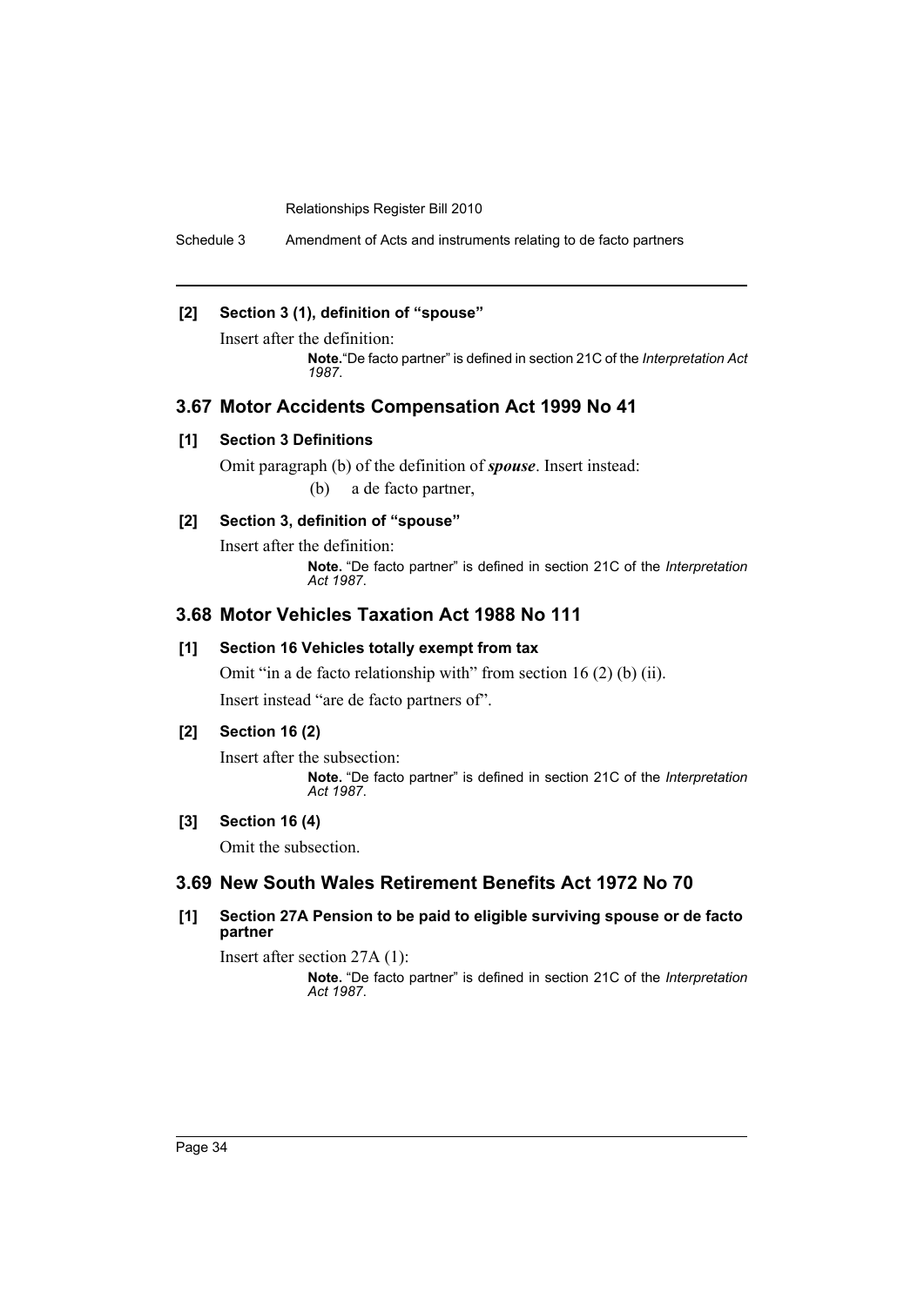**[2] Section 3 (1), definition of "spouse"**

Insert after the definition:

> **Note.** "De facto partner" is defined in section 21C of the *Interpretation Act 1987*.

## 3.67 Motor Accidents Compensation Act 1999 No 41

**[1] Section 3 Definitions**

Omit paragraph (b) of the definition of ***spouse***. Insert instead:

(b) a de facto partner,

**[2] Section 3, definition of "spouse"**

Insert after the definition:

> **Note.** "De facto partner" is defined in section 21C of the *Interpretation Act 1987*.

## 3.68 Motor Vehicles Taxation Act 1988 No 111

**[1] Section 16 Vehicles totally exempt from tax**

Omit "in a de facto relationship with" from section 16 (2) (b) (ii).

Insert instead "are de facto partners of".

**[2] Section 16 (2)**

Insert after the subsection:

> **Note.** "De facto partner" is defined in section 21C of the *Interpretation Act 1987*.

**[3] Section 16 (4)**

Omit the subsection.

## 3.69 New South Wales Retirement Benefits Act 1972 No 70

**[1] Section 27A Pension to be paid to eligible surviving spouse or de facto partner**

Insert after section 27A (1):

> **Note.** "De facto partner" is defined in section 21C of the *Interpretation Act 1987*.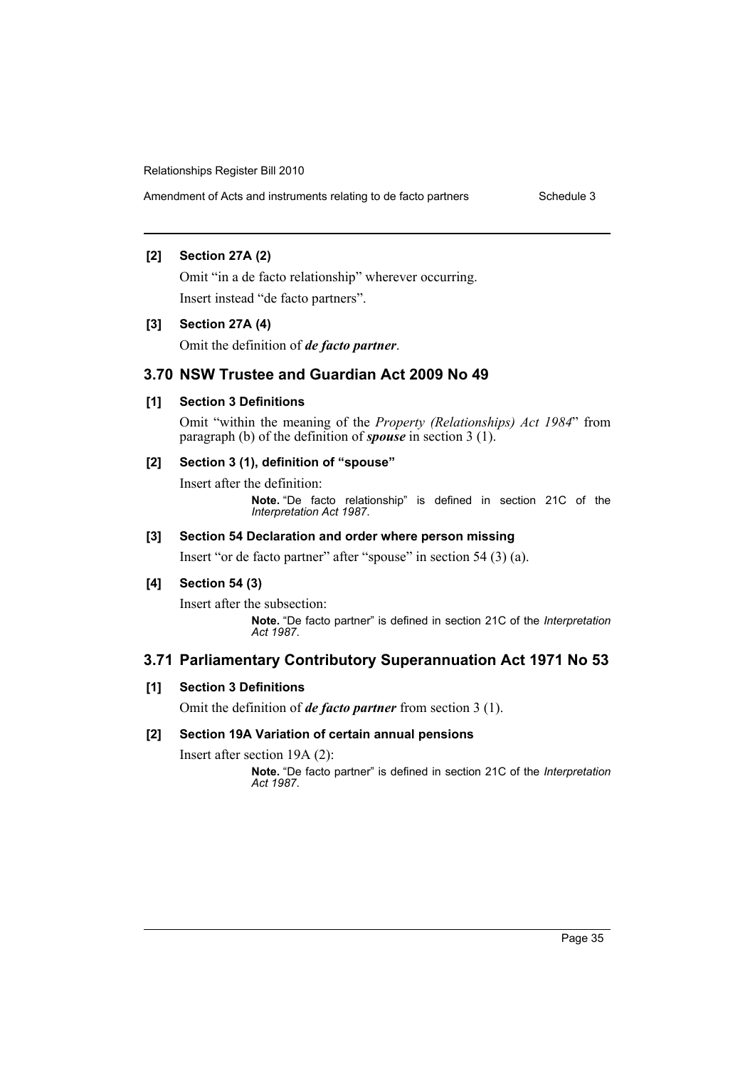**[2] Section 27A (2)**

Omit "in a de facto relationship" wherever occurring.

Insert instead "de facto partners".

**[3] Section 27A (4)**

Omit the definition of ***de facto partner***.

## 3.70 NSW Trustee and Guardian Act 2009 No 49

**[1] Section 3 Definitions**

Omit "within the meaning of the *Property (Relationships) Act 1984*" from paragraph (b) of the definition of ***spouse*** in section 3 (1).

**[2] Section 3 (1), definition of "spouse"**

Insert after the definition:

> **Note.** "De facto relationship" is defined in section 21C of the *Interpretation Act 1987*.

**[3] Section 54 Declaration and order where person missing**

Insert "or de facto partner" after "spouse" in section 54 (3) (a).

**[4] Section 54 (3)**

Insert after the subsection:

> **Note.** "De facto partner" is defined in section 21C of the *Interpretation Act 1987*.

## 3.71 Parliamentary Contributory Superannuation Act 1971 No 53

**[1] Section 3 Definitions**

Omit the definition of ***de facto partner*** from section 3 (1).

**[2] Section 19A Variation of certain annual pensions**

Insert after section 19A (2):

> **Note.** "De facto partner" is defined in section 21C of the *Interpretation Act 1987*.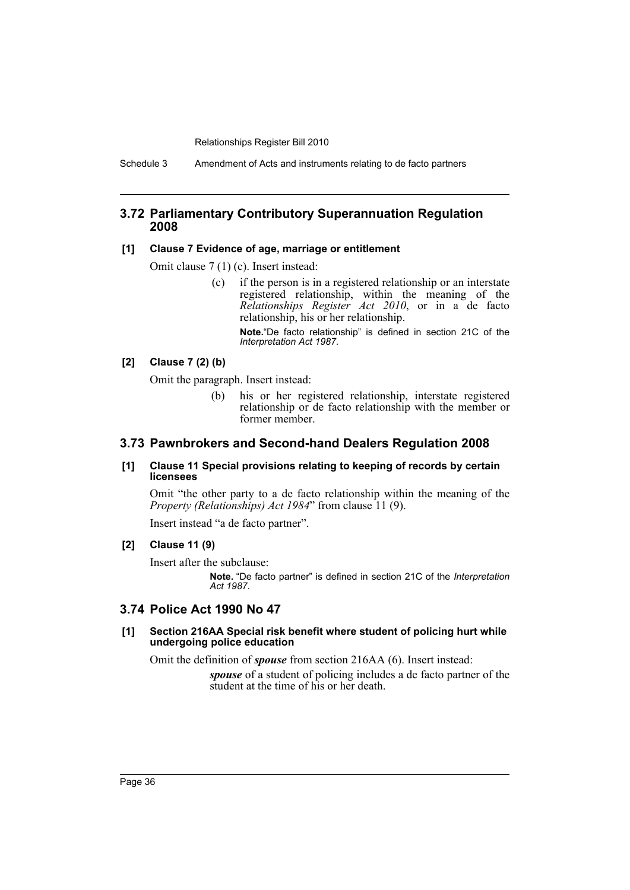## 3.72 Parliamentary Contributory Superannuation Regulation 2008

### [1] Clause 7 Evidence of age, marriage or entitlement

Omit clause 7 (1) (c). Insert instead:

> (c) if the person is in a registered relationship or an interstate registered relationship, within the meaning of the *Relationships Register Act 2010*, or in a de facto relationship, his or her relationship.
>
> **Note.** "De facto relationship" is defined in section 21C of the *Interpretation Act 1987*.

### [2] Clause 7 (2) (b)

Omit the paragraph. Insert instead:

> (b) his or her registered relationship, interstate registered relationship or de facto relationship with the member or former member.

## 3.73 Pawnbrokers and Second-hand Dealers Regulation 2008

### [1] Clause 11 Special provisions relating to keeping of records by certain licensees

Omit "the other party to a de facto relationship within the meaning of the *Property (Relationships) Act 1984*" from clause 11 (9).

Insert instead "a de facto partner".

### [2] Clause 11 (9)

Insert after the subclause:

> **Note.** "De facto partner" is defined in section 21C of the *Interpretation Act 1987*.

## 3.74 Police Act 1990 No 47

### [1] Section 216AA Special risk benefit where student of policing hurt while undergoing police education

Omit the definition of ***spouse*** from section 216AA (6). Insert instead:

> ***spouse*** of a student of policing includes a de facto partner of the student at the time of his or her death.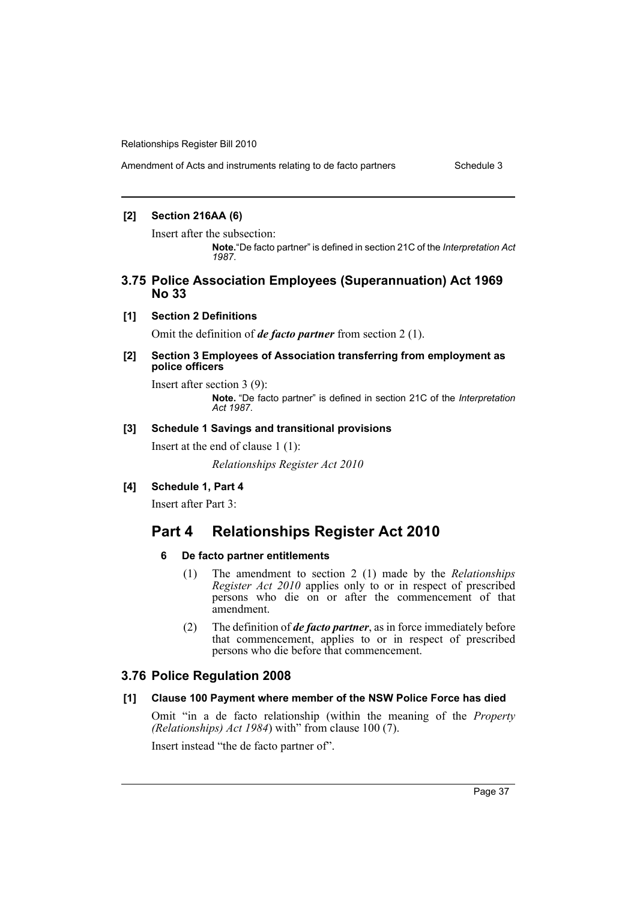#### [2] Section 216AA (6)

Insert after the subsection:

> **Note.** "De facto partner" is defined in section 21C of the *Interpretation Act 1987*.

## 3.75 Police Association Employees (Superannuation) Act 1969 No 33

#### [1] Section 2 Definitions

Omit the definition of ***de facto partner*** from section 2 (1).

#### [2] Section 3 Employees of Association transferring from employment as police officers

Insert after section 3 (9):

> **Note.** "De facto partner" is defined in section 21C of the *Interpretation Act 1987*.

#### [3] Schedule 1 Savings and transitional provisions

Insert at the end of clause 1 (1):

> *Relationships Register Act 2010*

#### [4] Schedule 1, Part 4

Insert after Part 3:

# Part 4 Relationships Register Act 2010

### 6 De facto partner entitlements

(1) The amendment to section 2 (1) made by the *Relationships Register Act 2010* applies only to or in respect of prescribed persons who die on or after the commencement of that amendment.

(2) The definition of ***de facto partner***, as in force immediately before that commencement, applies to or in respect of prescribed persons who die before that commencement.

## 3.76 Police Regulation 2008

#### [1] Clause 100 Payment where member of the NSW Police Force has died

Omit "in a de facto relationship (within the meaning of the *Property (Relationships) Act 1984*) with" from clause 100 (7).

Insert instead "the de facto partner of".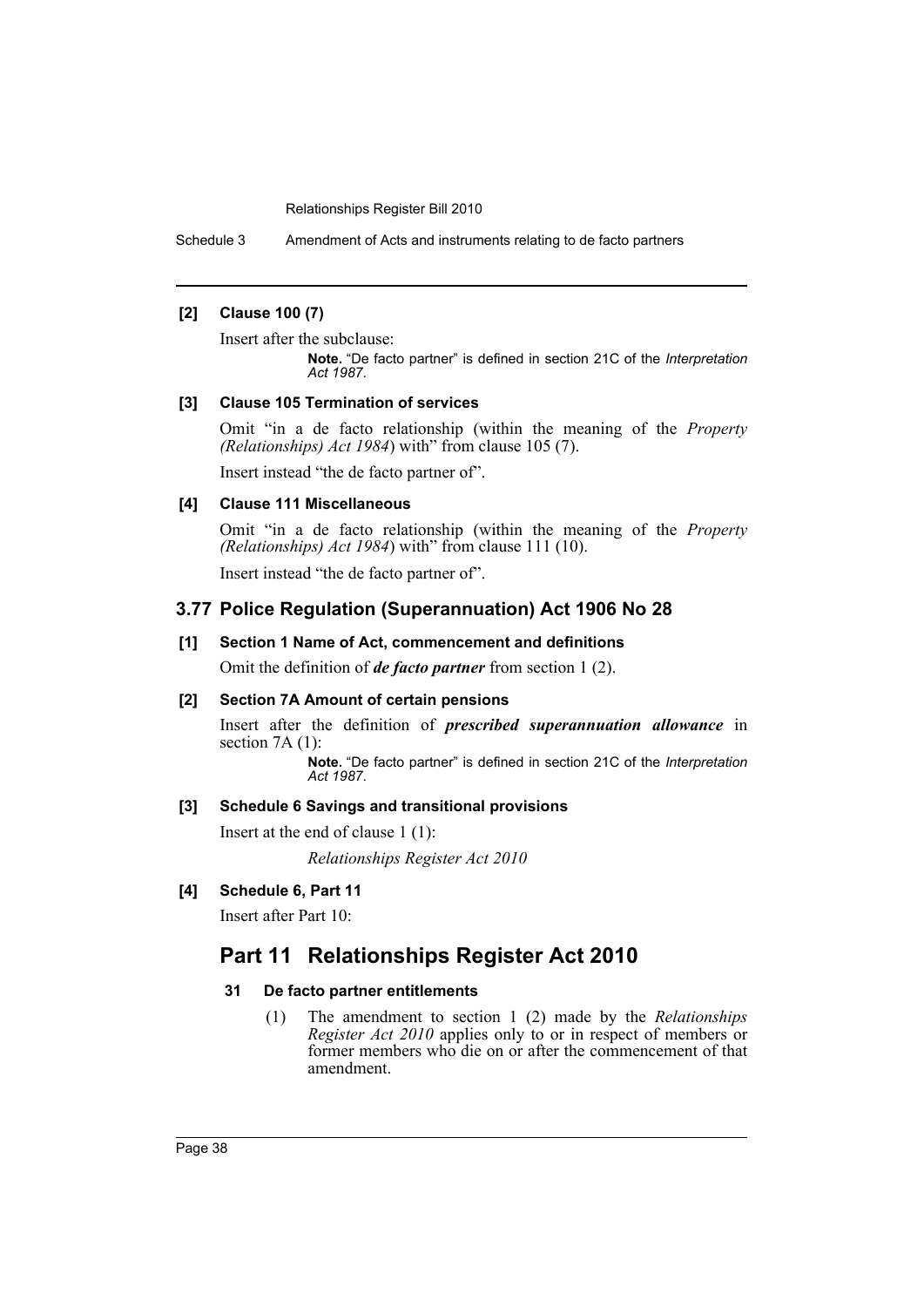**[2] Clause 100 (7)**

Insert after the subclause:

> **Note.** "De facto partner" is defined in section 21C of the *Interpretation Act 1987*.

**[3] Clause 105 Termination of services**

Omit "in a de facto relationship (within the meaning of the *Property (Relationships) Act 1984*) with" from clause 105 (7).

Insert instead "the de facto partner of".

**[4] Clause 111 Miscellaneous**

Omit "in a de facto relationship (within the meaning of the *Property (Relationships) Act 1984*) with" from clause 111 (10).

Insert instead "the de facto partner of".

## 3.77 Police Regulation (Superannuation) Act 1906 No 28

**[1] Section 1 Name of Act, commencement and definitions**

Omit the definition of ***de facto partner*** from section 1 (2).

**[2] Section 7A Amount of certain pensions**

Insert after the definition of ***prescribed superannuation allowance*** in section 7A (1):

> **Note.** "De facto partner" is defined in section 21C of the *Interpretation Act 1987*.

**[3] Schedule 6 Savings and transitional provisions**

Insert at the end of clause 1 (1):

*Relationships Register Act 2010*

**[4] Schedule 6, Part 11**

Insert after Part 10:

# Part 11 Relationships Register Act 2010

**31 De facto partner entitlements**

(1) The amendment to section 1 (2) made by the *Relationships Register Act 2010* applies only to or in respect of members or former members who die on or after the commencement of that amendment.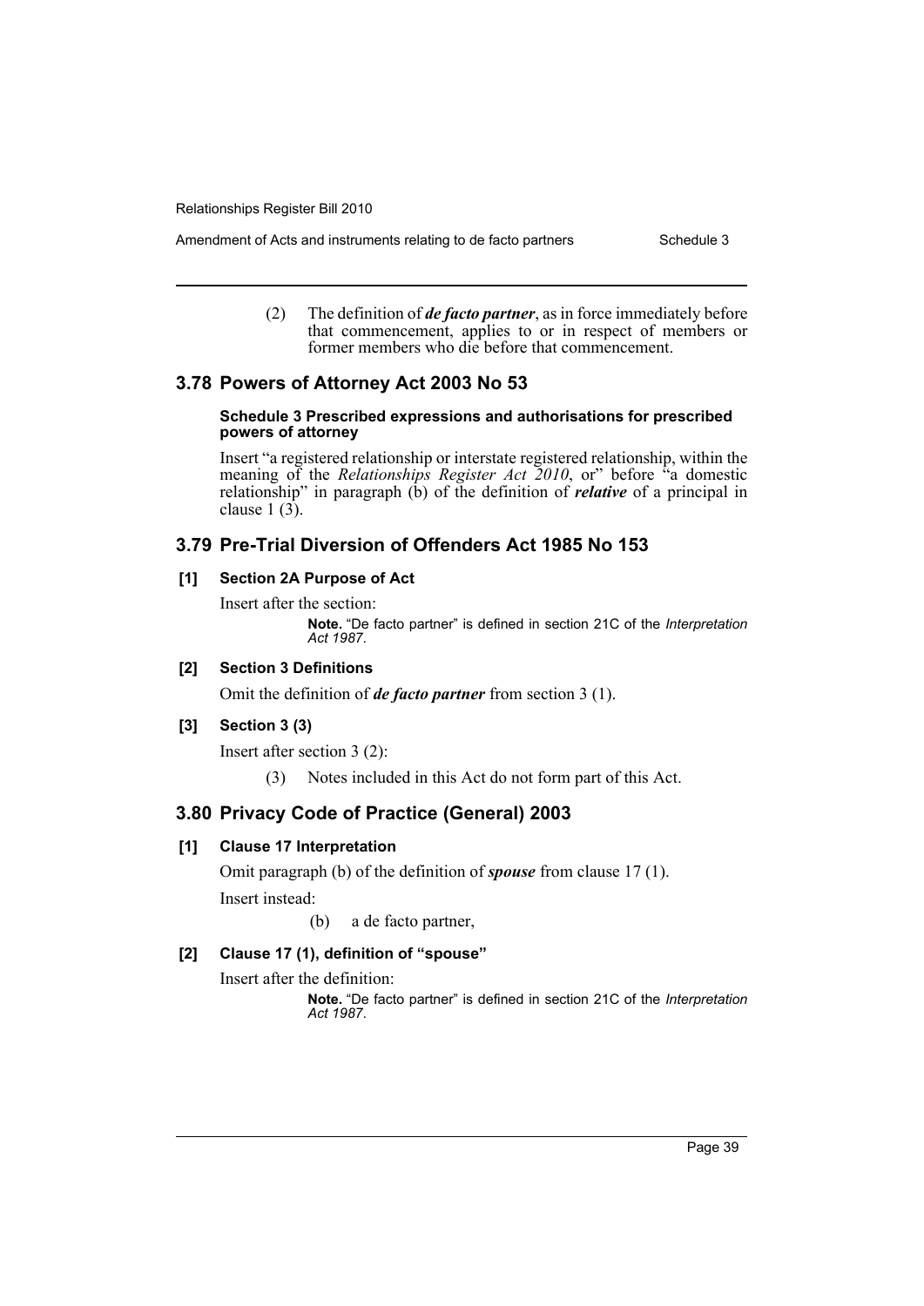(2) The definition of ***de facto partner***, as in force immediately before that commencement, applies to or in respect of members or former members who die before that commencement.

## 3.78 Powers of Attorney Act 2003 No 53

#### Schedule 3 Prescribed expressions and authorisations for prescribed powers of attorney

Insert "a registered relationship or interstate registered relationship, within the meaning of the *Relationships Register Act 2010*, or" before "a domestic relationship" in paragraph (b) of the definition of ***relative*** of a principal in clause 1 (3).

## 3.79 Pre-Trial Diversion of Offenders Act 1985 No 153

#### [1] Section 2A Purpose of Act

Insert after the section:

> **Note.** "De facto partner" is defined in section 21C of the *Interpretation Act 1987*.

#### [2] Section 3 Definitions

Omit the definition of ***de facto partner*** from section 3 (1).

#### [3] Section 3 (3)

Insert after section 3 (2):

(3) Notes included in this Act do not form part of this Act.

## 3.80 Privacy Code of Practice (General) 2003

#### [1] Clause 17 Interpretation

Omit paragraph (b) of the definition of ***spouse*** from clause 17 (1).

Insert instead:

(b) a de facto partner,

#### [2] Clause 17 (1), definition of "spouse"

Insert after the definition:

> **Note.** "De facto partner" is defined in section 21C of the *Interpretation Act 1987*.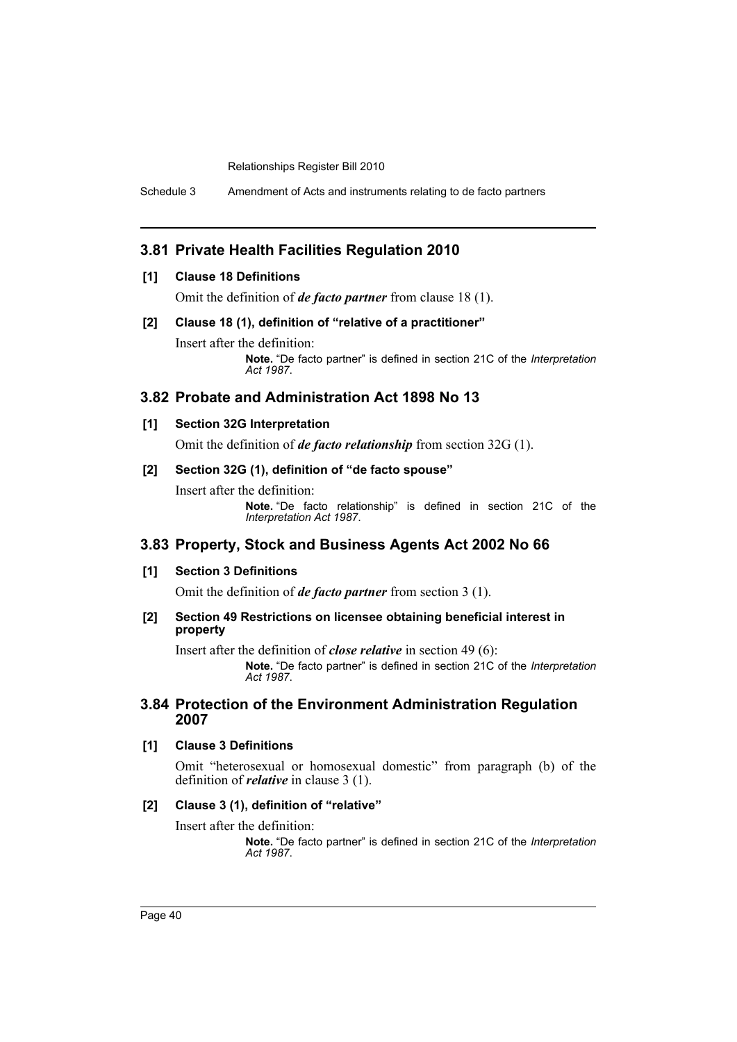## 3.81 Private Health Facilities Regulation 2010

### [1] Clause 18 Definitions

Omit the definition of ***de facto partner*** from clause 18 (1).

### [2] Clause 18 (1), definition of "relative of a practitioner"

Insert after the definition:

> **Note.** "De facto partner" is defined in section 21C of the *Interpretation Act 1987*.

## 3.82 Probate and Administration Act 1898 No 13

### [1] Section 32G Interpretation

Omit the definition of ***de facto relationship*** from section 32G (1).

### [2] Section 32G (1), definition of "de facto spouse"

Insert after the definition:

> **Note.** "De facto relationship" is defined in section 21C of the *Interpretation Act 1987*.

## 3.83 Property, Stock and Business Agents Act 2002 No 66

### [1] Section 3 Definitions

Omit the definition of ***de facto partner*** from section 3 (1).

### [2] Section 49 Restrictions on licensee obtaining beneficial interest in property

Insert after the definition of ***close relative*** in section 49 (6):

> **Note.** "De facto partner" is defined in section 21C of the *Interpretation Act 1987*.

## 3.84 Protection of the Environment Administration Regulation 2007

### [1] Clause 3 Definitions

Omit "heterosexual or homosexual domestic" from paragraph (b) of the definition of ***relative*** in clause 3 (1).

### [2] Clause 3 (1), definition of "relative"

Insert after the definition:

> **Note.** "De facto partner" is defined in section 21C of the *Interpretation Act 1987*.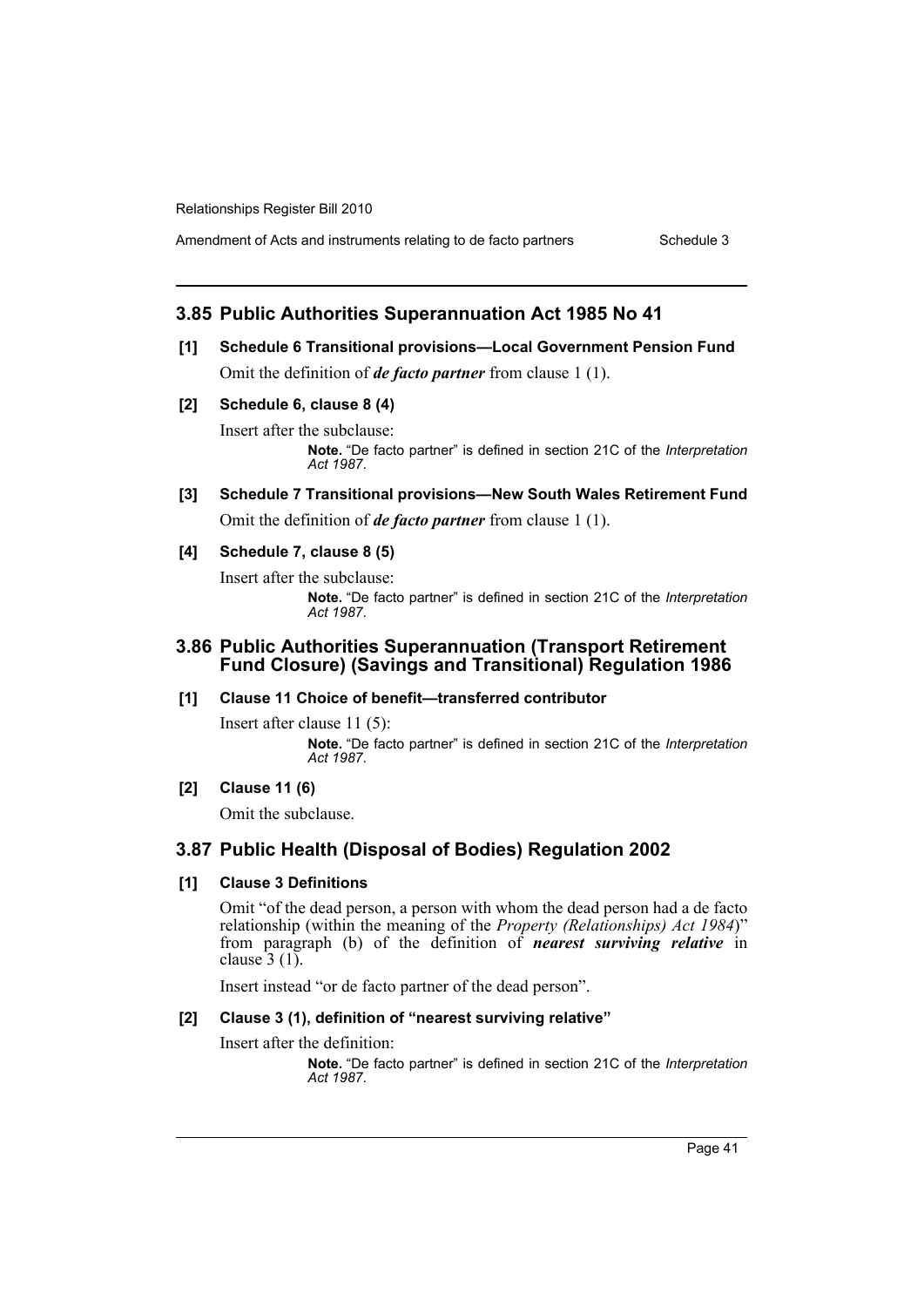## 3.85 Public Authorities Superannuation Act 1985 No 41

**[1] Schedule 6 Transitional provisions—Local Government Pension Fund**

Omit the definition of ***de facto partner*** from clause 1 (1).

**[2] Schedule 6, clause 8 (4)**

Insert after the subclause:

> **Note.** "De facto partner" is defined in section 21C of the *Interpretation Act 1987*.

**[3] Schedule 7 Transitional provisions—New South Wales Retirement Fund**

Omit the definition of ***de facto partner*** from clause 1 (1).

**[4] Schedule 7, clause 8 (5)**

Insert after the subclause:

> **Note.** "De facto partner" is defined in section 21C of the *Interpretation Act 1987*.

## 3.86 Public Authorities Superannuation (Transport Retirement Fund Closure) (Savings and Transitional) Regulation 1986

**[1] Clause 11 Choice of benefit—transferred contributor**

Insert after clause 11 (5):

> **Note.** "De facto partner" is defined in section 21C of the *Interpretation Act 1987*.

**[2] Clause 11 (6)**

Omit the subclause.

## 3.87 Public Health (Disposal of Bodies) Regulation 2002

**[1] Clause 3 Definitions**

Omit "of the dead person, a person with whom the dead person had a de facto relationship (within the meaning of the *Property (Relationships) Act 1984*)" from paragraph (b) of the definition of ***nearest surviving relative*** in clause 3 (1).

Insert instead "or de facto partner of the dead person".

**[2] Clause 3 (1), definition of "nearest surviving relative"**

Insert after the definition:

> **Note.** "De facto partner" is defined in section 21C of the *Interpretation Act 1987*.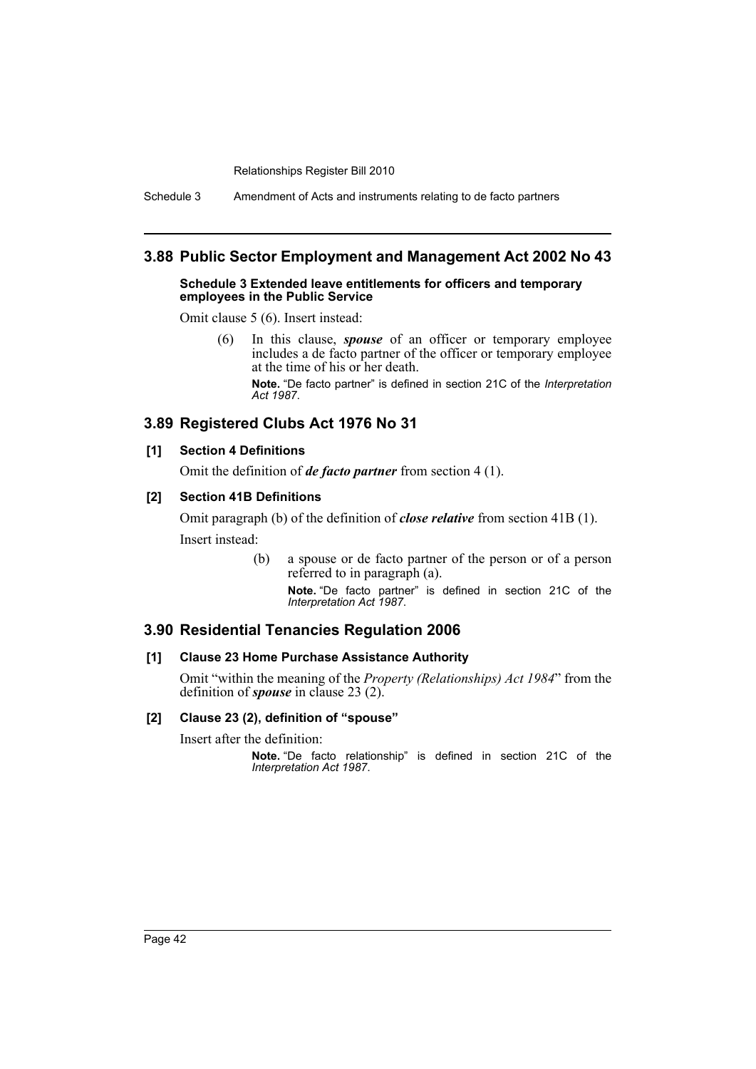## 3.88 Public Sector Employment and Management Act 2002 No 43

**Schedule 3 Extended leave entitlements for officers and temporary employees in the Public Service**

Omit clause 5 (6). Insert instead:

> (6) In this clause, ***spouse*** of an officer or temporary employee includes a de facto partner of the officer or temporary employee at the time of his or her death.
>
> **Note.** "De facto partner" is defined in section 21C of the *Interpretation Act 1987*.

## 3.89 Registered Clubs Act 1976 No 31

**[1] Section 4 Definitions**

Omit the definition of ***de facto partner*** from section 4 (1).

**[2] Section 41B Definitions**

Omit paragraph (b) of the definition of ***close relative*** from section 41B (1).

Insert instead:

> (b) a spouse or de facto partner of the person or of a person referred to in paragraph (a).
>
> **Note.** "De facto partner" is defined in section 21C of the *Interpretation Act 1987*.

## 3.90 Residential Tenancies Regulation 2006

**[1] Clause 23 Home Purchase Assistance Authority**

Omit "within the meaning of the *Property (Relationships) Act 1984*" from the definition of ***spouse*** in clause 23 (2).

**[2] Clause 23 (2), definition of "spouse"**

Insert after the definition:

> **Note.** "De facto relationship" is defined in section 21C of the *Interpretation Act 1987*.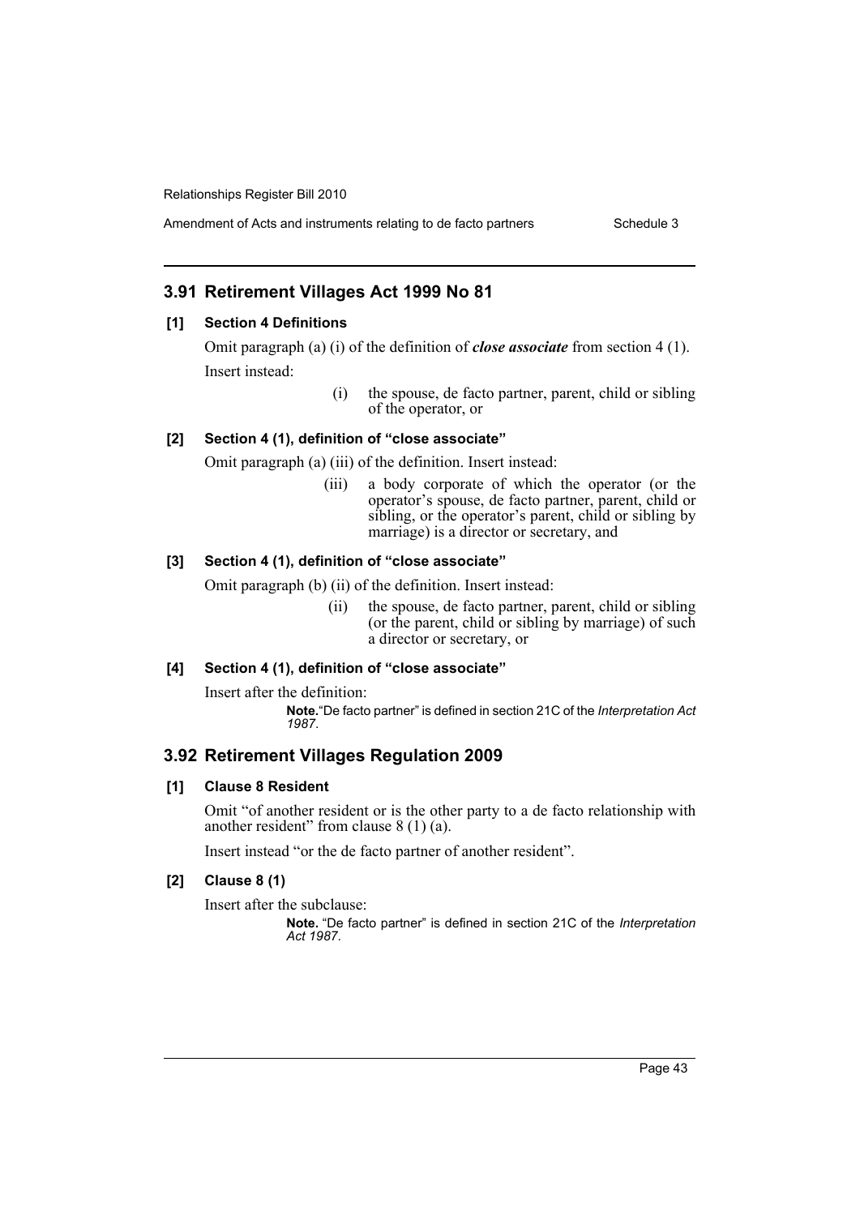## 3.91 Retirement Villages Act 1999 No 81

### [1] Section 4 Definitions

Omit paragraph (a) (i) of the definition of ***close associate*** from section 4 (1).

Insert instead:

> (i) the spouse, de facto partner, parent, child or sibling of the operator, or

### [2] Section 4 (1), definition of "close associate"

Omit paragraph (a) (iii) of the definition. Insert instead:

> (iii) a body corporate of which the operator (or the operator's spouse, de facto partner, parent, child or sibling, or the operator's parent, child or sibling by marriage) is a director or secretary, and

### [3] Section 4 (1), definition of "close associate"

Omit paragraph (b) (ii) of the definition. Insert instead:

> (ii) the spouse, de facto partner, parent, child or sibling (or the parent, child or sibling by marriage) of such a director or secretary, or

### [4] Section 4 (1), definition of "close associate"

Insert after the definition:

> **Note.** "De facto partner" is defined in section 21C of the *Interpretation Act 1987*.

## 3.92 Retirement Villages Regulation 2009

### [1] Clause 8 Resident

Omit "of another resident or is the other party to a de facto relationship with another resident" from clause 8 (1) (a).

Insert instead "or the de facto partner of another resident".

### [2] Clause 8 (1)

Insert after the subclause:

> **Note.** "De facto partner" is defined in section 21C of the *Interpretation Act 1987*.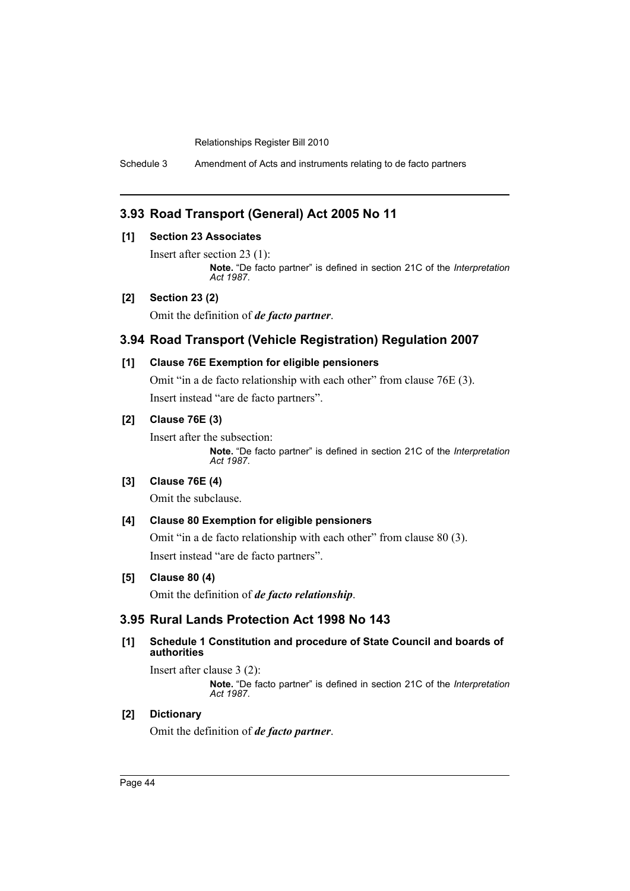## 3.93 Road Transport (General) Act 2005 No 11

### [1] Section 23 Associates

Insert after section 23 (1):

> **Note.** "De facto partner" is defined in section 21C of the *Interpretation Act 1987*.

### [2] Section 23 (2)

Omit the definition of ***de facto partner***.

## 3.94 Road Transport (Vehicle Registration) Regulation 2007

### [1] Clause 76E Exemption for eligible pensioners

Omit "in a de facto relationship with each other" from clause 76E (3).

Insert instead "are de facto partners".

### [2] Clause 76E (3)

Insert after the subsection:

> **Note.** "De facto partner" is defined in section 21C of the *Interpretation Act 1987*.

### [3] Clause 76E (4)

Omit the subclause.

### [4] Clause 80 Exemption for eligible pensioners

Omit "in a de facto relationship with each other" from clause 80 (3).

Insert instead "are de facto partners".

### [5] Clause 80 (4)

Omit the definition of ***de facto relationship***.

## 3.95 Rural Lands Protection Act 1998 No 143

### [1] Schedule 1 Constitution and procedure of State Council and boards of authorities

Insert after clause 3 (2):

> **Note.** "De facto partner" is defined in section 21C of the *Interpretation Act 1987*.

### [2] Dictionary

Omit the definition of ***de facto partner***.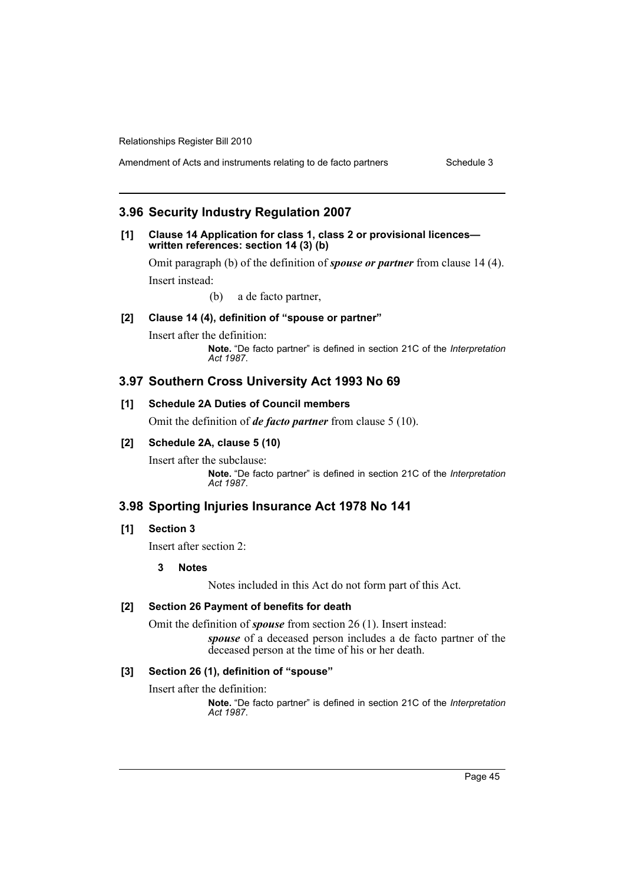## 3.96 Security Industry Regulation 2007

**[1] Clause 14 Application for class 1, class 2 or provisional licences—written references: section 14 (3) (b)**

Omit paragraph (b) of the definition of ***spouse or partner*** from clause 14 (4).

Insert instead:

(b) a de facto partner,

**[2] Clause 14 (4), definition of "spouse or partner"**

Insert after the definition:

**Note.** "De facto partner" is defined in section 21C of the *Interpretation Act 1987*.

## 3.97 Southern Cross University Act 1993 No 69

**[1] Schedule 2A Duties of Council members**

Omit the definition of ***de facto partner*** from clause 5 (10).

**[2] Schedule 2A, clause 5 (10)**

Insert after the subclause:

**Note.** "De facto partner" is defined in section 21C of the *Interpretation Act 1987*.

## 3.98 Sporting Injuries Insurance Act 1978 No 141

**[1] Section 3**

Insert after section 2:

**3 Notes**

Notes included in this Act do not form part of this Act.

**[2] Section 26 Payment of benefits for death**

Omit the definition of ***spouse*** from section 26 (1). Insert instead:

***spouse*** of a deceased person includes a de facto partner of the deceased person at the time of his or her death.

**[3] Section 26 (1), definition of "spouse"**

Insert after the definition:

**Note.** "De facto partner" is defined in section 21C of the *Interpretation Act 1987*.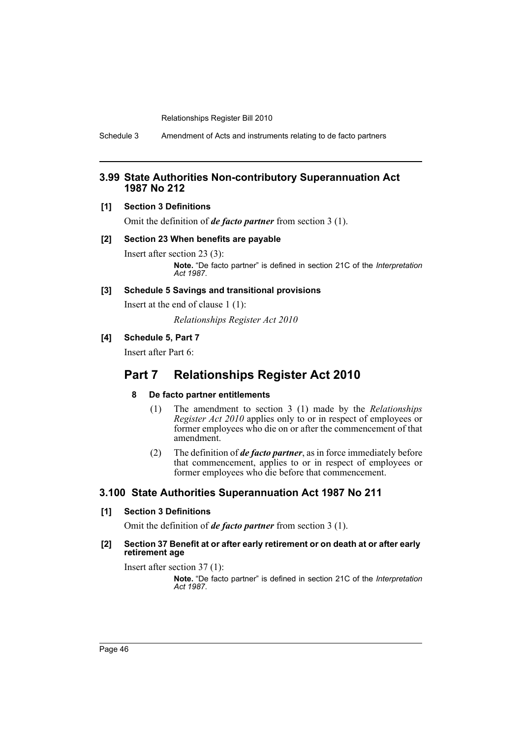## 3.99 State Authorities Non-contributory Superannuation Act 1987 No 212

**[1] Section 3 Definitions**

Omit the definition of ***de facto partner*** from section 3 (1).

**[2] Section 23 When benefits are payable**

Insert after section 23 (3):

> **Note.** "De facto partner" is defined in section 21C of the *Interpretation Act 1987*.

**[3] Schedule 5 Savings and transitional provisions**

Insert at the end of clause 1 (1):

> *Relationships Register Act 2010*

**[4] Schedule 5, Part 7**

Insert after Part 6:

# Part 7 Relationships Register Act 2010

**8 De facto partner entitlements**

(1) The amendment to section 3 (1) made by the *Relationships Register Act 2010* applies only to or in respect of employees or former employees who die on or after the commencement of that amendment.

(2) The definition of ***de facto partner***, as in force immediately before that commencement, applies to or in respect of employees or former employees who die before that commencement.

## 3.100 State Authorities Superannuation Act 1987 No 211

**[1] Section 3 Definitions**

Omit the definition of ***de facto partner*** from section 3 (1).

**[2] Section 37 Benefit at or after early retirement or on death at or after early retirement age**

Insert after section 37 (1):

> **Note.** "De facto partner" is defined in section 21C of the *Interpretation Act 1987*.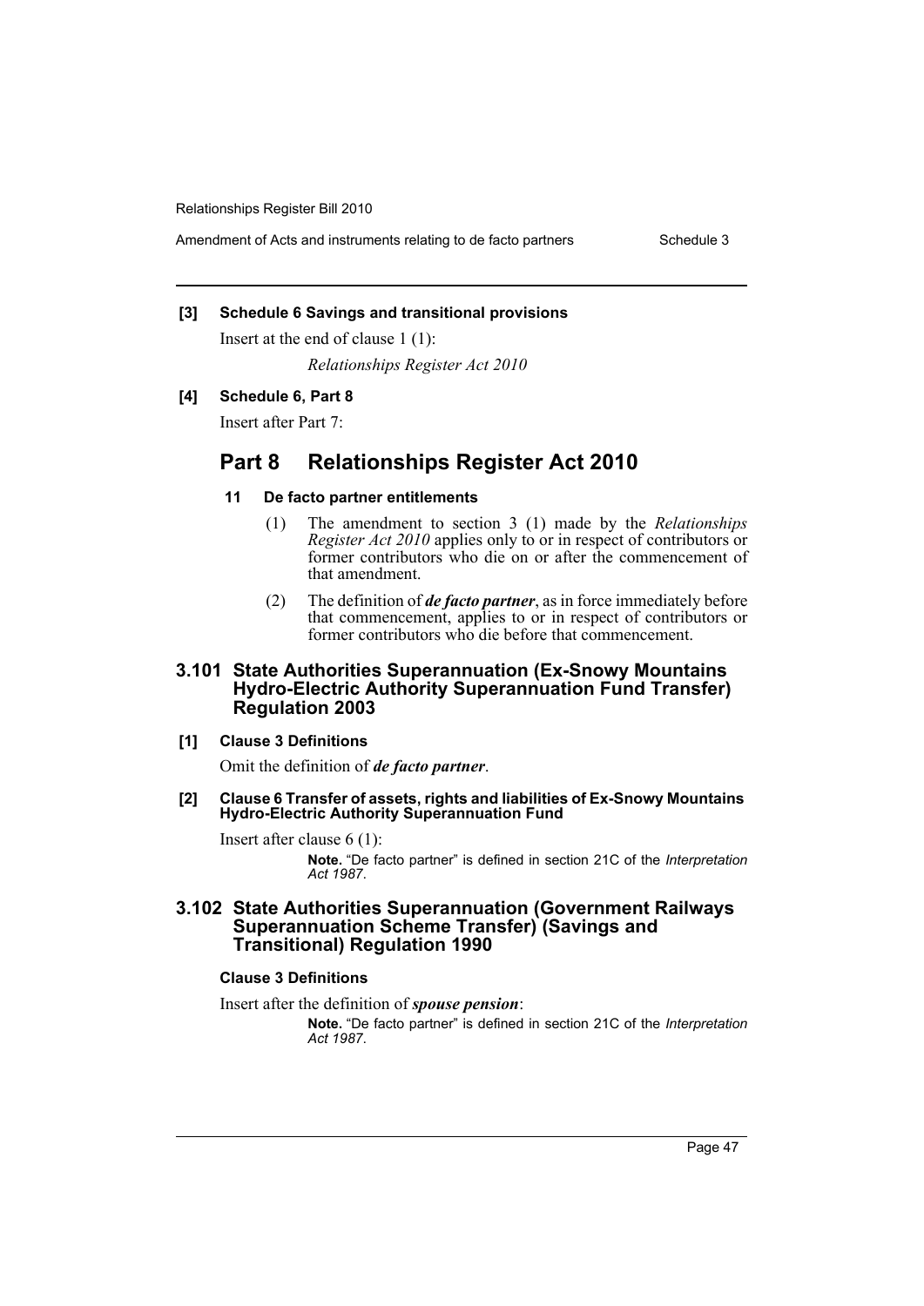**[3] Schedule 6 Savings and transitional provisions**

Insert at the end of clause 1 (1):

*Relationships Register Act 2010*

**[4] Schedule 6, Part 8**

Insert after Part 7:

## Part 8 Relationships Register Act 2010

### 11 De facto partner entitlements

(1) The amendment to section 3 (1) made by the *Relationships Register Act 2010* applies only to or in respect of contributors or former contributors who die on or after the commencement of that amendment.

(2) The definition of ***de facto partner***, as in force immediately before that commencement, applies to or in respect of contributors or former contributors who die before that commencement.

## 3.101 State Authorities Superannuation (Ex-Snowy Mountains Hydro-Electric Authority Superannuation Fund Transfer) Regulation 2003

**[1] Clause 3 Definitions**

Omit the definition of ***de facto partner***.

**[2] Clause 6 Transfer of assets, rights and liabilities of Ex-Snowy Mountains Hydro-Electric Authority Superannuation Fund**

Insert after clause 6 (1):

**Note.** "De facto partner" is defined in section 21C of the *Interpretation Act 1987*.

## 3.102 State Authorities Superannuation (Government Railways Superannuation Scheme Transfer) (Savings and Transitional) Regulation 1990

**Clause 3 Definitions**

Insert after the definition of ***spouse pension***:

**Note.** "De facto partner" is defined in section 21C of the *Interpretation Act 1987*.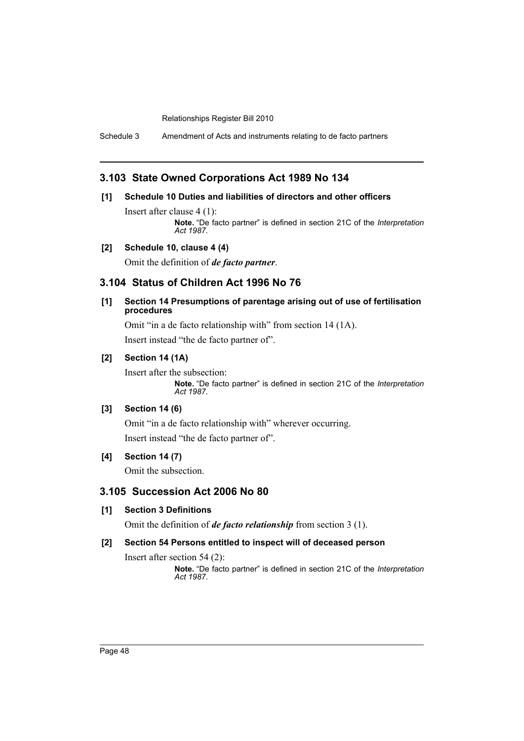## 3.103 State Owned Corporations Act 1989 No 134

### [1] Schedule 10 Duties and liabilities of directors and other officers

Insert after clause 4 (1):

> **Note.** "De facto partner" is defined in section 21C of the *Interpretation Act 1987*.

### [2] Schedule 10, clause 4 (4)

Omit the definition of ***de facto partner***.

## 3.104 Status of Children Act 1996 No 76

### [1] Section 14 Presumptions of parentage arising out of use of fertilisation procedures

Omit "in a de facto relationship with" from section 14 (1A).

Insert instead "the de facto partner of".

### [2] Section 14 (1A)

Insert after the subsection:

> **Note.** "De facto partner" is defined in section 21C of the *Interpretation Act 1987*.

### [3] Section 14 (6)

Omit "in a de facto relationship with" wherever occurring.

Insert instead "the de facto partner of".

### [4] Section 14 (7)

Omit the subsection.

## 3.105 Succession Act 2006 No 80

### [1] Section 3 Definitions

Omit the definition of ***de facto relationship*** from section 3 (1).

### [2] Section 54 Persons entitled to inspect will of deceased person

Insert after section 54 (2):

> **Note.** "De facto partner" is defined in section 21C of the *Interpretation Act 1987*.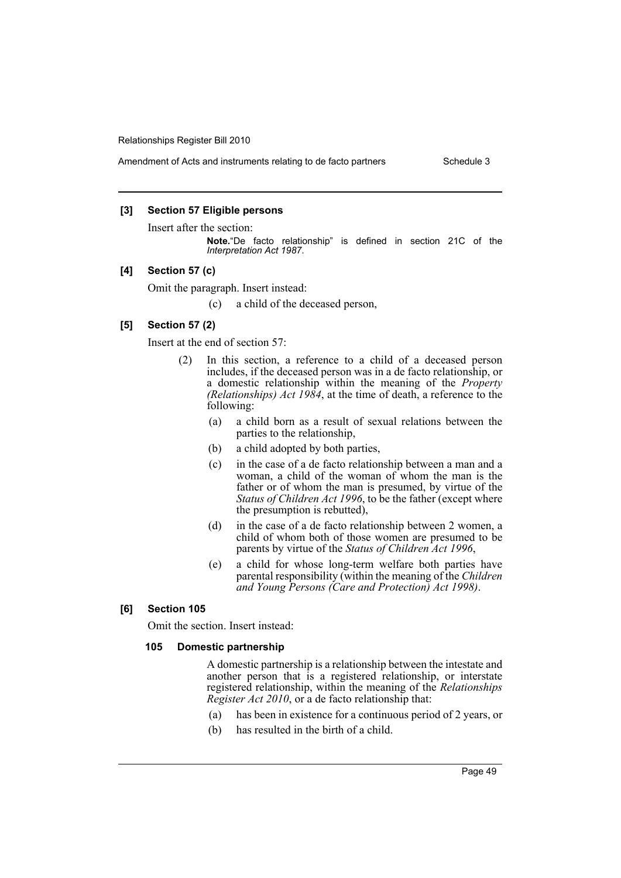**[3] Section 57 Eligible persons**

Insert after the section:

> **Note.** "De facto relationship" is defined in section 21C of the *Interpretation Act 1987*.

**[4] Section 57 (c)**

Omit the paragraph. Insert instead:

> (c) a child of the deceased person,

**[5] Section 57 (2)**

Insert at the end of section 57:

> (2) In this section, a reference to a child of a deceased person includes, if the deceased person was in a de facto relationship, or a domestic relationship within the meaning of the *Property (Relationships) Act 1984*, at the time of death, a reference to the following:
>
> (a) a child born as a result of sexual relations between the parties to the relationship,
>
> (b) a child adopted by both parties,
>
> (c) in the case of a de facto relationship between a man and a woman, a child of the woman of whom the man is the father or of whom the man is presumed, by virtue of the *Status of Children Act 1996*, to be the father (except where the presumption is rebutted),
>
> (d) in the case of a de facto relationship between 2 women, a child of whom both of those women are presumed to be parents by virtue of the *Status of Children Act 1996*,
>
> (e) a child for whose long-term welfare both parties have parental responsibility (within the meaning of the *Children and Young Persons (Care and Protection) Act 1998)*.

**[6] Section 105**

Omit the section. Insert instead:

> **105 Domestic partnership**
>
> A domestic partnership is a relationship between the intestate and another person that is a registered relationship, or interstate registered relationship, within the meaning of the *Relationships Register Act 2010*, or a de facto relationship that:
>
> (a) has been in existence for a continuous period of 2 years, or
>
> (b) has resulted in the birth of a child.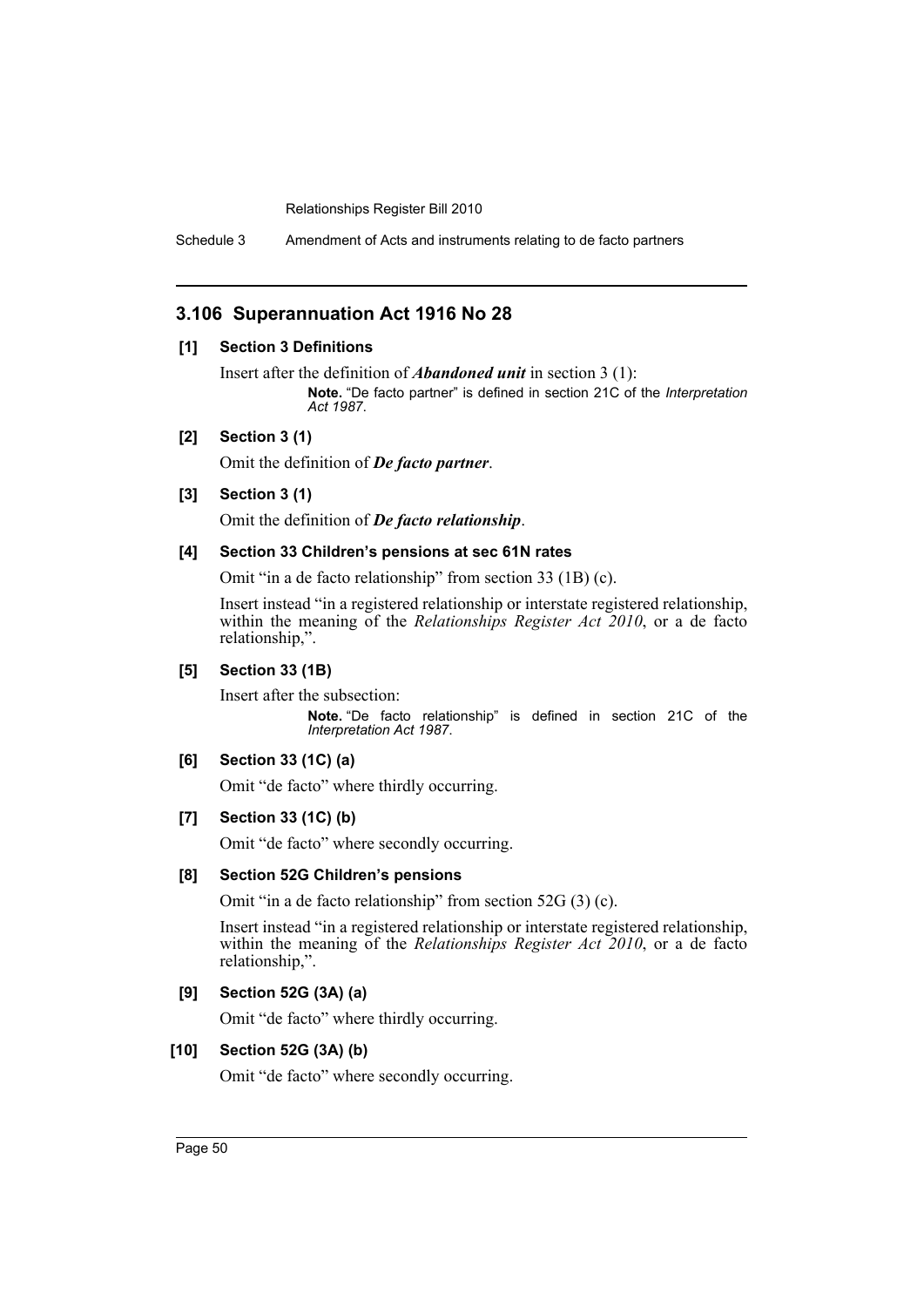## 3.106 Superannuation Act 1916 No 28

**[1] Section 3 Definitions**

Insert after the definition of ***Abandoned unit*** in section 3 (1):

> **Note.** "De facto partner" is defined in section 21C of the *Interpretation Act 1987*.

**[2] Section 3 (1)**

Omit the definition of ***De facto partner***.

**[3] Section 3 (1)**

Omit the definition of ***De facto relationship***.

**[4] Section 33 Children's pensions at sec 61N rates**

Omit "in a de facto relationship" from section 33 (1B) (c).

Insert instead "in a registered relationship or interstate registered relationship, within the meaning of the *Relationships Register Act 2010*, or a de facto relationship,".

**[5] Section 33 (1B)**

Insert after the subsection:

> **Note.** "De facto relationship" is defined in section 21C of the *Interpretation Act 1987*.

**[6] Section 33 (1C) (a)**

Omit "de facto" where thirdly occurring.

**[7] Section 33 (1C) (b)**

Omit "de facto" where secondly occurring.

**[8] Section 52G Children's pensions**

Omit "in a de facto relationship" from section 52G (3) (c).

Insert instead "in a registered relationship or interstate registered relationship, within the meaning of the *Relationships Register Act 2010*, or a de facto relationship,".

**[9] Section 52G (3A) (a)**

Omit "de facto" where thirdly occurring.

**[10] Section 52G (3A) (b)**

Omit "de facto" where secondly occurring.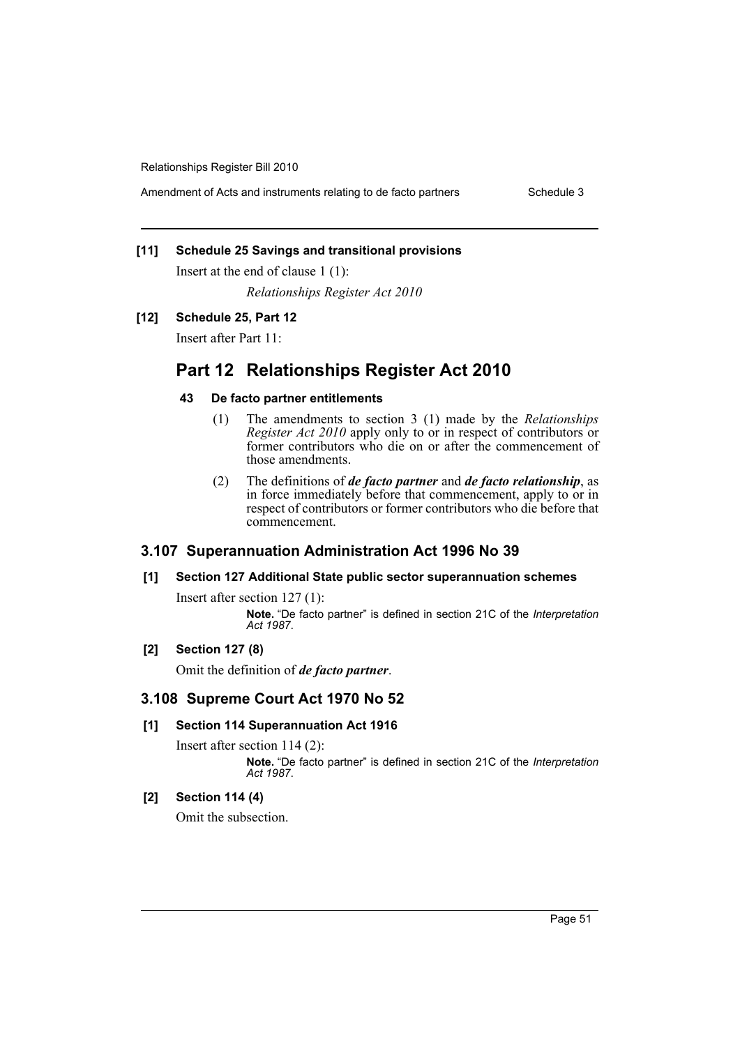**[11] Schedule 25 Savings and transitional provisions**

Insert at the end of clause 1 (1):

*Relationships Register Act 2010*

**[12] Schedule 25, Part 12**

Insert after Part 11:

## Part 12 Relationships Register Act 2010

**43 De facto partner entitlements**

(1) The amendments to section 3 (1) made by the *Relationships Register Act 2010* apply only to or in respect of contributors or former contributors who die on or after the commencement of those amendments.

(2) The definitions of ***de facto partner*** and ***de facto relationship***, as in force immediately before that commencement, apply to or in respect of contributors or former contributors who die before that commencement.

### 3.107 Superannuation Administration Act 1996 No 39

**[1] Section 127 Additional State public sector superannuation schemes**

Insert after section 127 (1):

**Note.** "De facto partner" is defined in section 21C of the *Interpretation Act 1987*.

**[2] Section 127 (8)**

Omit the definition of ***de facto partner***.

### 3.108 Supreme Court Act 1970 No 52

**[1] Section 114 Superannuation Act 1916**

Insert after section 114 (2):

**Note.** "De facto partner" is defined in section 21C of the *Interpretation Act 1987*.

**[2] Section 114 (4)**

Omit the subsection.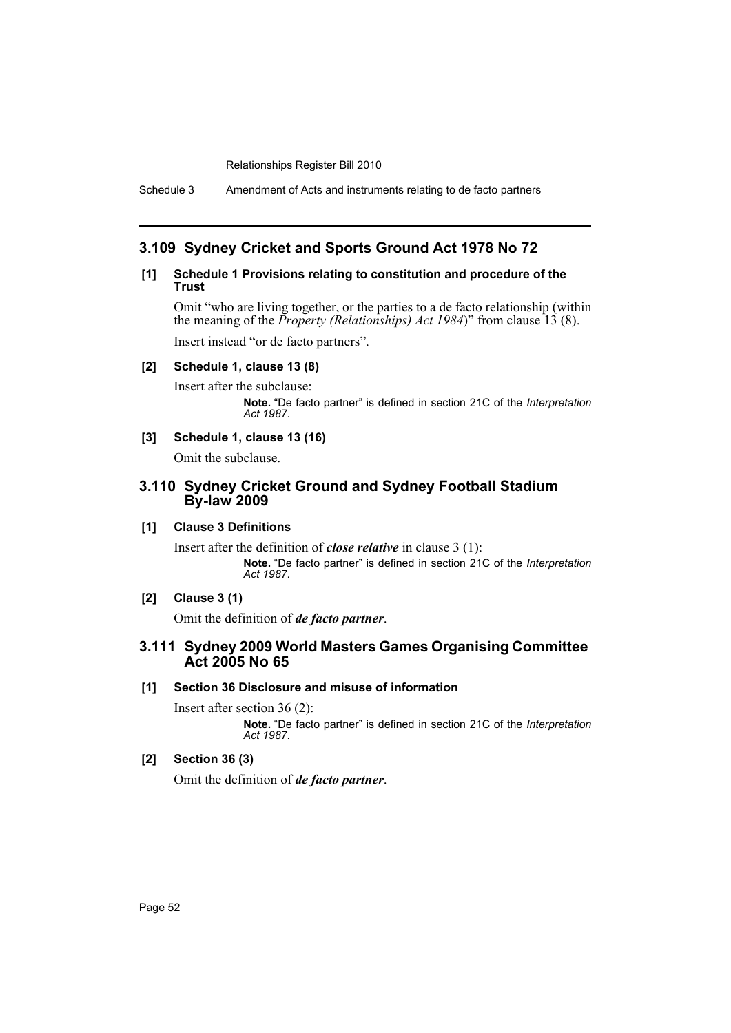## 3.109 Sydney Cricket and Sports Ground Act 1978 No 72

**[1] Schedule 1 Provisions relating to constitution and procedure of the Trust**

Omit "who are living together, or the parties to a de facto relationship (within the meaning of the *Property (Relationships) Act 1984*)" from clause 13 (8).

Insert instead "or de facto partners".

**[2] Schedule 1, clause 13 (8)**

Insert after the subclause:

> **Note.** "De facto partner" is defined in section 21C of the *Interpretation Act 1987*.

**[3] Schedule 1, clause 13 (16)**

Omit the subclause.

## 3.110 Sydney Cricket Ground and Sydney Football Stadium By-law 2009

**[1] Clause 3 Definitions**

Insert after the definition of ***close relative*** in clause 3 (1):

> **Note.** "De facto partner" is defined in section 21C of the *Interpretation Act 1987*.

**[2] Clause 3 (1)**

Omit the definition of ***de facto partner***.

## 3.111 Sydney 2009 World Masters Games Organising Committee Act 2005 No 65

**[1] Section 36 Disclosure and misuse of information**

Insert after section 36 (2):

> **Note.** "De facto partner" is defined in section 21C of the *Interpretation Act 1987*.

**[2] Section 36 (3)**

Omit the definition of ***de facto partner***.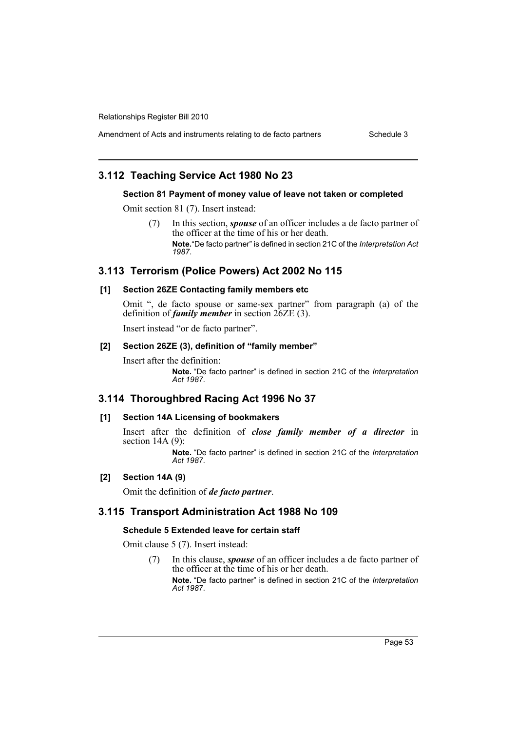## 3.112 Teaching Service Act 1980 No 23

### Section 81 Payment of money value of leave not taken or completed

Omit section 81 (7). Insert instead:

> (7) In this section, ***spouse*** of an officer includes a de facto partner of the officer at the time of his or her death.
>
> **Note.** "De facto partner" is defined in section 21C of the *Interpretation Act 1987*.

## 3.113 Terrorism (Police Powers) Act 2002 No 115

### [1] Section 26ZE Contacting family members etc

Omit ", de facto spouse or same-sex partner" from paragraph (a) of the definition of ***family member*** in section 26ZE (3).

Insert instead "or de facto partner".

### [2] Section 26ZE (3), definition of "family member"

Insert after the definition:

> **Note.** "De facto partner" is defined in section 21C of the *Interpretation Act 1987*.

## 3.114 Thoroughbred Racing Act 1996 No 37

### [1] Section 14A Licensing of bookmakers

Insert after the definition of ***close family member of a director*** in section 14A (9):

> **Note.** "De facto partner" is defined in section 21C of the *Interpretation Act 1987*.

### [2] Section 14A (9)

Omit the definition of ***de facto partner***.

## 3.115 Transport Administration Act 1988 No 109

### Schedule 5 Extended leave for certain staff

Omit clause 5 (7). Insert instead:

> (7) In this clause, ***spouse*** of an officer includes a de facto partner of the officer at the time of his or her death.
>
> **Note.** "De facto partner" is defined in section 21C of the *Interpretation Act 1987*.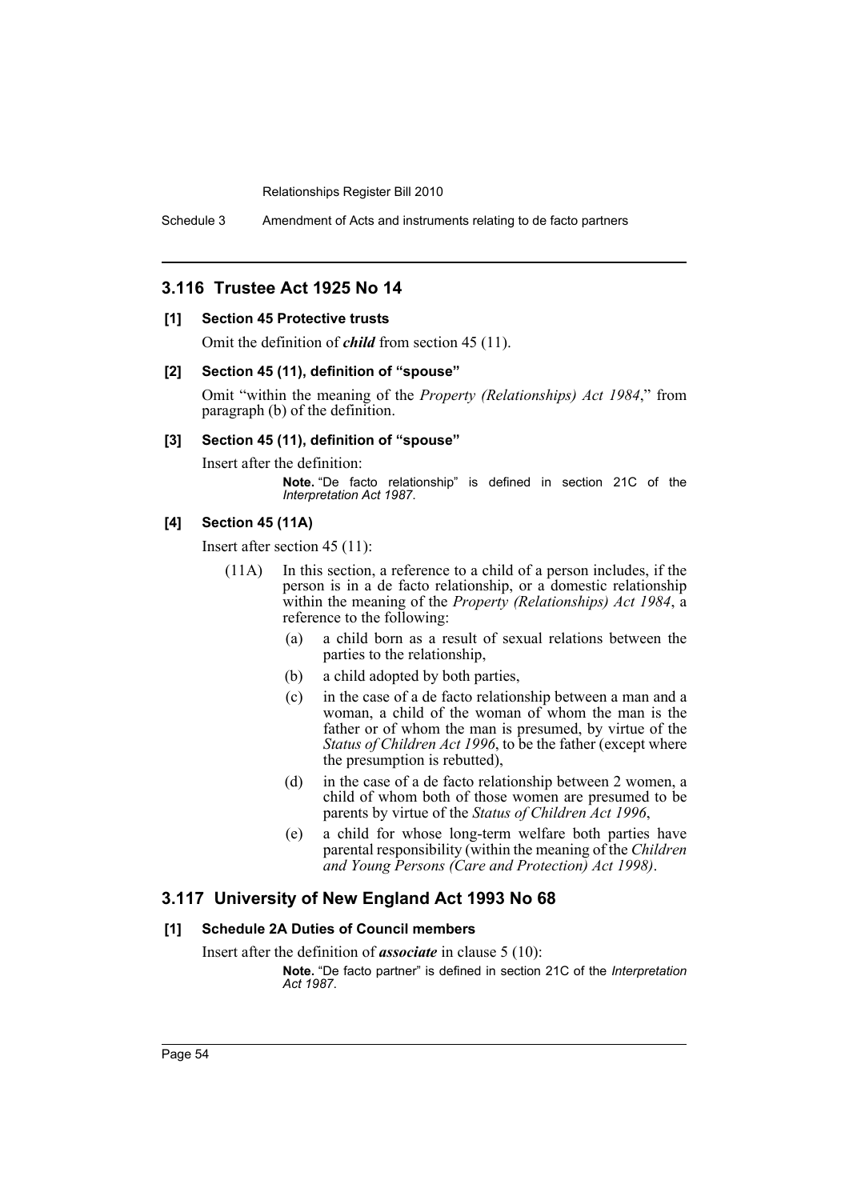## 3.116 Trustee Act 1925 No 14

### [1] Section 45 Protective trusts

Omit the definition of ***child*** from section 45 (11).

### [2] Section 45 (11), definition of "spouse"

Omit "within the meaning of the *Property (Relationships) Act 1984*," from paragraph (b) of the definition.

### [3] Section 45 (11), definition of "spouse"

Insert after the definition:

> **Note.** "De facto relationship" is defined in section 21C of the *Interpretation Act 1987*.

### [4] Section 45 (11A)

Insert after section 45 (11):

(11A) In this section, a reference to a child of a person includes, if the person is in a de facto relationship, or a domestic relationship within the meaning of the *Property (Relationships) Act 1984*, a reference to the following:

- (a) a child born as a result of sexual relations between the parties to the relationship,
- (b) a child adopted by both parties,
- (c) in the case of a de facto relationship between a man and a woman, a child of the woman of whom the man is the father or of whom the man is presumed, by virtue of the *Status of Children Act 1996*, to be the father (except where the presumption is rebutted),
- (d) in the case of a de facto relationship between 2 women, a child of whom both of those women are presumed to be parents by virtue of the *Status of Children Act 1996*,
- (e) a child for whose long-term welfare both parties have parental responsibility (within the meaning of the *Children and Young Persons (Care and Protection) Act 1998)*.

## 3.117 University of New England Act 1993 No 68

### [1] Schedule 2A Duties of Council members

Insert after the definition of ***associate*** in clause 5 (10):

> **Note.** "De facto partner" is defined in section 21C of the *Interpretation Act 1987*.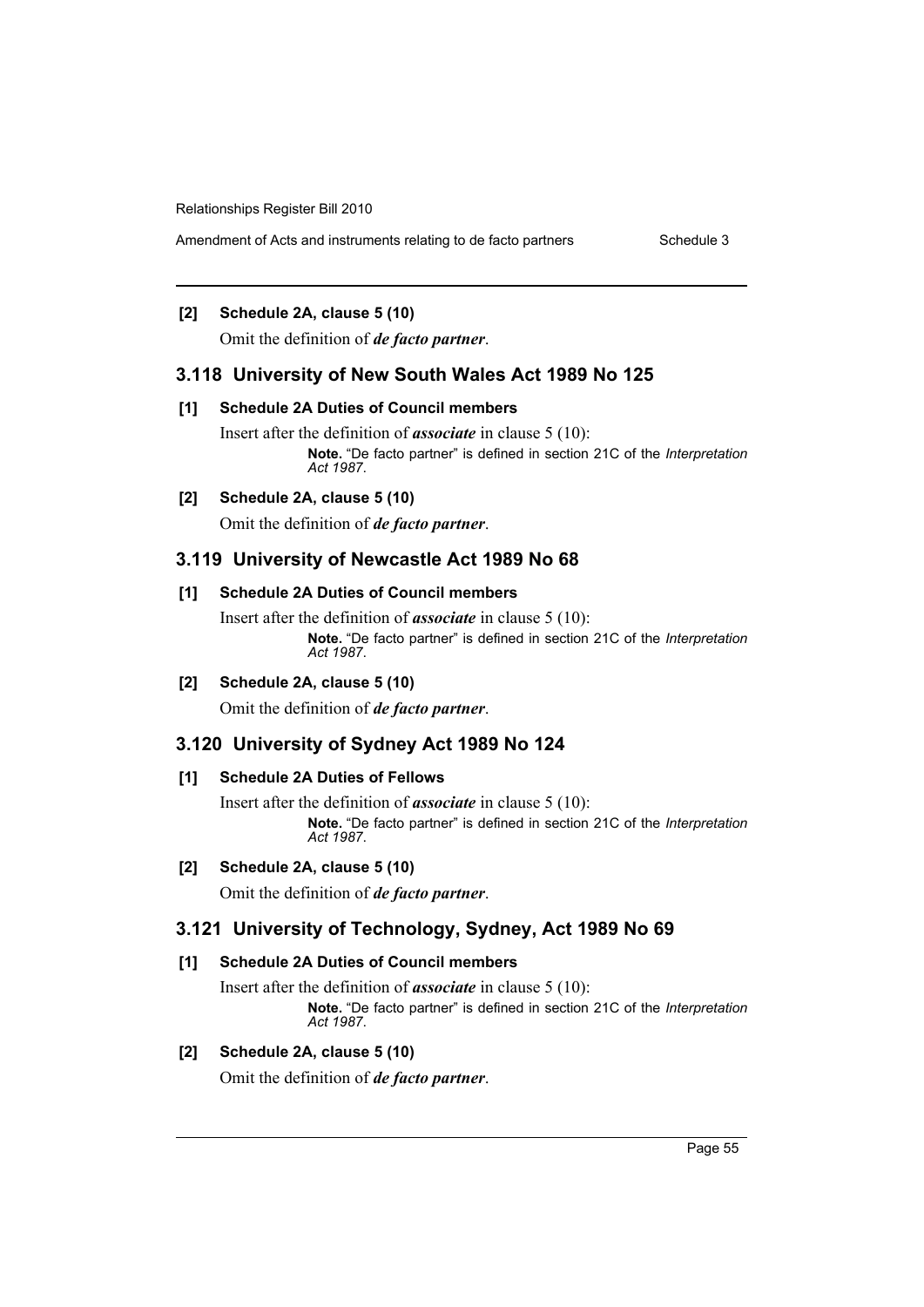**[2] Schedule 2A, clause 5 (10)**

Omit the definition of ***de facto partner***.

## 3.118 University of New South Wales Act 1989 No 125

**[1] Schedule 2A Duties of Council members**

Insert after the definition of ***associate*** in clause 5 (10):

> **Note.** "De facto partner" is defined in section 21C of the *Interpretation Act 1987*.

**[2] Schedule 2A, clause 5 (10)**

Omit the definition of ***de facto partner***.

## 3.119 University of Newcastle Act 1989 No 68

**[1] Schedule 2A Duties of Council members**

Insert after the definition of ***associate*** in clause 5 (10):

> **Note.** "De facto partner" is defined in section 21C of the *Interpretation Act 1987*.

**[2] Schedule 2A, clause 5 (10)**

Omit the definition of ***de facto partner***.

## 3.120 University of Sydney Act 1989 No 124

**[1] Schedule 2A Duties of Fellows**

Insert after the definition of ***associate*** in clause 5 (10):

> **Note.** "De facto partner" is defined in section 21C of the *Interpretation Act 1987*.

**[2] Schedule 2A, clause 5 (10)**

Omit the definition of ***de facto partner***.

## 3.121 University of Technology, Sydney, Act 1989 No 69

**[1] Schedule 2A Duties of Council members**

Insert after the definition of ***associate*** in clause 5 (10):

> **Note.** "De facto partner" is defined in section 21C of the *Interpretation Act 1987*.

**[2] Schedule 2A, clause 5 (10)**

Omit the definition of ***de facto partner***.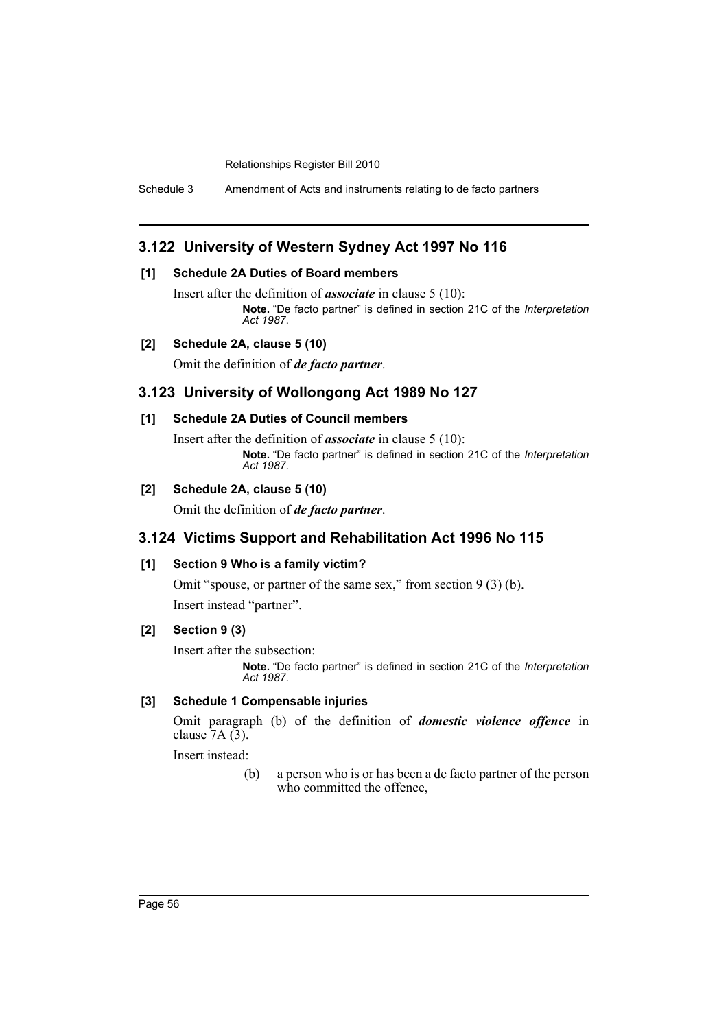## 3.122 University of Western Sydney Act 1997 No 116

**[1] Schedule 2A Duties of Board members**

Insert after the definition of ***associate*** in clause 5 (10):

> **Note.** "De facto partner" is defined in section 21C of the *Interpretation Act 1987*.

**[2] Schedule 2A, clause 5 (10)**

Omit the definition of ***de facto partner***.

## 3.123 University of Wollongong Act 1989 No 127

**[1] Schedule 2A Duties of Council members**

Insert after the definition of ***associate*** in clause 5 (10):

> **Note.** "De facto partner" is defined in section 21C of the *Interpretation Act 1987*.

**[2] Schedule 2A, clause 5 (10)**

Omit the definition of ***de facto partner***.

## 3.124 Victims Support and Rehabilitation Act 1996 No 115

**[1] Section 9 Who is a family victim?**

Omit "spouse, or partner of the same sex," from section 9 (3) (b).

Insert instead "partner".

**[2] Section 9 (3)**

Insert after the subsection:

> **Note.** "De facto partner" is defined in section 21C of the *Interpretation Act 1987*.

**[3] Schedule 1 Compensable injuries**

Omit paragraph (b) of the definition of ***domestic violence offence*** in clause 7A (3).

Insert instead:

> (b) a person who is or has been a de facto partner of the person who committed the offence,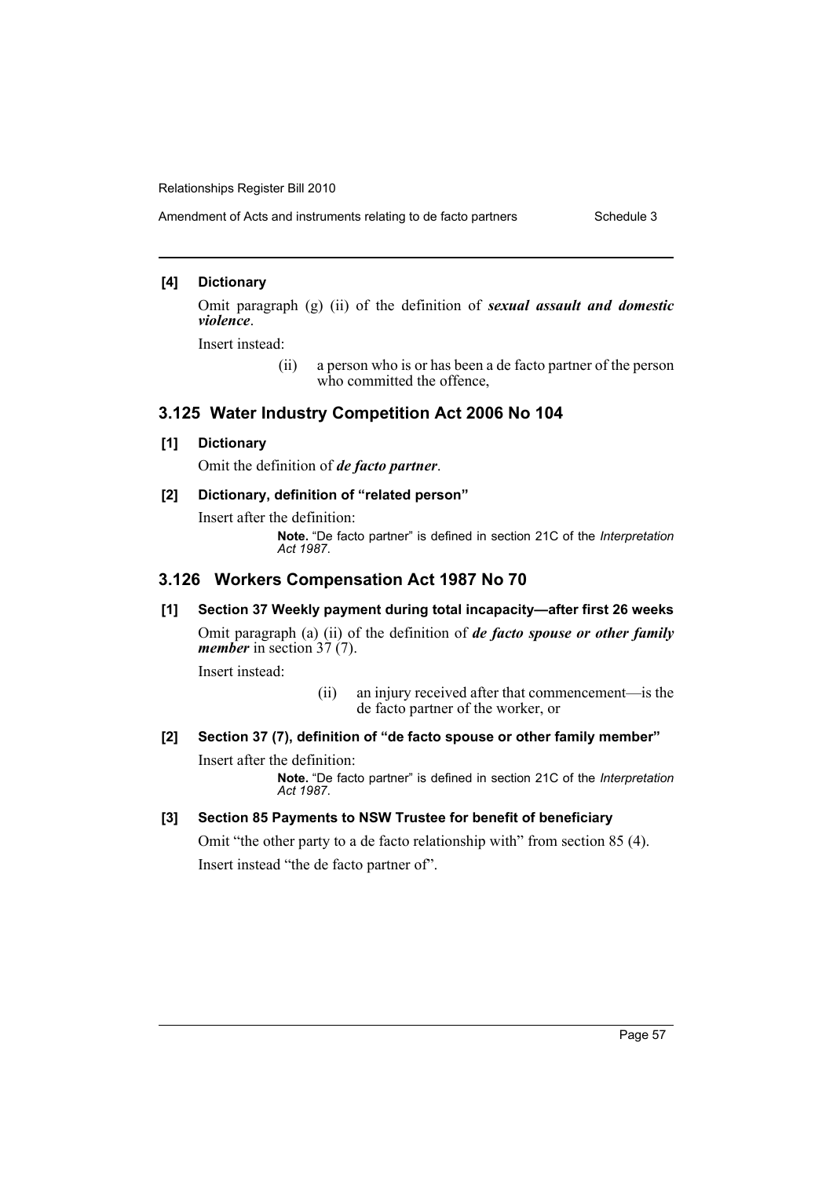### [4] Dictionary

Omit paragraph (g) (ii) of the definition of ***sexual assault and domestic violence***.

Insert instead:

> (ii) a person who is or has been a de facto partner of the person who committed the offence,

## 3.125 Water Industry Competition Act 2006 No 104

### [1] Dictionary

Omit the definition of ***de facto partner***.

### [2] Dictionary, definition of "related person"

Insert after the definition:

> **Note.** "De facto partner" is defined in section 21C of the *Interpretation Act 1987*.

## 3.126 Workers Compensation Act 1987 No 70

### [1] Section 37 Weekly payment during total incapacity—after first 26 weeks

Omit paragraph (a) (ii) of the definition of ***de facto spouse or other family member*** in section 37 (7).

Insert instead:

> (ii) an injury received after that commencement—is the de facto partner of the worker, or

### [2] Section 37 (7), definition of "de facto spouse or other family member"

Insert after the definition:

> **Note.** "De facto partner" is defined in section 21C of the *Interpretation Act 1987*.

### [3] Section 85 Payments to NSW Trustee for benefit of beneficiary

Omit "the other party to a de facto relationship with" from section 85 (4).

Insert instead "the de facto partner of".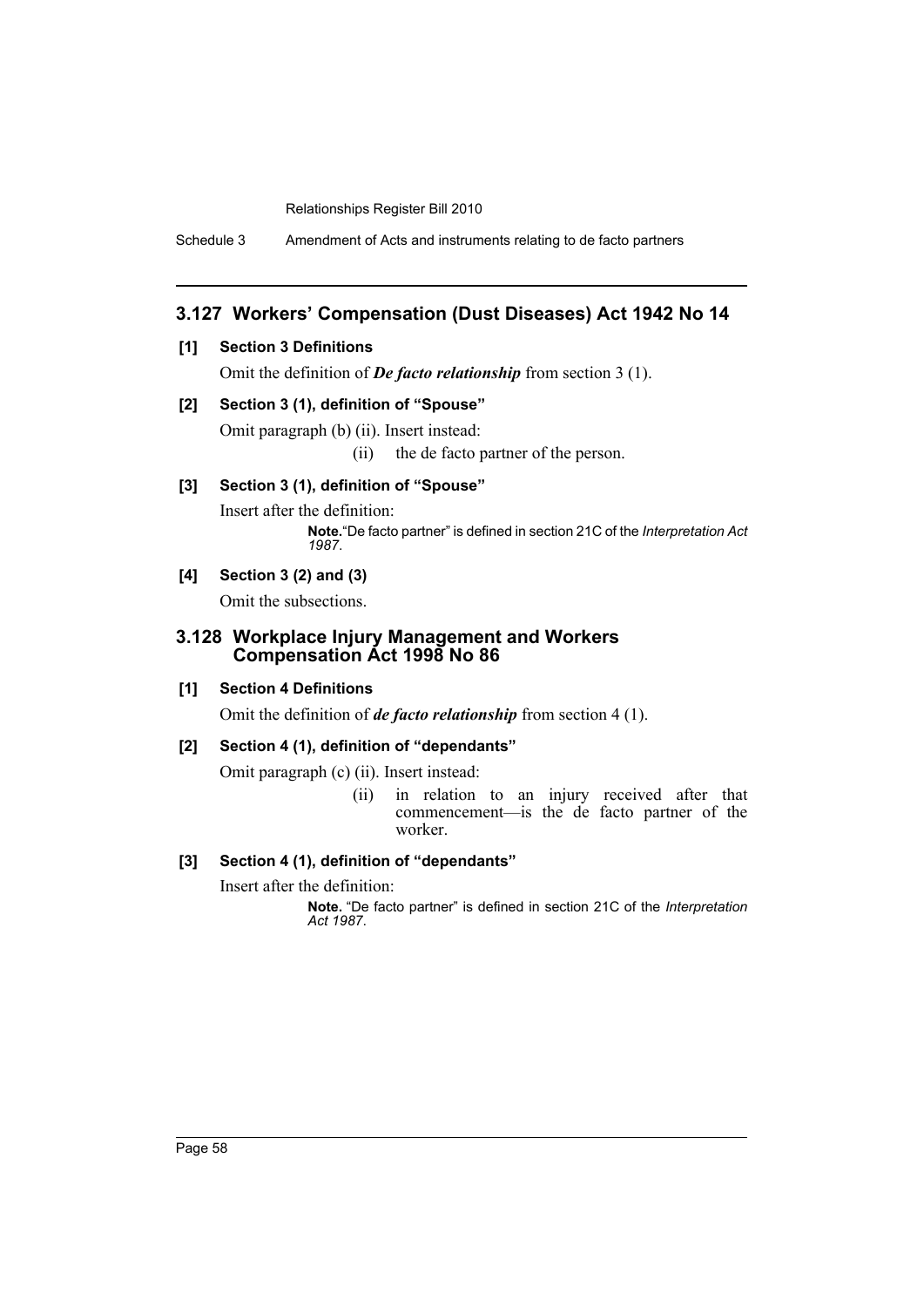## 3.127 Workers' Compensation (Dust Diseases) Act 1942 No 14

**[1] Section 3 Definitions**

Omit the definition of ***De facto relationship*** from section 3 (1).

**[2] Section 3 (1), definition of "Spouse"**

Omit paragraph (b) (ii). Insert instead:

(ii) the de facto partner of the person.

**[3] Section 3 (1), definition of "Spouse"**

Insert after the definition:

**Note.** "De facto partner" is defined in section 21C of the *Interpretation Act 1987*.

**[4] Section 3 (2) and (3)**

Omit the subsections.

## 3.128 Workplace Injury Management and Workers Compensation Act 1998 No 86

**[1] Section 4 Definitions**

Omit the definition of ***de facto relationship*** from section 4 (1).

**[2] Section 4 (1), definition of "dependants"**

Omit paragraph (c) (ii). Insert instead:

(ii) in relation to an injury received after that commencement—is the de facto partner of the worker.

**[3] Section 4 (1), definition of "dependants"**

Insert after the definition:

**Note.** "De facto partner" is defined in section 21C of the *Interpretation Act 1987*.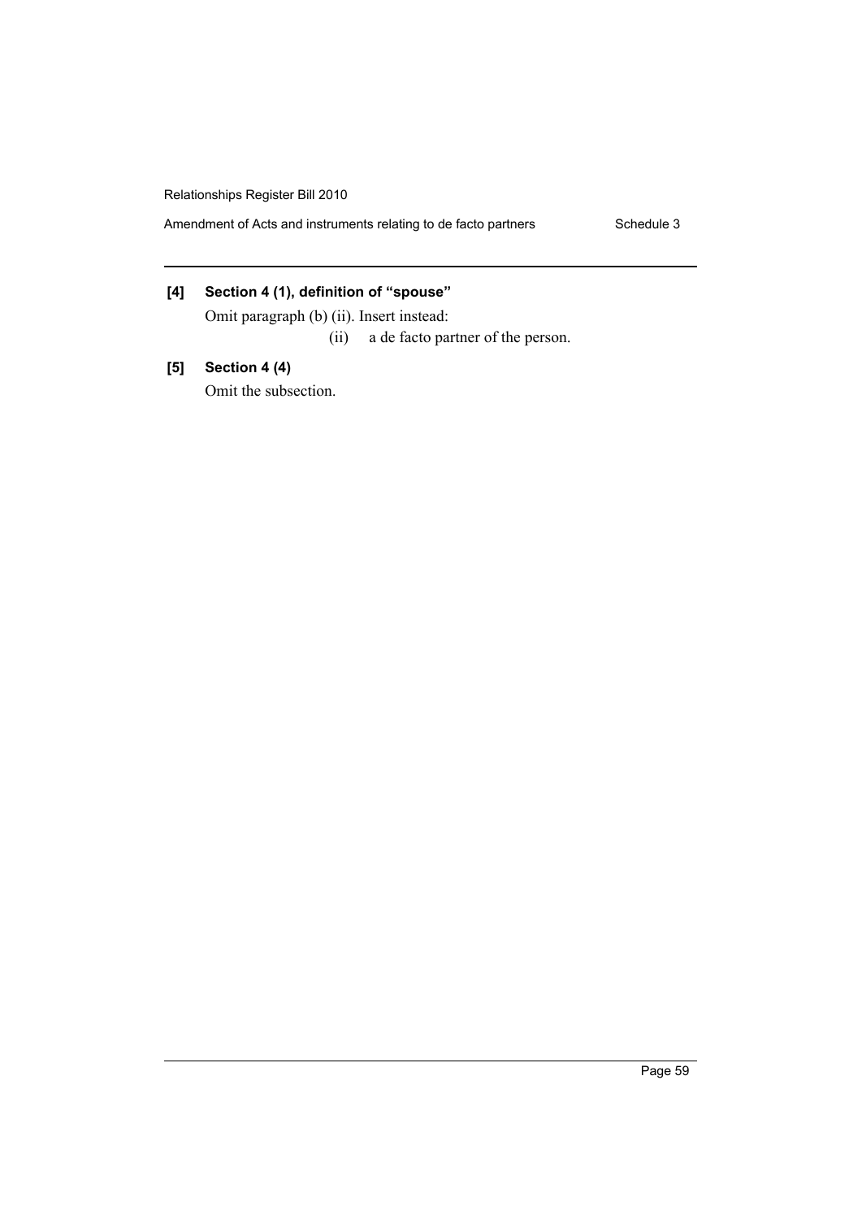**[4] Section 4 (1), definition of "spouse"**

Omit paragraph (b) (ii). Insert instead:

(ii) a de facto partner of the person.

**[5] Section 4 (4)**

Omit the subsection.